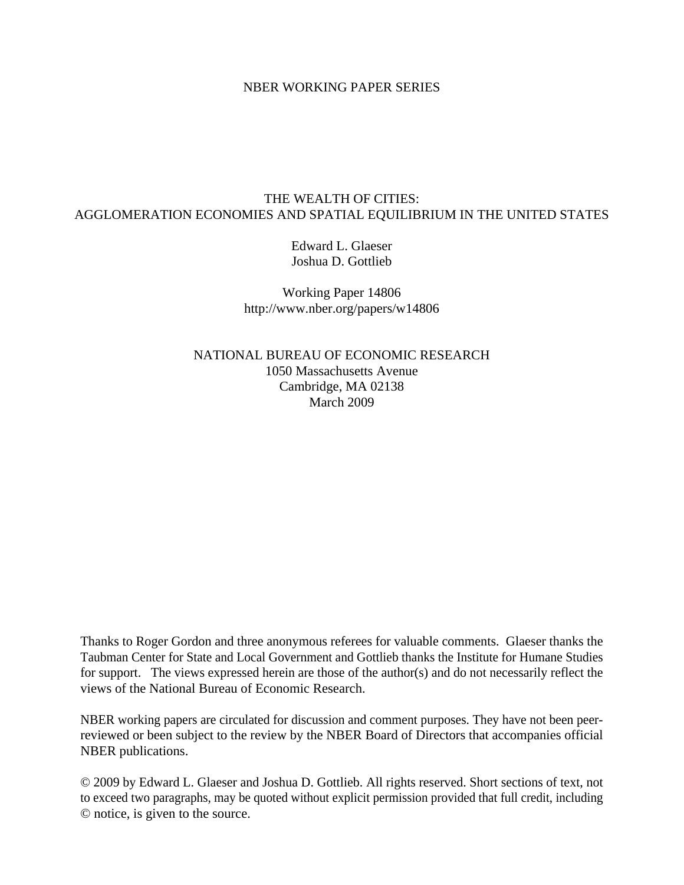NBER WORKING PAPER SERIES

# THE WEALTH OF CITIES: AGGLOMERATION ECONOMIES AND SPATIAL EQUILIBRIUM IN THE UNITED STATES

Edward L. Glaeser
Joshua D. Gottlieb

Working Paper 14806
http://www.nber.org/papers/w14806

NATIONAL BUREAU OF ECONOMIC RESEARCH
1050 Massachusetts Avenue
Cambridge, MA 02138
March 2009

Thanks to Roger Gordon and three anonymous referees for valuable comments. Glaeser thanks the Taubman Center for State and Local Government and Gottlieb thanks the Institute for Humane Studies for support. The views expressed herein are those of the author(s) and do not necessarily reflect the views of the National Bureau of Economic Research.

NBER working papers are circulated for discussion and comment purposes. They have not been peer-reviewed or been subject to the review by the NBER Board of Directors that accompanies official NBER publications.

© 2009 by Edward L. Glaeser and Joshua D. Gottlieb. All rights reserved. Short sections of text, not to exceed two paragraphs, may be quoted without explicit permission provided that full credit, including © notice, is given to the source.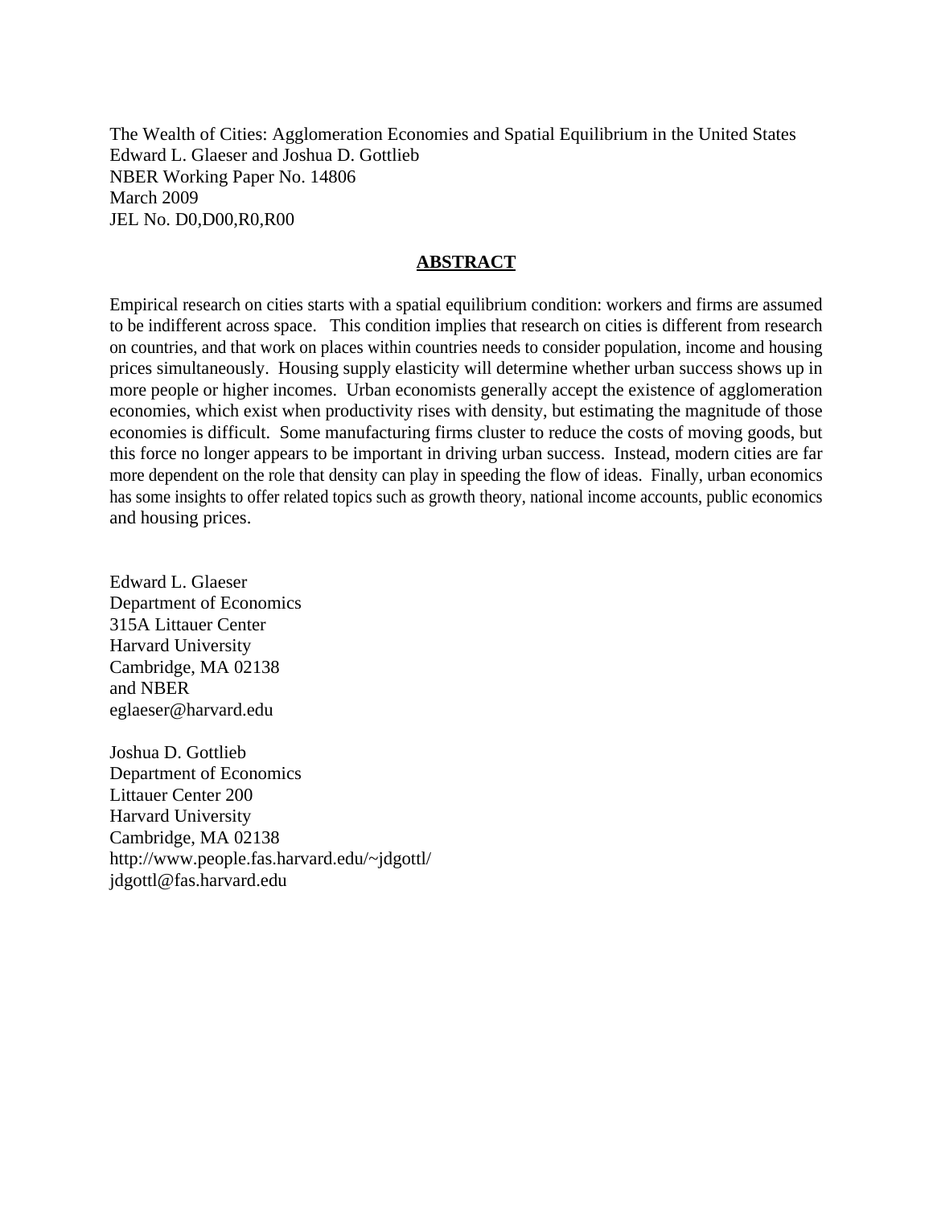The Wealth of Cities: Agglomeration Economies and Spatial Equilibrium in the United States
Edward L. Glaeser and Joshua D. Gottlieb
NBER Working Paper No. 14806
March 2009
JEL No. D0,D00,R0,R00

## ABSTRACT

Empirical research on cities starts with a spatial equilibrium condition: workers and firms are assumed to be indifferent across space. This condition implies that research on cities is different from research on countries, and that work on places within countries needs to consider population, income and housing prices simultaneously. Housing supply elasticity will determine whether urban success shows up in more people or higher incomes. Urban economists generally accept the existence of agglomeration economies, which exist when productivity rises with density, but estimating the magnitude of those economies is difficult. Some manufacturing firms cluster to reduce the costs of moving goods, but this force no longer appears to be important in driving urban success. Instead, modern cities are far more dependent on the role that density can play in speeding the flow of ideas. Finally, urban economics has some insights to offer related topics such as growth theory, national income accounts, public economics and housing prices.

Edward L. Glaeser
Department of Economics
315A Littauer Center
Harvard University
Cambridge, MA 02138
and NBER
eglaeser@harvard.edu

Joshua D. Gottlieb
Department of Economics
Littauer Center 200
Harvard University
Cambridge, MA 02138
http://www.people.fas.harvard.edu/~jdgottl/
jdgottl@fas.harvard.edu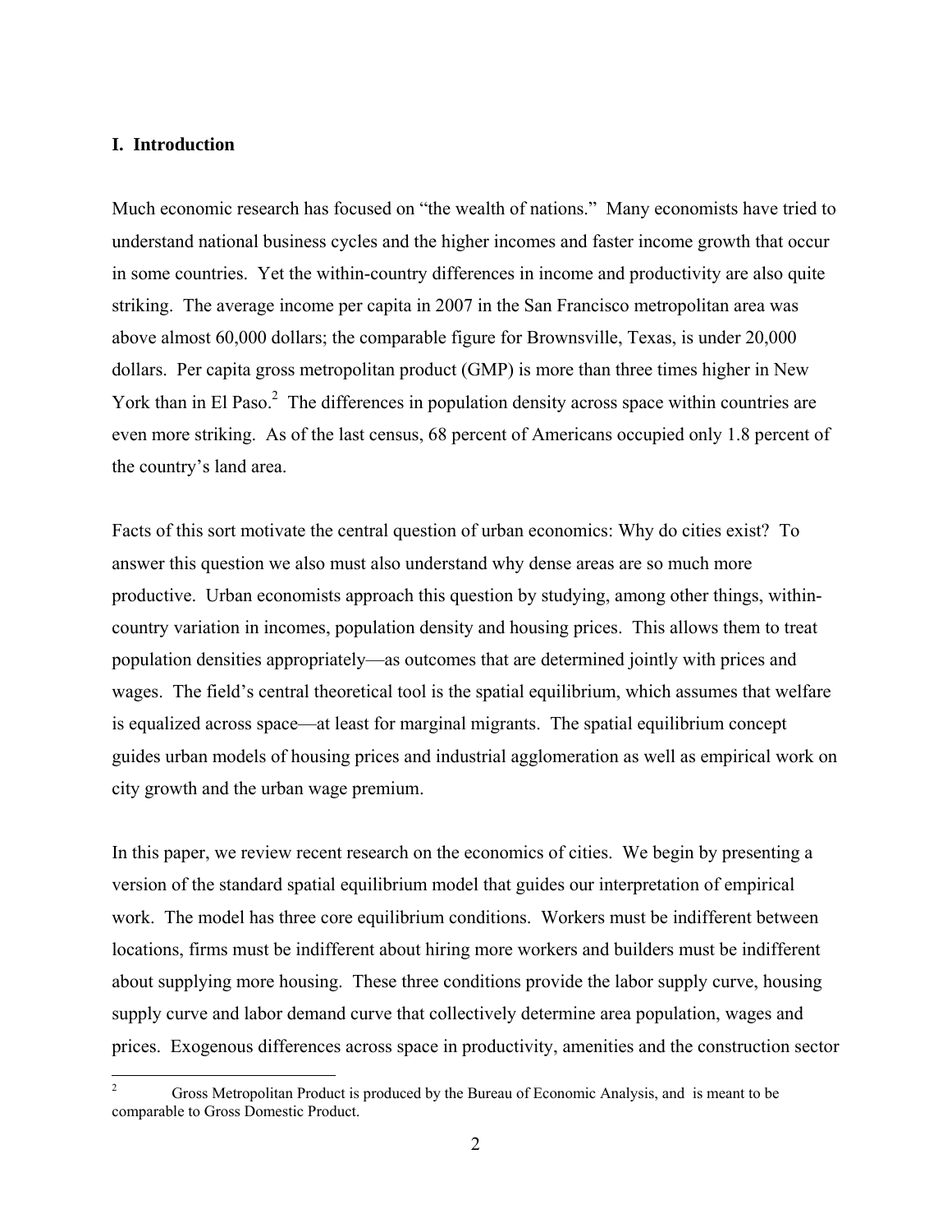## I. Introduction

Much economic research has focused on "the wealth of nations." Many economists have tried to understand national business cycles and the higher incomes and faster income growth that occur in some countries. Yet the within-country differences in income and productivity are also quite striking. The average income per capita in 2007 in the San Francisco metropolitan area was above almost 60,000 dollars; the comparable figure for Brownsville, Texas, is under 20,000 dollars. Per capita gross metropolitan product (GMP) is more than three times higher in New York than in El Paso.[2] The differences in population density across space within countries are even more striking. As of the last census, 68 percent of Americans occupied only 1.8 percent of the country's land area.

Facts of this sort motivate the central question of urban economics: Why do cities exist? To answer this question we also must also understand why dense areas are so much more productive. Urban economists approach this question by studying, among other things, within-country variation in incomes, population density and housing prices. This allows them to treat population densities appropriately—as outcomes that are determined jointly with prices and wages. The field's central theoretical tool is the spatial equilibrium, which assumes that welfare is equalized across space—at least for marginal migrants. The spatial equilibrium concept guides urban models of housing prices and industrial agglomeration as well as empirical work on city growth and the urban wage premium.

In this paper, we review recent research on the economics of cities. We begin by presenting a version of the standard spatial equilibrium model that guides our interpretation of empirical work. The model has three core equilibrium conditions. Workers must be indifferent between locations, firms must be indifferent about hiring more workers and builders must be indifferent about supplying more housing. These three conditions provide the labor supply curve, housing supply curve and labor demand curve that collectively determine area population, wages and prices. Exogenous differences across space in productivity, amenities and the construction sector

[2] Gross Metropolitan Product is produced by the Bureau of Economic Analysis, and is meant to be comparable to Gross Domestic Product.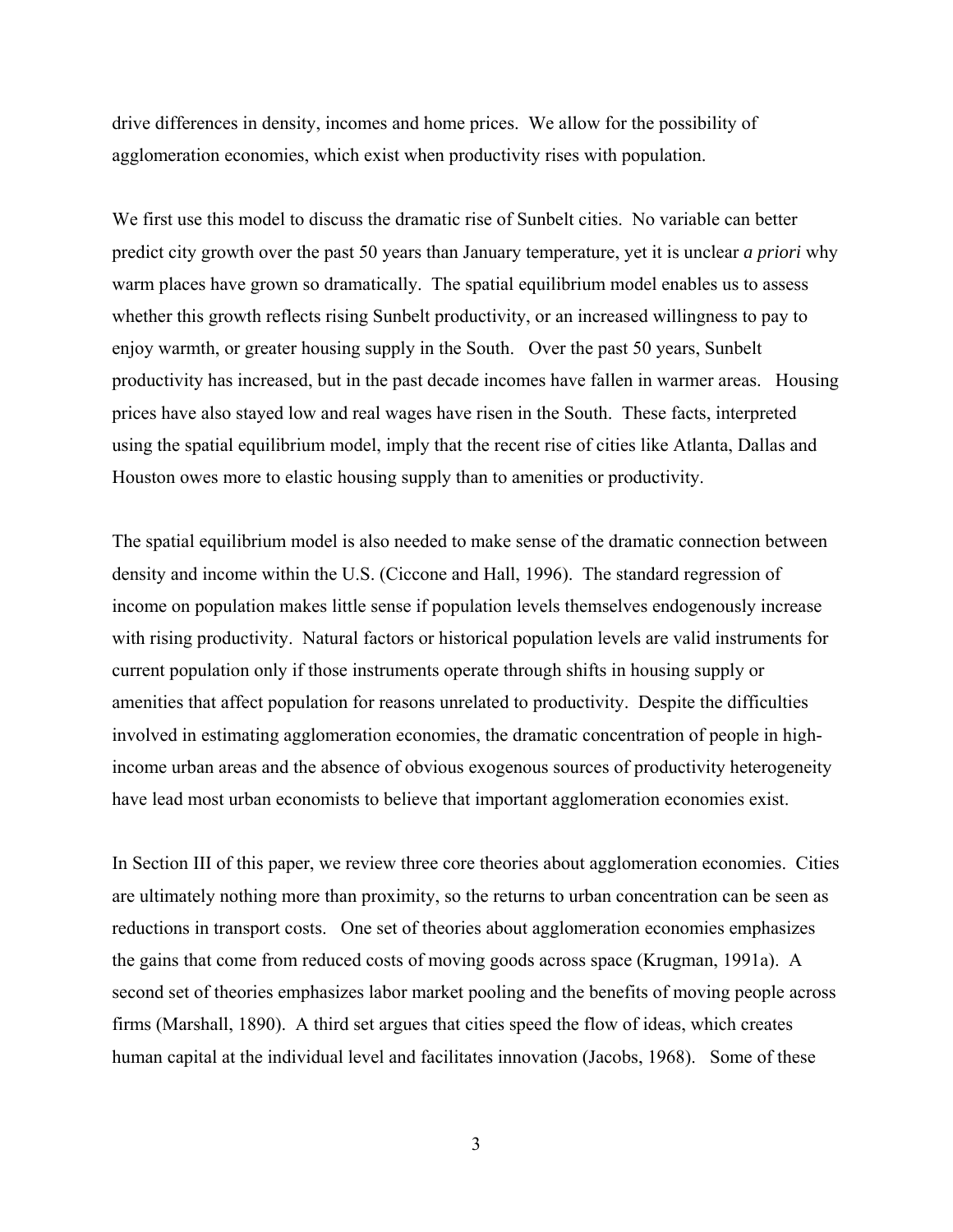drive differences in density, incomes and home prices. We allow for the possibility of agglomeration economies, which exist when productivity rises with population.

We first use this model to discuss the dramatic rise of Sunbelt cities. No variable can better predict city growth over the past 50 years than January temperature, yet it is unclear *a priori* why warm places have grown so dramatically. The spatial equilibrium model enables us to assess whether this growth reflects rising Sunbelt productivity, or an increased willingness to pay to enjoy warmth, or greater housing supply in the South. Over the past 50 years, Sunbelt productivity has increased, but in the past decade incomes have fallen in warmer areas. Housing prices have also stayed low and real wages have risen in the South. These facts, interpreted using the spatial equilibrium model, imply that the recent rise of cities like Atlanta, Dallas and Houston owes more to elastic housing supply than to amenities or productivity.

The spatial equilibrium model is also needed to make sense of the dramatic connection between density and income within the U.S. (Ciccone and Hall, 1996). The standard regression of income on population makes little sense if population levels themselves endogenously increase with rising productivity. Natural factors or historical population levels are valid instruments for current population only if those instruments operate through shifts in housing supply or amenities that affect population for reasons unrelated to productivity. Despite the difficulties involved in estimating agglomeration economies, the dramatic concentration of people in high-income urban areas and the absence of obvious exogenous sources of productivity heterogeneity have lead most urban economists to believe that important agglomeration economies exist.

In Section III of this paper, we review three core theories about agglomeration economies. Cities are ultimately nothing more than proximity, so the returns to urban concentration can be seen as reductions in transport costs. One set of theories about agglomeration economies emphasizes the gains that come from reduced costs of moving goods across space (Krugman, 1991a). A second set of theories emphasizes labor market pooling and the benefits of moving people across firms (Marshall, 1890). A third set argues that cities speed the flow of ideas, which creates human capital at the individual level and facilitates innovation (Jacobs, 1968). Some of these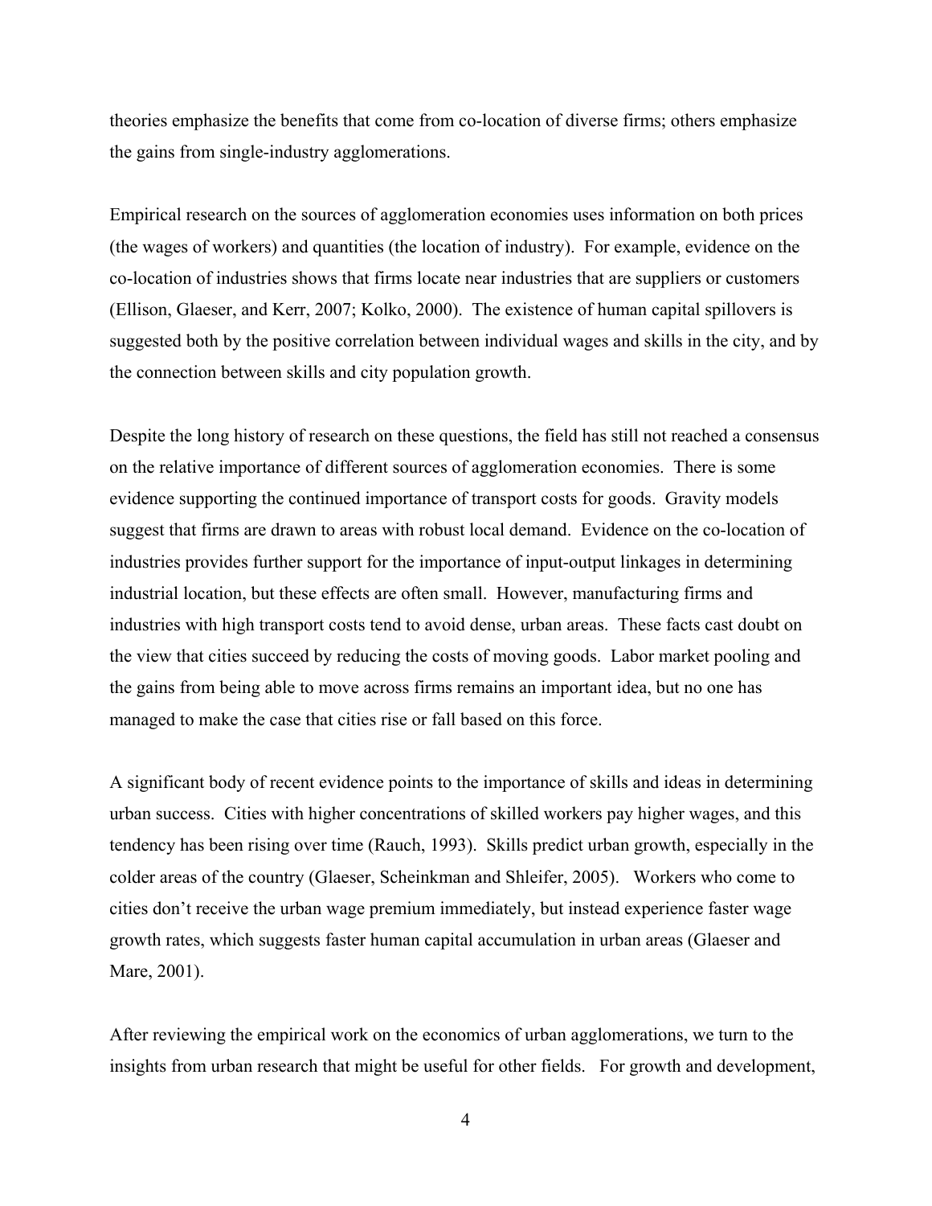theories emphasize the benefits that come from co-location of diverse firms; others emphasize the gains from single-industry agglomerations.

Empirical research on the sources of agglomeration economies uses information on both prices (the wages of workers) and quantities (the location of industry). For example, evidence on the co-location of industries shows that firms locate near industries that are suppliers or customers (Ellison, Glaeser, and Kerr, 2007; Kolko, 2000). The existence of human capital spillovers is suggested both by the positive correlation between individual wages and skills in the city, and by the connection between skills and city population growth.

Despite the long history of research on these questions, the field has still not reached a consensus on the relative importance of different sources of agglomeration economies. There is some evidence supporting the continued importance of transport costs for goods. Gravity models suggest that firms are drawn to areas with robust local demand. Evidence on the co-location of industries provides further support for the importance of input-output linkages in determining industrial location, but these effects are often small. However, manufacturing firms and industries with high transport costs tend to avoid dense, urban areas. These facts cast doubt on the view that cities succeed by reducing the costs of moving goods. Labor market pooling and the gains from being able to move across firms remains an important idea, but no one has managed to make the case that cities rise or fall based on this force.

A significant body of recent evidence points to the importance of skills and ideas in determining urban success. Cities with higher concentrations of skilled workers pay higher wages, and this tendency has been rising over time (Rauch, 1993). Skills predict urban growth, especially in the colder areas of the country (Glaeser, Scheinkman and Shleifer, 2005). Workers who come to cities don't receive the urban wage premium immediately, but instead experience faster wage growth rates, which suggests faster human capital accumulation in urban areas (Glaeser and Mare, 2001).

After reviewing the empirical work on the economics of urban agglomerations, we turn to the insights from urban research that might be useful for other fields. For growth and development,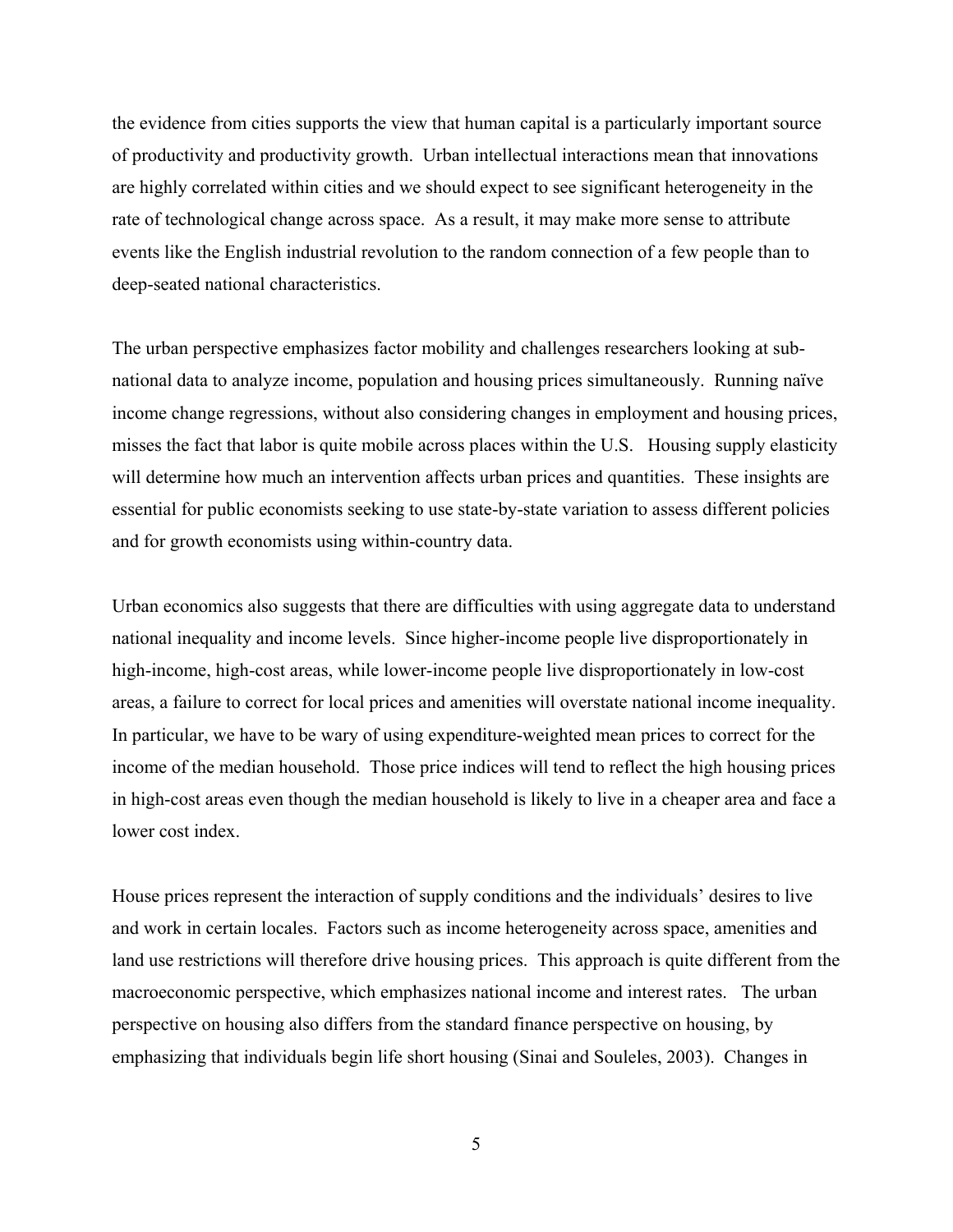the evidence from cities supports the view that human capital is a particularly important source of productivity and productivity growth. Urban intellectual interactions mean that innovations are highly correlated within cities and we should expect to see significant heterogeneity in the rate of technological change across space. As a result, it may make more sense to attribute events like the English industrial revolution to the random connection of a few people than to deep-seated national characteristics.

The urban perspective emphasizes factor mobility and challenges researchers looking at sub-national data to analyze income, population and housing prices simultaneously. Running naïve income change regressions, without also considering changes in employment and housing prices, misses the fact that labor is quite mobile across places within the U.S. Housing supply elasticity will determine how much an intervention affects urban prices and quantities. These insights are essential for public economists seeking to use state-by-state variation to assess different policies and for growth economists using within-country data.

Urban economics also suggests that there are difficulties with using aggregate data to understand national inequality and income levels. Since higher-income people live disproportionately in high-income, high-cost areas, while lower-income people live disproportionately in low-cost areas, a failure to correct for local prices and amenities will overstate national income inequality. In particular, we have to be wary of using expenditure-weighted mean prices to correct for the income of the median household. Those price indices will tend to reflect the high housing prices in high-cost areas even though the median household is likely to live in a cheaper area and face a lower cost index.

House prices represent the interaction of supply conditions and the individuals' desires to live and work in certain locales. Factors such as income heterogeneity across space, amenities and land use restrictions will therefore drive housing prices. This approach is quite different from the macroeconomic perspective, which emphasizes national income and interest rates. The urban perspective on housing also differs from the standard finance perspective on housing, by emphasizing that individuals begin life short housing (Sinai and Souleles, 2003). Changes in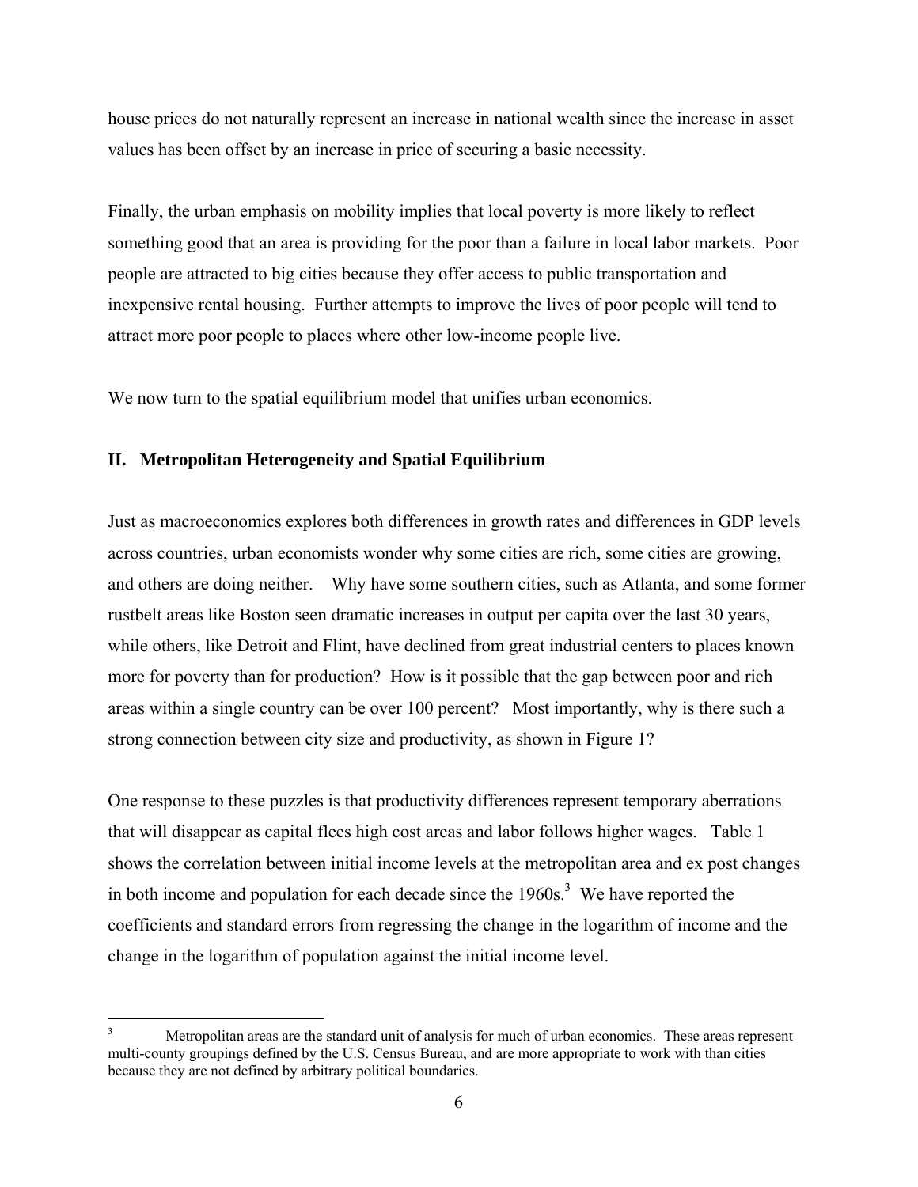house prices do not naturally represent an increase in national wealth since the increase in asset values has been offset by an increase in price of securing a basic necessity.

Finally, the urban emphasis on mobility implies that local poverty is more likely to reflect something good that an area is providing for the poor than a failure in local labor markets. Poor people are attracted to big cities because they offer access to public transportation and inexpensive rental housing. Further attempts to improve the lives of poor people will tend to attract more poor people to places where other low-income people live.

We now turn to the spatial equilibrium model that unifies urban economics.

## II. Metropolitan Heterogeneity and Spatial Equilibrium

Just as macroeconomics explores both differences in growth rates and differences in GDP levels across countries, urban economists wonder why some cities are rich, some cities are growing, and others are doing neither. Why have some southern cities, such as Atlanta, and some former rustbelt areas like Boston seen dramatic increases in output per capita over the last 30 years, while others, like Detroit and Flint, have declined from great industrial centers to places known more for poverty than for production? How is it possible that the gap between poor and rich areas within a single country can be over 100 percent? Most importantly, why is there such a strong connection between city size and productivity, as shown in Figure 1?

One response to these puzzles is that productivity differences represent temporary aberrations that will disappear as capital flees high cost areas and labor follows higher wages. Table 1 shows the correlation between initial income levels at the metropolitan area and ex post changes in both income and population for each decade since the 1960s.[3] We have reported the coefficients and standard errors from regressing the change in the logarithm of income and the change in the logarithm of population against the initial income level.

---

[3] Metropolitan areas are the standard unit of analysis for much of urban economics. These areas represent multi-county groupings defined by the U.S. Census Bureau, and are more appropriate to work with than cities because they are not defined by arbitrary political boundaries.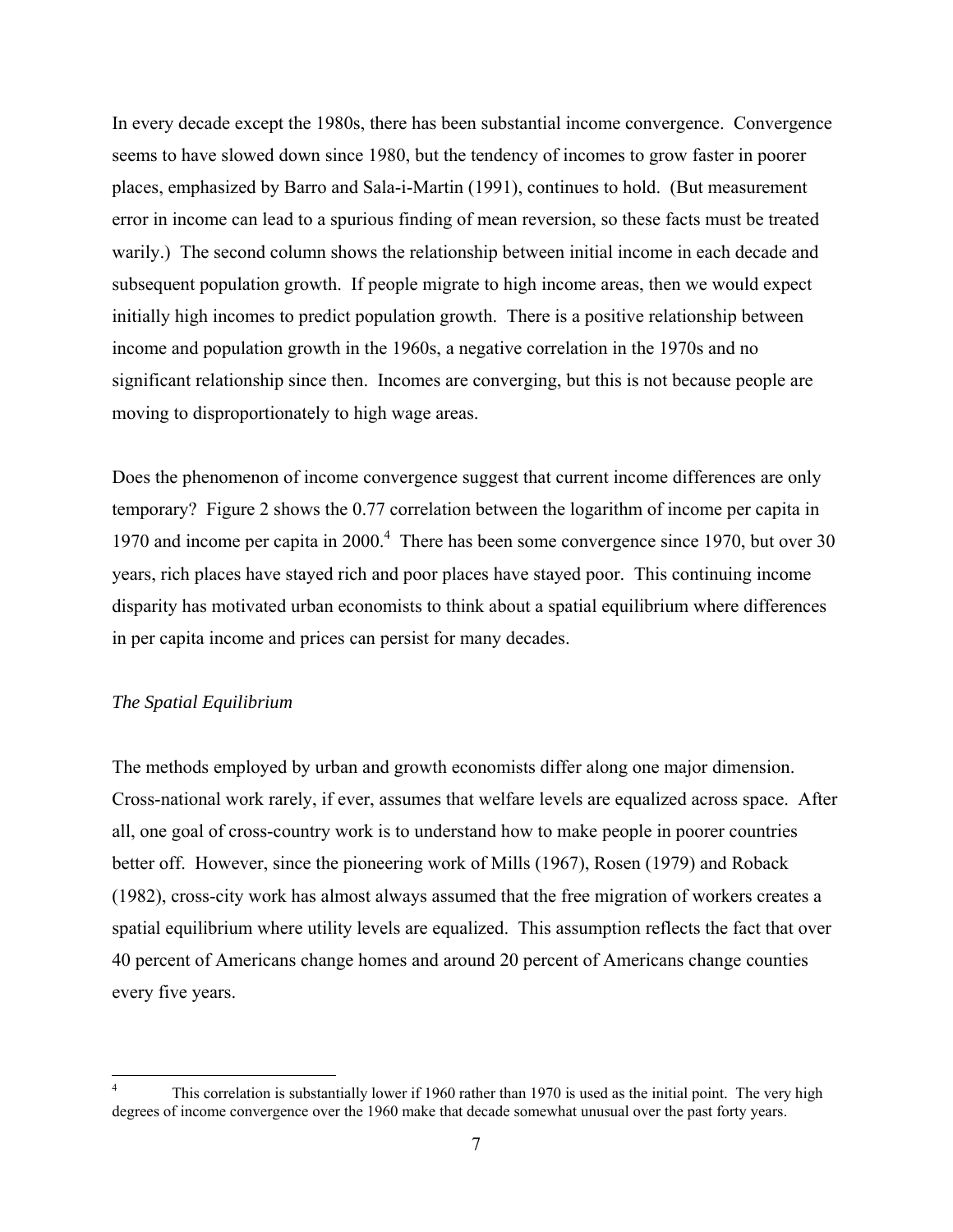In every decade except the 1980s, there has been substantial income convergence. Convergence seems to have slowed down since 1980, but the tendency of incomes to grow faster in poorer places, emphasized by Barro and Sala-i-Martin (1991), continues to hold. (But measurement error in income can lead to a spurious finding of mean reversion, so these facts must be treated warily.) The second column shows the relationship between initial income in each decade and subsequent population growth. If people migrate to high income areas, then we would expect initially high incomes to predict population growth. There is a positive relationship between income and population growth in the 1960s, a negative correlation in the 1970s and no significant relationship since then. Incomes are converging, but this is not because people are moving to disproportionately to high wage areas.

Does the phenomenon of income convergence suggest that current income differences are only temporary? Figure 2 shows the 0.77 correlation between the logarithm of income per capita in 1970 and income per capita in 2000.[4] There has been some convergence since 1970, but over 30 years, rich places have stayed rich and poor places have stayed poor. This continuing income disparity has motivated urban economists to think about a spatial equilibrium where differences in per capita income and prices can persist for many decades.

*The Spatial Equilibrium*

The methods employed by urban and growth economists differ along one major dimension. Cross-national work rarely, if ever, assumes that welfare levels are equalized across space. After all, one goal of cross-country work is to understand how to make people in poorer countries better off. However, since the pioneering work of Mills (1967), Rosen (1979) and Roback (1982), cross-city work has almost always assumed that the free migration of workers creates a spatial equilibrium where utility levels are equalized. This assumption reflects the fact that over 40 percent of Americans change homes and around 20 percent of Americans change counties every five years.

[4] This correlation is substantially lower if 1960 rather than 1970 is used as the initial point. The very high degrees of income convergence over the 1960 make that decade somewhat unusual over the past forty years.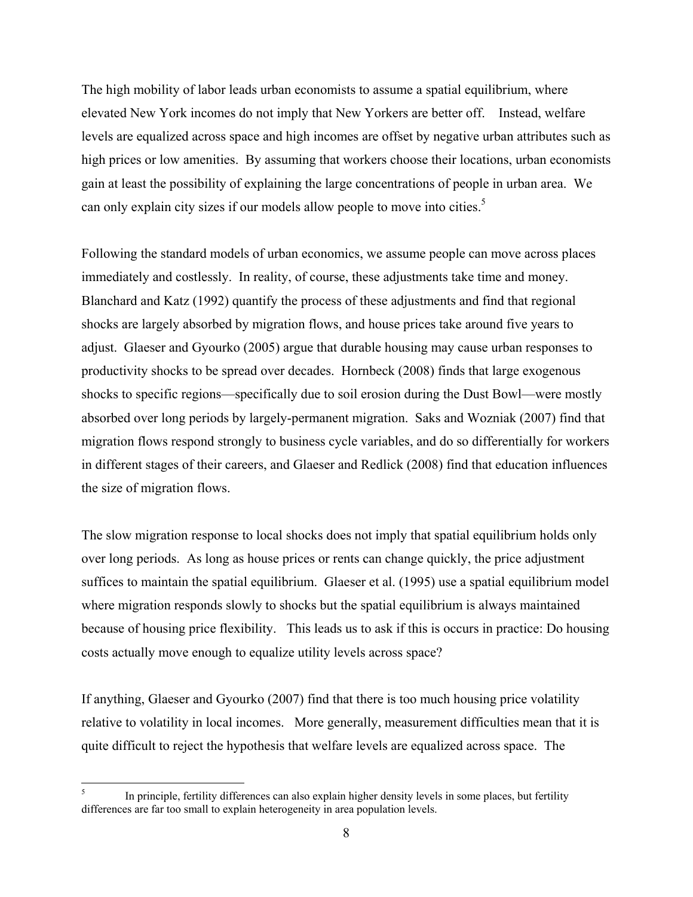The high mobility of labor leads urban economists to assume a spatial equilibrium, where elevated New York incomes do not imply that New Yorkers are better off. Instead, welfare levels are equalized across space and high incomes are offset by negative urban attributes such as high prices or low amenities. By assuming that workers choose their locations, urban economists gain at least the possibility of explaining the large concentrations of people in urban area. We can only explain city sizes if our models allow people to move into cities.[5]

Following the standard models of urban economics, we assume people can move across places immediately and costlessly. In reality, of course, these adjustments take time and money. Blanchard and Katz (1992) quantify the process of these adjustments and find that regional shocks are largely absorbed by migration flows, and house prices take around five years to adjust. Glaeser and Gyourko (2005) argue that durable housing may cause urban responses to productivity shocks to be spread over decades. Hornbeck (2008) finds that large exogenous shocks to specific regions—specifically due to soil erosion during the Dust Bowl—were mostly absorbed over long periods by largely-permanent migration. Saks and Wozniak (2007) find that migration flows respond strongly to business cycle variables, and do so differentially for workers in different stages of their careers, and Glaeser and Redlick (2008) find that education influences the size of migration flows.

The slow migration response to local shocks does not imply that spatial equilibrium holds only over long periods. As long as house prices or rents can change quickly, the price adjustment suffices to maintain the spatial equilibrium. Glaeser et al. (1995) use a spatial equilibrium model where migration responds slowly to shocks but the spatial equilibrium is always maintained because of housing price flexibility. This leads us to ask if this is occurs in practice: Do housing costs actually move enough to equalize utility levels across space?

If anything, Glaeser and Gyourko (2007) find that there is too much housing price volatility relative to volatility in local incomes. More generally, measurement difficulties mean that it is quite difficult to reject the hypothesis that welfare levels are equalized across space. The

[5] In principle, fertility differences can also explain higher density levels in some places, but fertility differences are far too small to explain heterogeneity in area population levels.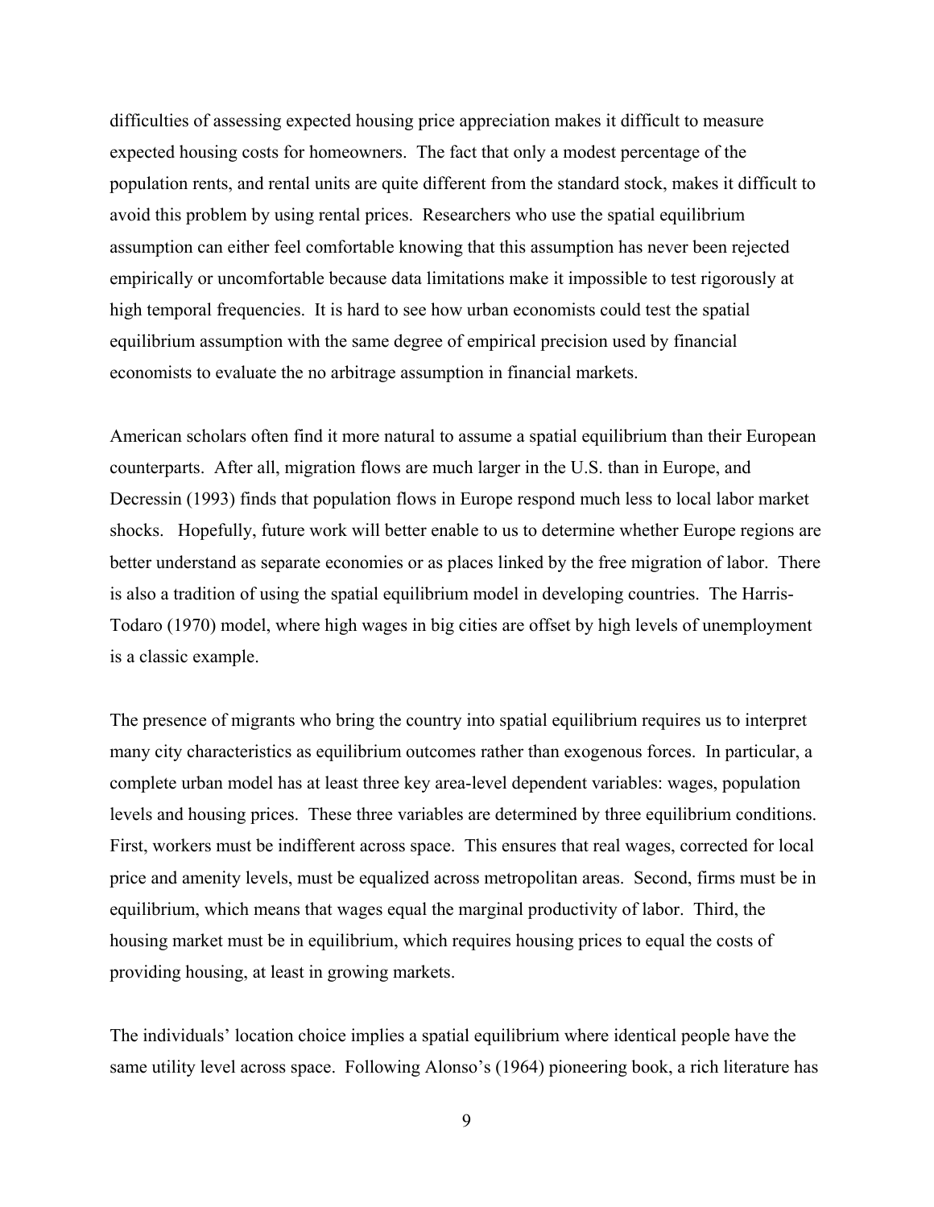difficulties of assessing expected housing price appreciation makes it difficult to measure expected housing costs for homeowners. The fact that only a modest percentage of the population rents, and rental units are quite different from the standard stock, makes it difficult to avoid this problem by using rental prices. Researchers who use the spatial equilibrium assumption can either feel comfortable knowing that this assumption has never been rejected empirically or uncomfortable because data limitations make it impossible to test rigorously at high temporal frequencies. It is hard to see how urban economists could test the spatial equilibrium assumption with the same degree of empirical precision used by financial economists to evaluate the no arbitrage assumption in financial markets.

American scholars often find it more natural to assume a spatial equilibrium than their European counterparts. After all, migration flows are much larger in the U.S. than in Europe, and Decressin (1993) finds that population flows in Europe respond much less to local labor market shocks. Hopefully, future work will better enable to us to determine whether Europe regions are better understand as separate economies or as places linked by the free migration of labor. There is also a tradition of using the spatial equilibrium model in developing countries. The Harris-Todaro (1970) model, where high wages in big cities are offset by high levels of unemployment is a classic example.

The presence of migrants who bring the country into spatial equilibrium requires us to interpret many city characteristics as equilibrium outcomes rather than exogenous forces. In particular, a complete urban model has at least three key area-level dependent variables: wages, population levels and housing prices. These three variables are determined by three equilibrium conditions. First, workers must be indifferent across space. This ensures that real wages, corrected for local price and amenity levels, must be equalized across metropolitan areas. Second, firms must be in equilibrium, which means that wages equal the marginal productivity of labor. Third, the housing market must be in equilibrium, which requires housing prices to equal the costs of providing housing, at least in growing markets.

The individuals' location choice implies a spatial equilibrium where identical people have the same utility level across space. Following Alonso's (1964) pioneering book, a rich literature has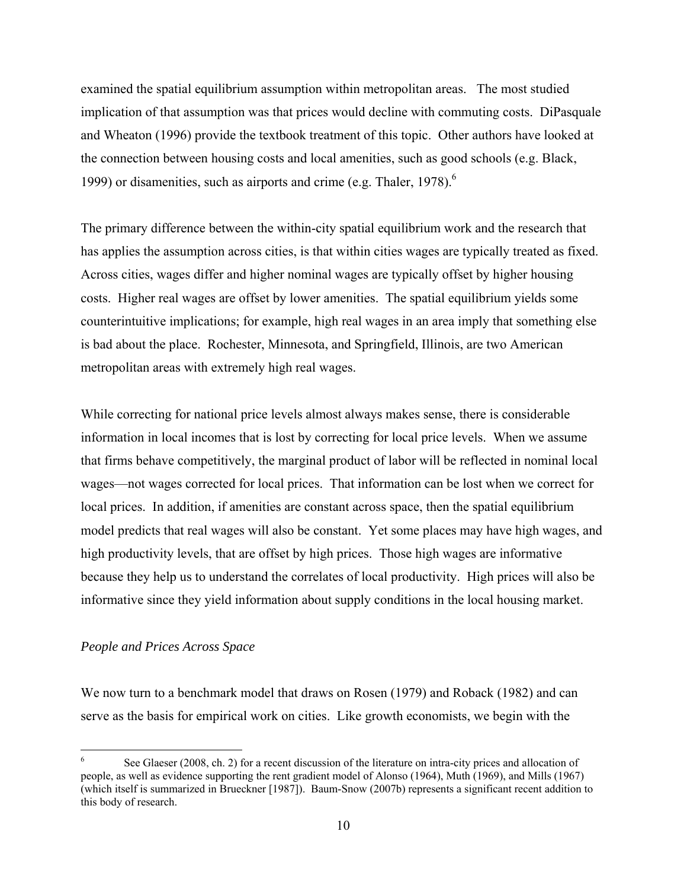examined the spatial equilibrium assumption within metropolitan areas. The most studied implication of that assumption was that prices would decline with commuting costs. DiPasquale and Wheaton (1996) provide the textbook treatment of this topic. Other authors have looked at the connection between housing costs and local amenities, such as good schools (e.g. Black, 1999) or disamenities, such as airports and crime (e.g. Thaler, 1978).[6]

The primary difference between the within-city spatial equilibrium work and the research that has applies the assumption across cities, is that within cities wages are typically treated as fixed. Across cities, wages differ and higher nominal wages are typically offset by higher housing costs. Higher real wages are offset by lower amenities. The spatial equilibrium yields some counterintuitive implications; for example, high real wages in an area imply that something else is bad about the place. Rochester, Minnesota, and Springfield, Illinois, are two American metropolitan areas with extremely high real wages.

While correcting for national price levels almost always makes sense, there is considerable information in local incomes that is lost by correcting for local price levels. When we assume that firms behave competitively, the marginal product of labor will be reflected in nominal local wages—not wages corrected for local prices. That information can be lost when we correct for local prices. In addition, if amenities are constant across space, then the spatial equilibrium model predicts that real wages will also be constant. Yet some places may have high wages, and high productivity levels, that are offset by high prices. Those high wages are informative because they help us to understand the correlates of local productivity. High prices will also be informative since they yield information about supply conditions in the local housing market.

*People and Prices Across Space*

We now turn to a benchmark model that draws on Rosen (1979) and Roback (1982) and can serve as the basis for empirical work on cities. Like growth economists, we begin with the

---

[6] See Glaeser (2008, ch. 2) for a recent discussion of the literature on intra-city prices and allocation of people, as well as evidence supporting the rent gradient model of Alonso (1964), Muth (1969), and Mills (1967) (which itself is summarized in Brueckner [1987]). Baum-Snow (2007b) represents a significant recent addition to this body of research.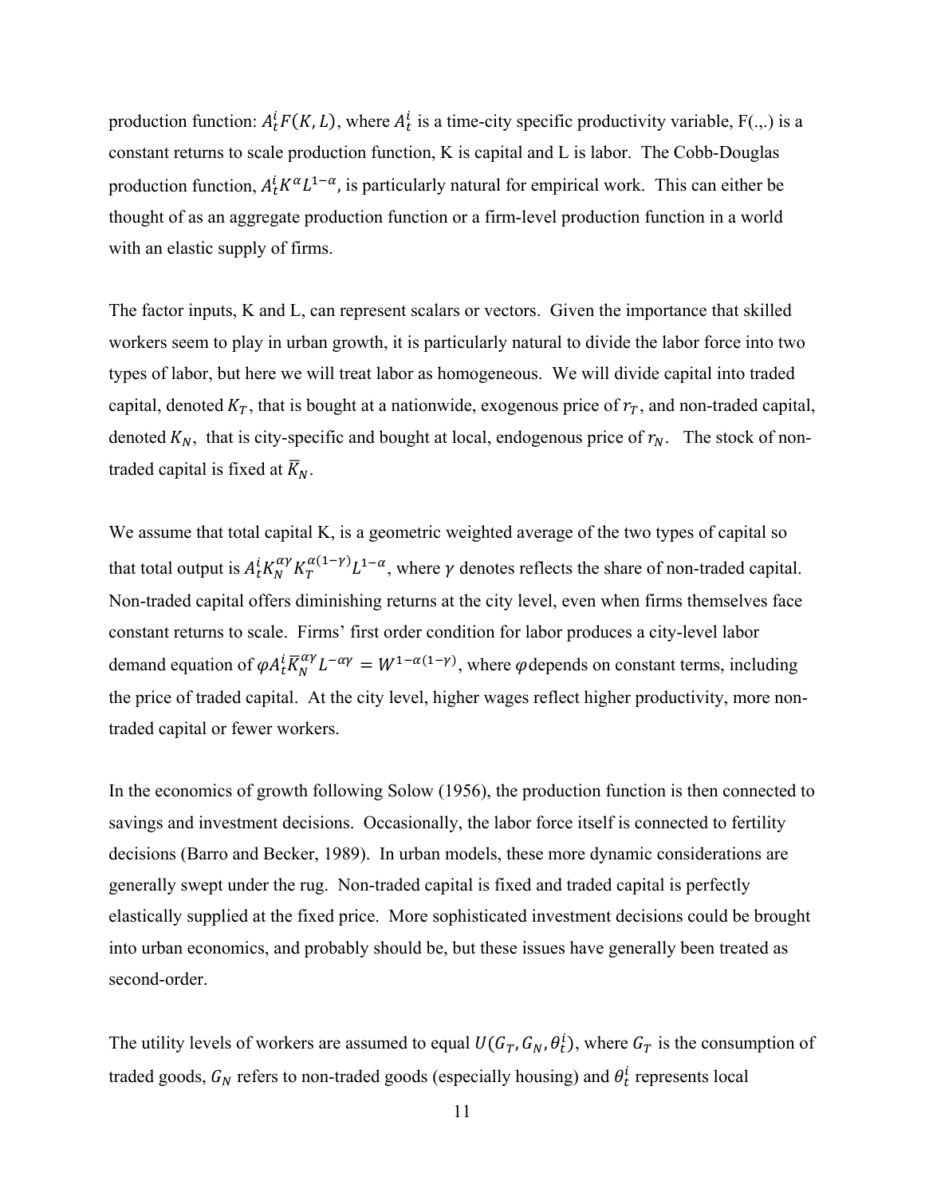production function: $A_t^i F(K, L)$, where $A_t^i$ is a time-city specific productivity variable, F(.,.) is a constant returns to scale production function, K is capital and L is labor. The Cobb-Douglas production function, $A_t^i K^{\alpha} L^{1-\alpha}$, is particularly natural for empirical work. This can either be thought of as an aggregate production function or a firm-level production function in a world with an elastic supply of firms.

The factor inputs, K and L, can represent scalars or vectors. Given the importance that skilled workers seem to play in urban growth, it is particularly natural to divide the labor force into two types of labor, but here we will treat labor as homogeneous. We will divide capital into traded capital, denoted $K_T$, that is bought at a nationwide, exogenous price of $r_T$, and non-traded capital, denoted $K_N$, that is city-specific and bought at local, endogenous price of $r_N$. The stock of non-traded capital is fixed at $\overline{K}_N$.

We assume that total capital K, is a geometric weighted average of the two types of capital so that total output is $A_t^i K_N^{\alpha\gamma} K_T^{\alpha(1-\gamma)} L^{1-\alpha}$, where $\gamma$ denotes reflects the share of non-traded capital. Non-traded capital offers diminishing returns at the city level, even when firms themselves face constant returns to scale. Firms' first order condition for labor produces a city-level labor demand equation of $\varphi A_t^i \overline{K}_N^{\alpha\gamma} L^{-\alpha\gamma} = W^{1-\alpha(1-\gamma)}$, where $\varphi$ depends on constant terms, including the price of traded capital. At the city level, higher wages reflect higher productivity, more non-traded capital or fewer workers.

In the economics of growth following Solow (1956), the production function is then connected to savings and investment decisions. Occasionally, the labor force itself is connected to fertility decisions (Barro and Becker, 1989). In urban models, these more dynamic considerations are generally swept under the rug. Non-traded capital is fixed and traded capital is perfectly elastically supplied at the fixed price. More sophisticated investment decisions could be brought into urban economics, and probably should be, but these issues have generally been treated as second-order.

The utility levels of workers are assumed to equal $U(G_T, G_N, \theta_t^i)$, where $G_T$ is the consumption of traded goods, $G_N$ refers to non-traded goods (especially housing) and $\theta_t^i$ represents local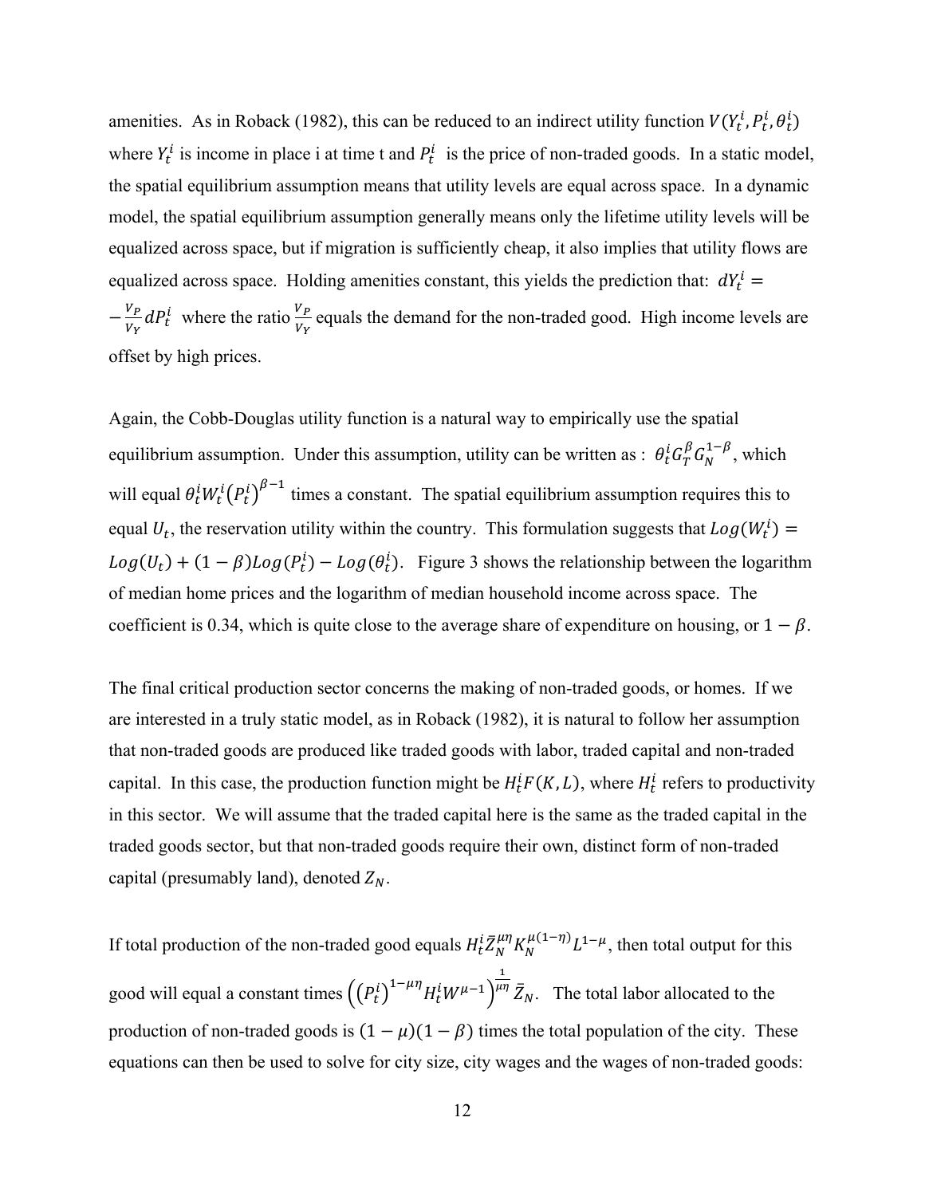amenities. As in Roback (1982), this can be reduced to an indirect utility function $V(Y_t^i, P_t^i, \theta_t^i)$ where $Y_t^i$ is income in place i at time t and $P_t^i$ is the price of non-traded goods. In a static model, the spatial equilibrium assumption means that utility levels are equal across space. In a dynamic model, the spatial equilibrium assumption generally means only the lifetime utility levels will be equalized across space, but if migration is sufficiently cheap, it also implies that utility flows are equalized across space. Holding amenities constant, this yields the prediction that: $dY_t^i = -\frac{V_P}{V_Y} dP_t^i$ where the ratio $\frac{V_P}{V_Y}$ equals the demand for the non-traded good. High income levels are offset by high prices.

Again, the Cobb-Douglas utility function is a natural way to empirically use the spatial equilibrium assumption. Under this assumption, utility can be written as : $\theta_t^i G_T^{\beta} G_N^{1-\beta}$, which will equal $\theta_t^i W_t^i (P_t^i)^{\beta-1}$ times a constant. The spatial equilibrium assumption requires this to equal $U_t$, the reservation utility within the country. This formulation suggests that $Log(W_t^i) = Log(U_t) + (1-\beta)Log(P_t^i) - Log(\theta_t^i)$. Figure 3 shows the relationship between the logarithm of median home prices and the logarithm of median household income across space. The coefficient is 0.34, which is quite close to the average share of expenditure on housing, or $1-\beta$.

The final critical production sector concerns the making of non-traded goods, or homes. If we are interested in a truly static model, as in Roback (1982), it is natural to follow her assumption that non-traded goods are produced like traded goods with labor, traded capital and non-traded capital. In this case, the production function might be $H_t^i F(K, L)$, where $H_t^i$ refers to productivity in this sector. We will assume that the traded capital here is the same as the traded capital in the traded goods sector, but that non-traded goods require their own, distinct form of non-traded capital (presumably land), denoted $Z_N$.

If total production of the non-traded good equals $H_t^i \bar{Z}_N^{\mu\eta} K_N^{\mu(1-\eta)} L^{1-\mu}$, then total output for this good will equal a constant times $\left((P_t^i)^{1-\mu\eta} H_t^i W^{\mu-1}\right)^{\frac{1}{\mu\eta}} \bar{Z}_N$. The total labor allocated to the production of non-traded goods is $(1-\mu)(1-\beta)$ times the total population of the city. These equations can then be used to solve for city size, city wages and the wages of non-traded goods: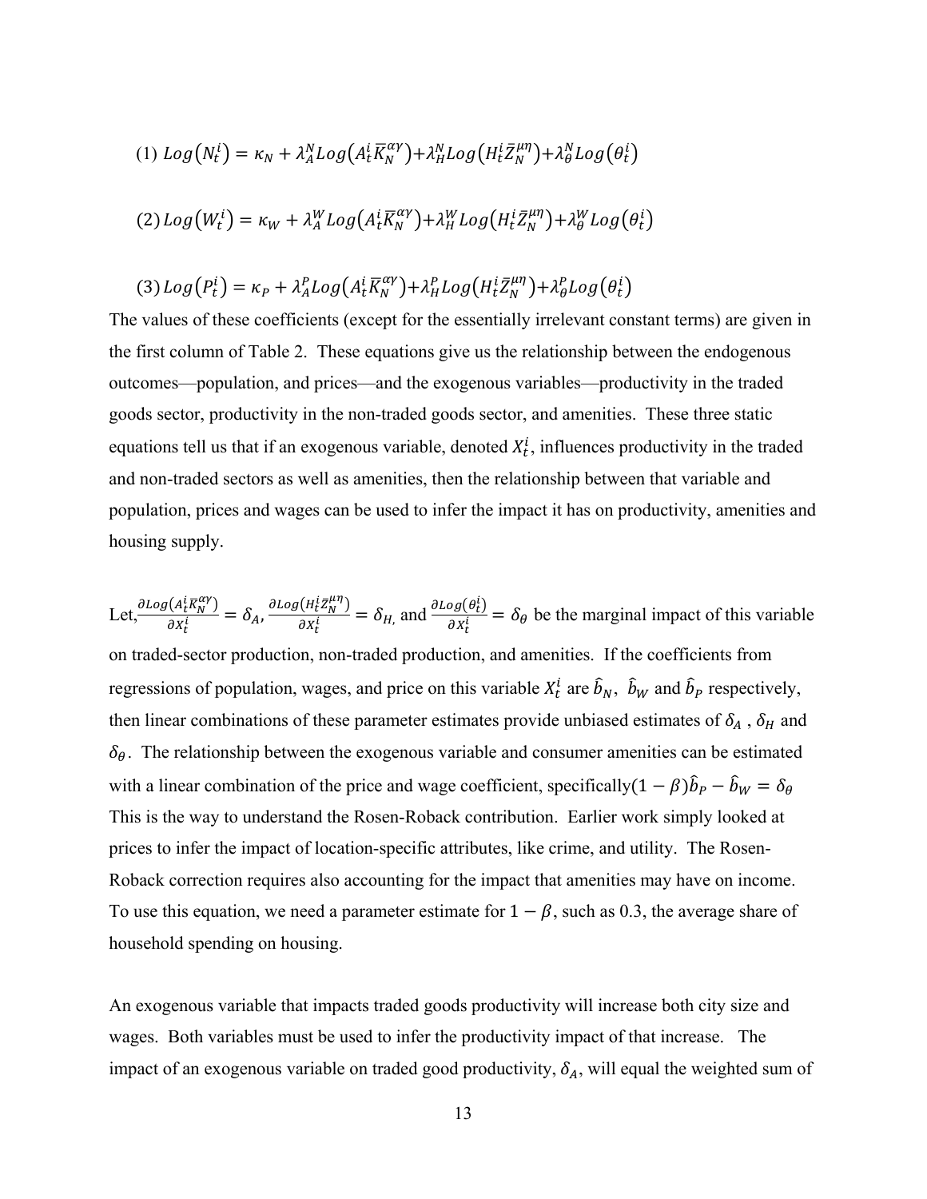$$(1)\ Log\left(N_t^i\right) = \kappa_N + \lambda_A^N Log\left(A_t^i \bar{K}_N^{\alpha\gamma}\right) + \lambda_H^N Log\left(H_t^i \bar{Z}_N^{\mu\eta}\right) + \lambda_\theta^N Log\left(\theta_t^i\right)$$

$$(2)\ Log\left(W_t^i\right) = \kappa_W + \lambda_A^W Log\left(A_t^i \bar{K}_N^{\alpha\gamma}\right) + \lambda_H^W Log\left(H_t^i \bar{Z}_N^{\mu\eta}\right) + \lambda_\theta^W Log\left(\theta_t^i\right)$$

$$(3)\ Log\left(P_t^i\right) = \kappa_P + \lambda_A^P Log\left(A_t^i \bar{K}_N^{\alpha\gamma}\right) + \lambda_H^P Log\left(H_t^i \bar{Z}_N^{\mu\eta}\right) + \lambda_\theta^P Log\left(\theta_t^i\right)$$

The values of these coefficients (except for the essentially irrelevant constant terms) are given in the first column of Table 2. These equations give us the relationship between the endogenous outcomes—population, and prices—and the exogenous variables—productivity in the traded goods sector, productivity in the non-traded goods sector, and amenities. These three static equations tell us that if an exogenous variable, denoted $X_t^i$, influences productivity in the traded and non-traded sectors as well as amenities, then the relationship between that variable and population, prices and wages can be used to infer the impact it has on productivity, amenities and housing supply.

Let, $\frac{\partial Log\left(A_t^i \bar{K}_N^{\alpha\gamma}\right)}{\partial X_t^i} = \delta_A$, $\frac{\partial Log\left(H_t^i \bar{Z}_N^{\mu\eta}\right)}{\partial X_t^i} = \delta_H$, and $\frac{\partial Log\left(\theta_t^i\right)}{\partial X_t^i} = \delta_\theta$ be the marginal impact of this variable on traded-sector production, non-traded production, and amenities. If the coefficients from regressions of population, wages, and price on this variable $X_t^i$ are $\hat{b}_N$, $\hat{b}_W$ and $\hat{b}_P$ respectively, then linear combinations of these parameter estimates provide unbiased estimates of $\delta_A$, $\delta_H$ and $\delta_\theta$. The relationship between the exogenous variable and consumer amenities can be estimated with a linear combination of the price and wage coefficient, specifically $(1-\beta)\hat{b}_P - \hat{b}_W = \delta_\theta$ This is the way to understand the Rosen-Roback contribution. Earlier work simply looked at prices to infer the impact of location-specific attributes, like crime, and utility. The Rosen-Roback correction requires also accounting for the impact that amenities may have on income. To use this equation, we need a parameter estimate for $1-\beta$, such as 0.3, the average share of household spending on housing.

An exogenous variable that impacts traded goods productivity will increase both city size and wages. Both variables must be used to infer the productivity impact of that increase. The impact of an exogenous variable on traded good productivity, $\delta_A$, will equal the weighted sum of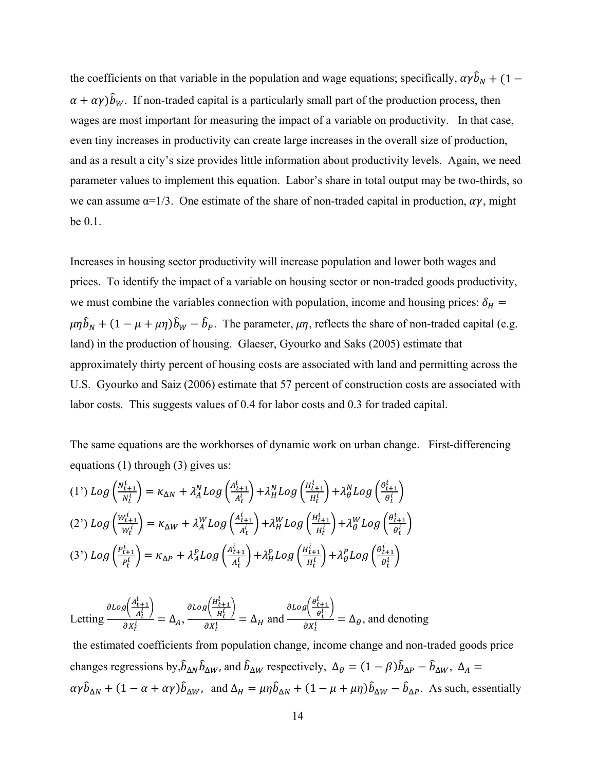the coefficients on that variable in the population and wage equations; specifically, $\alpha\gamma\hat{b}_N + (1 - \alpha + \alpha\gamma)\hat{b}_W$. If non-traded capital is a particularly small part of the production process, then wages are most important for measuring the impact of a variable on productivity. In that case, even tiny increases in productivity can create large increases in the overall size of production, and as a result a city's size provides little information about productivity levels. Again, we need parameter values to implement this equation. Labor's share in total output may be two-thirds, so we can assume α=1/3. One estimate of the share of non-traded capital in production, $\alpha\gamma$, might be 0.1.

Increases in housing sector productivity will increase population and lower both wages and prices. To identify the impact of a variable on housing sector or non-traded goods productivity, we must combine the variables connection with population, income and housing prices: $\delta_H = \mu\eta\hat{b}_N + (1 - \mu + \mu\eta)\hat{b}_W - \hat{b}_P$. The parameter, $\mu\eta$, reflects the share of non-traded capital (e.g. land) in the production of housing. Glaeser, Gyourko and Saks (2005) estimate that approximately thirty percent of housing costs are associated with land and permitting across the U.S. Gyourko and Saiz (2006) estimate that 57 percent of construction costs are associated with labor costs. This suggests values of 0.4 for labor costs and 0.3 for traded capital.

The same equations are the workhorses of dynamic work on urban change. First-differencing equations (1) through (3) gives us:

$$(1')\ Log\left(\frac{N_{t+1}^i}{N_t^i}\right) = \kappa_{\Delta N} + \lambda_A^N Log\left(\frac{A_{t+1}^i}{A_t^i}\right) + \lambda_H^N Log\left(\frac{H_{t+1}^i}{H_t^i}\right) + \lambda_\theta^N Log\left(\frac{\theta_{t+1}^i}{\theta_t^i}\right)$$

$$(2')\ Log\left(\frac{W_{t+1}^i}{W_t^i}\right) = \kappa_{\Delta W} + \lambda_A^W Log\left(\frac{A_{t+1}^i}{A_t^i}\right) + \lambda_H^W Log\left(\frac{H_{t+1}^i}{H_t^i}\right) + \lambda_\theta^W Log\left(\frac{\theta_{t+1}^i}{\theta_t^i}\right)$$

$$(3')\ Log\left(\frac{P_{t+1}^i}{P_t^i}\right) = \kappa_{\Delta P} + \lambda_A^P Log\left(\frac{A_{t+1}^i}{A_t^i}\right) + \lambda_H^P Log\left(\frac{H_{t+1}^i}{H_t^i}\right) + \lambda_\theta^P Log\left(\frac{\theta_{t+1}^i}{\theta_t^i}\right)$$

Letting $\frac{\partial Log\left(\frac{A_{t+1}^i}{A_t^i}\right)}{\partial X_t^i} = \Delta_A$, $\frac{\partial Log\left(\frac{H_{t+1}^i}{H_t^i}\right)}{\partial X_t^i} = \Delta_H$ and $\frac{\partial Log\left(\frac{\theta_{t+1}^i}{\theta_t^i}\right)}{\partial X_t^i} = \Delta_\theta$, and denoting the estimated coefficients from population change, income change and non-traded goods price changes regressions by, $\hat{b}_{\Delta N}\hat{b}_{\Delta W}$, and $\hat{b}_{\Delta W}$ respectively, $\Delta_\theta = (1 - \beta)\hat{b}_{\Delta P} - \hat{b}_{\Delta W}$, $\Delta_A = \alpha\gamma\hat{b}_{\Delta N} + (1 - \alpha + \alpha\gamma)\hat{b}_{\Delta W}$, and $\Delta_H = \mu\eta\hat{b}_{\Delta N} + (1 - \mu + \mu\eta)\hat{b}_{\Delta W} - \hat{b}_{\Delta P}$. As such, essentially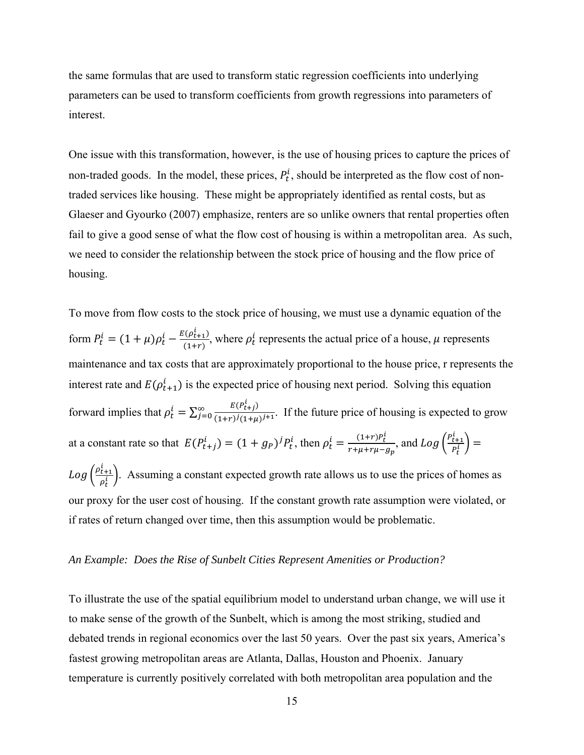the same formulas that are used to transform static regression coefficients into underlying parameters can be used to transform coefficients from growth regressions into parameters of interest.

One issue with this transformation, however, is the use of housing prices to capture the prices of non-traded goods. In the model, these prices, $P_t^i$, should be interpreted as the flow cost of non-traded services like housing. These might be appropriately identified as rental costs, but as Glaeser and Gyourko (2007) emphasize, renters are so unlike owners that rental properties often fail to give a good sense of what the flow cost of housing is within a metropolitan area. As such, we need to consider the relationship between the stock price of housing and the flow price of housing.

To move from flow costs to the stock price of housing, we must use a dynamic equation of the form $P_t^i = (1+\mu)\rho_t^i - \frac{E(\rho_{t+1}^i)}{(1+r)}$, where $\rho_t^i$ represents the actual price of a house, $\mu$ represents maintenance and tax costs that are approximately proportional to the house price, r represents the interest rate and $E(\rho_{t+1}^i)$ is the expected price of housing next period. Solving this equation forward implies that $\rho_t^i = \sum_{j=0}^{\infty} \frac{E(P_{t+j}^i)}{(1+r)^j(1+\mu)^{j+1}}$. If the future price of housing is expected to grow at a constant rate so that $E(P_{t+j}^i) = (1+g_P)^j P_t^i$, then $\rho_t^i = \frac{(1+r)P_t^i}{r+\mu+r\mu-g_p}$, and $Log\left(\frac{P_{t+1}^i}{P_t^i}\right) = Log\left(\frac{\rho_{t+1}^i}{\rho_t^i}\right)$. Assuming a constant expected growth rate allows us to use the prices of homes as our proxy for the user cost of housing. If the constant growth rate assumption were violated, or if rates of return changed over time, then this assumption would be problematic.

*An Example: Does the Rise of Sunbelt Cities Represent Amenities or Production?*

To illustrate the use of the spatial equilibrium model to understand urban change, we will use it to make sense of the growth of the Sunbelt, which is among the most striking, studied and debated trends in regional economics over the last 50 years. Over the past six years, America's fastest growing metropolitan areas are Atlanta, Dallas, Houston and Phoenix. January temperature is currently positively correlated with both metropolitan area population and the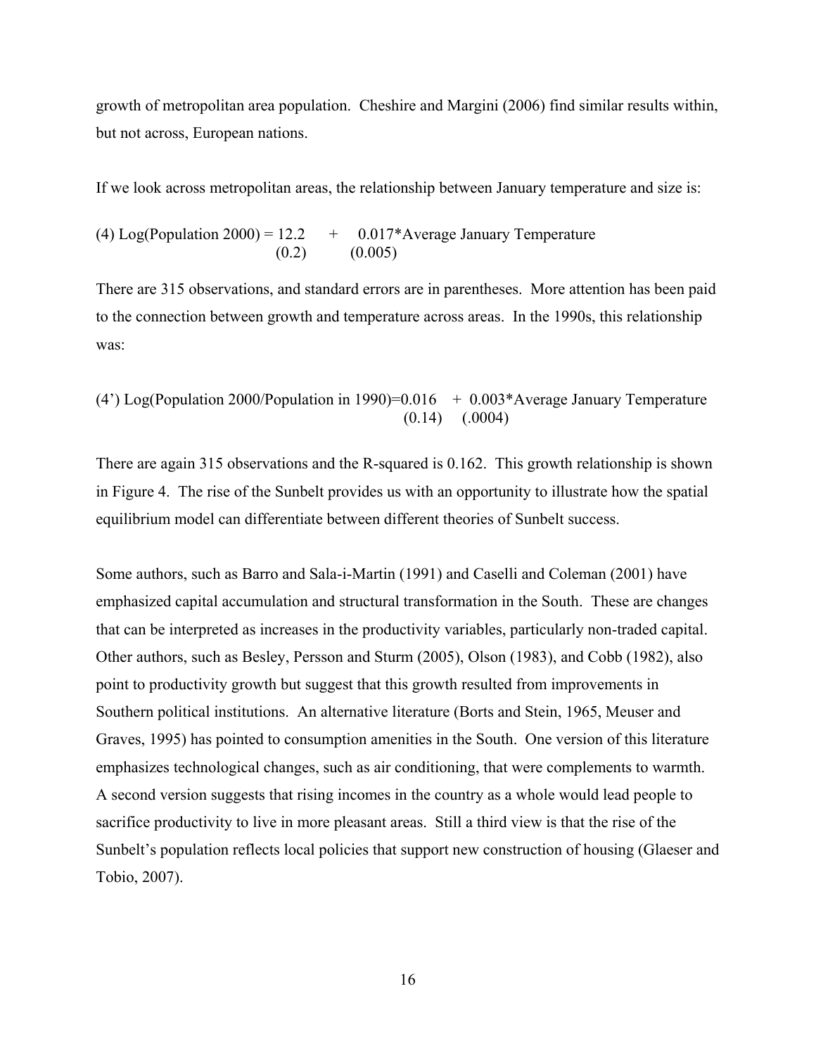growth of metropolitan area population. Cheshire and Margini (2006) find similar results within, but not across, European nations.

If we look across metropolitan areas, the relationship between January temperature and size is:

$$
\text{(4) Log(Population 2000)} = \underset{(0.2)}{12.2} + \underset{(0.005)}{0.017}\text{*Average January Temperature}
$$

There are 315 observations, and standard errors are in parentheses. More attention has been paid to the connection between growth and temperature across areas. In the 1990s, this relationship was:

$$
\text{(4') Log(Population 2000/Population in 1990)} = \underset{(0.14)}{0.016} + \underset{(.0004)}{0.003}\text{*Average January Temperature}
$$

There are again 315 observations and the R-squared is 0.162. This growth relationship is shown in Figure 4. The rise of the Sunbelt provides us with an opportunity to illustrate how the spatial equilibrium model can differentiate between different theories of Sunbelt success.

Some authors, such as Barro and Sala-i-Martin (1991) and Caselli and Coleman (2001) have emphasized capital accumulation and structural transformation in the South. These are changes that can be interpreted as increases in the productivity variables, particularly non-traded capital. Other authors, such as Besley, Persson and Sturm (2005), Olson (1983), and Cobb (1982), also point to productivity growth but suggest that this growth resulted from improvements in Southern political institutions. An alternative literature (Borts and Stein, 1965, Meuser and Graves, 1995) has pointed to consumption amenities in the South. One version of this literature emphasizes technological changes, such as air conditioning, that were complements to warmth. A second version suggests that rising incomes in the country as a whole would lead people to sacrifice productivity to live in more pleasant areas. Still a third view is that the rise of the Sunbelt's population reflects local policies that support new construction of housing (Glaeser and Tobio, 2007).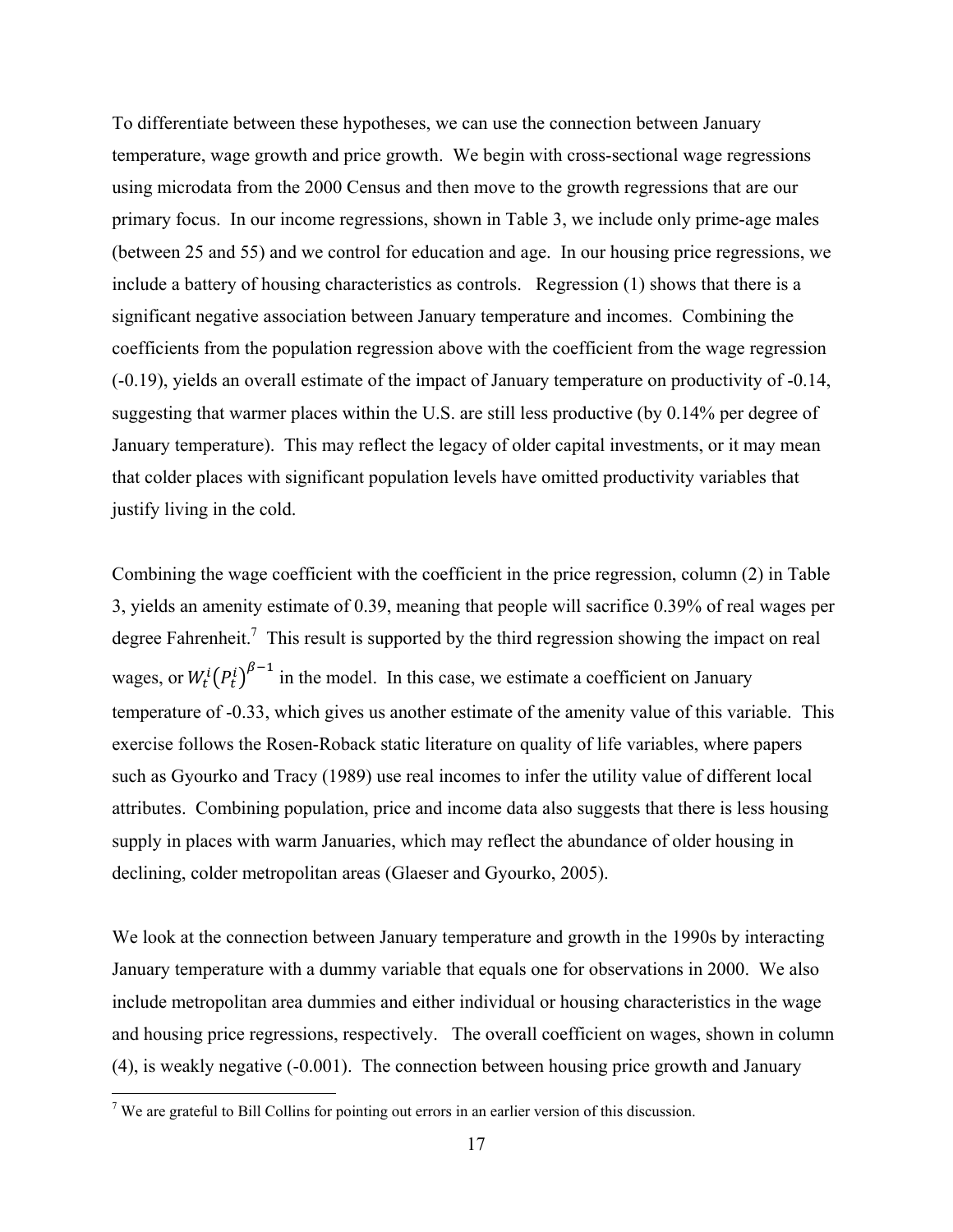To differentiate between these hypotheses, we can use the connection between January temperature, wage growth and price growth. We begin with cross-sectional wage regressions using microdata from the 2000 Census and then move to the growth regressions that are our primary focus. In our income regressions, shown in Table 3, we include only prime-age males (between 25 and 55) and we control for education and age. In our housing price regressions, we include a battery of housing characteristics as controls. Regression (1) shows that there is a significant negative association between January temperature and incomes. Combining the coefficients from the population regression above with the coefficient from the wage regression (-0.19), yields an overall estimate of the impact of January temperature on productivity of -0.14, suggesting that warmer places within the U.S. are still less productive (by 0.14% per degree of January temperature). This may reflect the legacy of older capital investments, or it may mean that colder places with significant population levels have omitted productivity variables that justify living in the cold.

Combining the wage coefficient with the coefficient in the price regression, column (2) in Table 3, yields an amenity estimate of 0.39, meaning that people will sacrifice 0.39% of real wages per degree Fahrenheit.[7] This result is supported by the third regression showing the impact on real wages, or $W_t^i \left(P_t^i\right)^{\beta-1}$ in the model. In this case, we estimate a coefficient on January temperature of -0.33, which gives us another estimate of the amenity value of this variable. This exercise follows the Rosen-Roback static literature on quality of life variables, where papers such as Gyourko and Tracy (1989) use real incomes to infer the utility value of different local attributes. Combining population, price and income data also suggests that there is less housing supply in places with warm Januaries, which may reflect the abundance of older housing in declining, colder metropolitan areas (Glaeser and Gyourko, 2005).

We look at the connection between January temperature and growth in the 1990s by interacting January temperature with a dummy variable that equals one for observations in 2000. We also include metropolitan area dummies and either individual or housing characteristics in the wage and housing price regressions, respectively. The overall coefficient on wages, shown in column (4), is weakly negative (-0.001). The connection between housing price growth and January

[7] We are grateful to Bill Collins for pointing out errors in an earlier version of this discussion.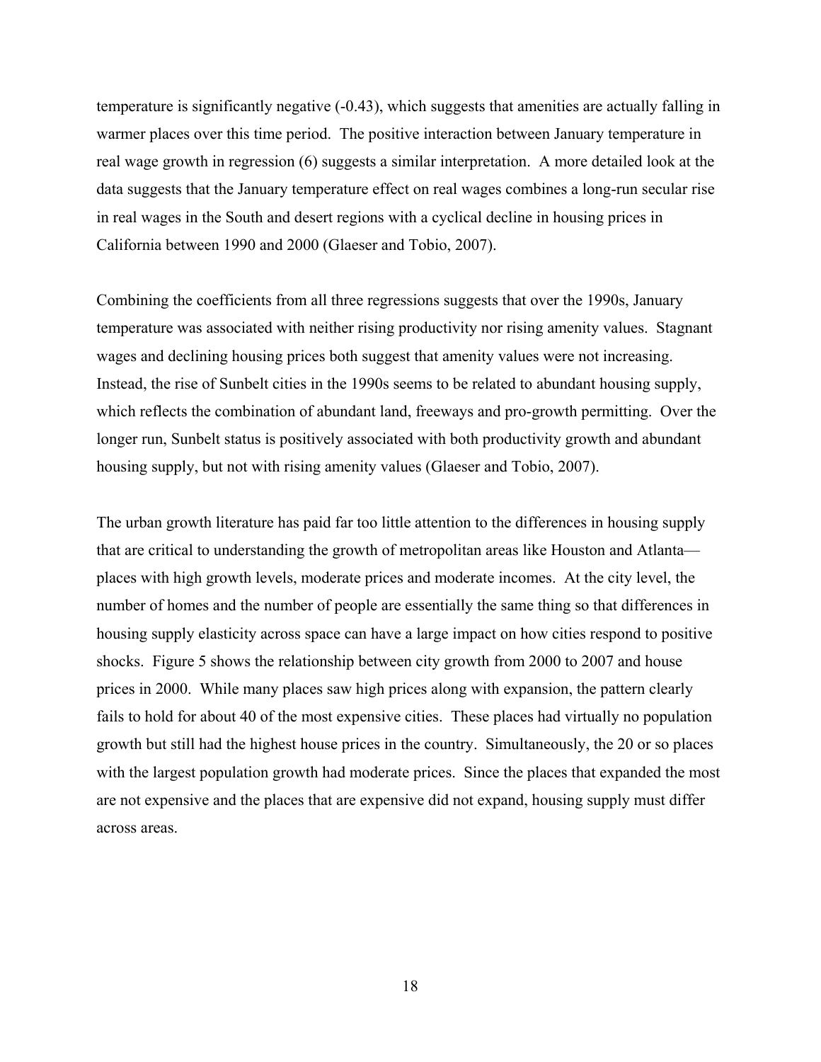temperature is significantly negative (-0.43), which suggests that amenities are actually falling in warmer places over this time period. The positive interaction between January temperature in real wage growth in regression (6) suggests a similar interpretation. A more detailed look at the data suggests that the January temperature effect on real wages combines a long-run secular rise in real wages in the South and desert regions with a cyclical decline in housing prices in California between 1990 and 2000 (Glaeser and Tobio, 2007).

Combining the coefficients from all three regressions suggests that over the 1990s, January temperature was associated with neither rising productivity nor rising amenity values. Stagnant wages and declining housing prices both suggest that amenity values were not increasing. Instead, the rise of Sunbelt cities in the 1990s seems to be related to abundant housing supply, which reflects the combination of abundant land, freeways and pro-growth permitting. Over the longer run, Sunbelt status is positively associated with both productivity growth and abundant housing supply, but not with rising amenity values (Glaeser and Tobio, 2007).

The urban growth literature has paid far too little attention to the differences in housing supply that are critical to understanding the growth of metropolitan areas like Houston and Atlanta—places with high growth levels, moderate prices and moderate incomes. At the city level, the number of homes and the number of people are essentially the same thing so that differences in housing supply elasticity across space can have a large impact on how cities respond to positive shocks. Figure 5 shows the relationship between city growth from 2000 to 2007 and house prices in 2000. While many places saw high prices along with expansion, the pattern clearly fails to hold for about 40 of the most expensive cities. These places had virtually no population growth but still had the highest house prices in the country. Simultaneously, the 20 or so places with the largest population growth had moderate prices. Since the places that expanded the most are not expensive and the places that are expensive did not expand, housing supply must differ across areas.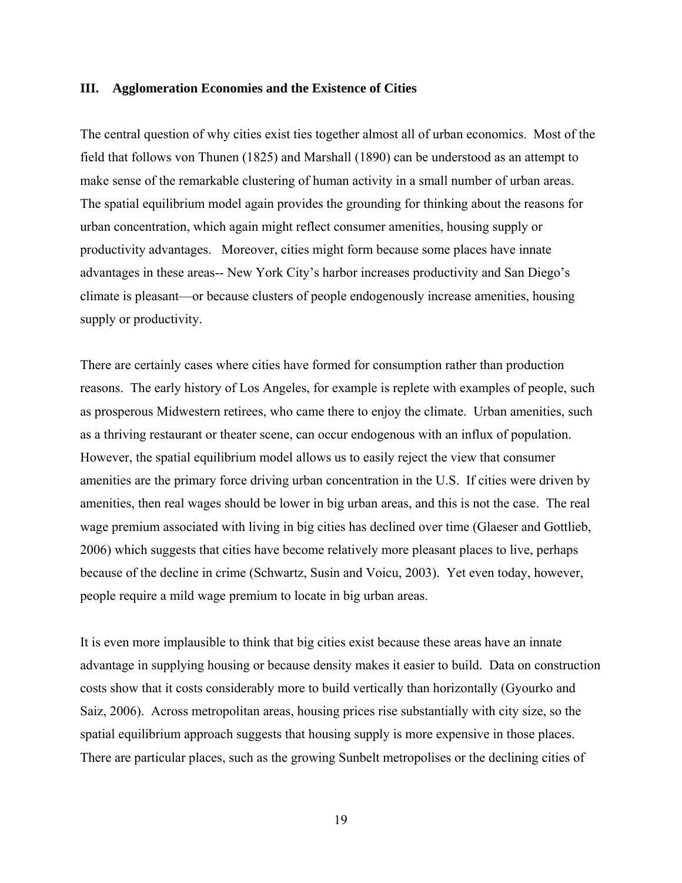### III. Agglomeration Economies and the Existence of Cities

The central question of why cities exist ties together almost all of urban economics. Most of the field that follows von Thunen (1825) and Marshall (1890) can be understood as an attempt to make sense of the remarkable clustering of human activity in a small number of urban areas. The spatial equilibrium model again provides the grounding for thinking about the reasons for urban concentration, which again might reflect consumer amenities, housing supply or productivity advantages. Moreover, cities might form because some places have innate advantages in these areas-- New York City's harbor increases productivity and San Diego's climate is pleasant—or because clusters of people endogenously increase amenities, housing supply or productivity.

There are certainly cases where cities have formed for consumption rather than production reasons. The early history of Los Angeles, for example is replete with examples of people, such as prosperous Midwestern retirees, who came there to enjoy the climate. Urban amenities, such as a thriving restaurant or theater scene, can occur endogenous with an influx of population. However, the spatial equilibrium model allows us to easily reject the view that consumer amenities are the primary force driving urban concentration in the U.S. If cities were driven by amenities, then real wages should be lower in big urban areas, and this is not the case. The real wage premium associated with living in big cities has declined over time (Glaeser and Gottlieb, 2006) which suggests that cities have become relatively more pleasant places to live, perhaps because of the decline in crime (Schwartz, Susin and Voicu, 2003). Yet even today, however, people require a mild wage premium to locate in big urban areas.

It is even more implausible to think that big cities exist because these areas have an innate advantage in supplying housing or because density makes it easier to build. Data on construction costs show that it costs considerably more to build vertically than horizontally (Gyourko and Saiz, 2006). Across metropolitan areas, housing prices rise substantially with city size, so the spatial equilibrium approach suggests that housing supply is more expensive in those places. There are particular places, such as the growing Sunbelt metropolises or the declining cities of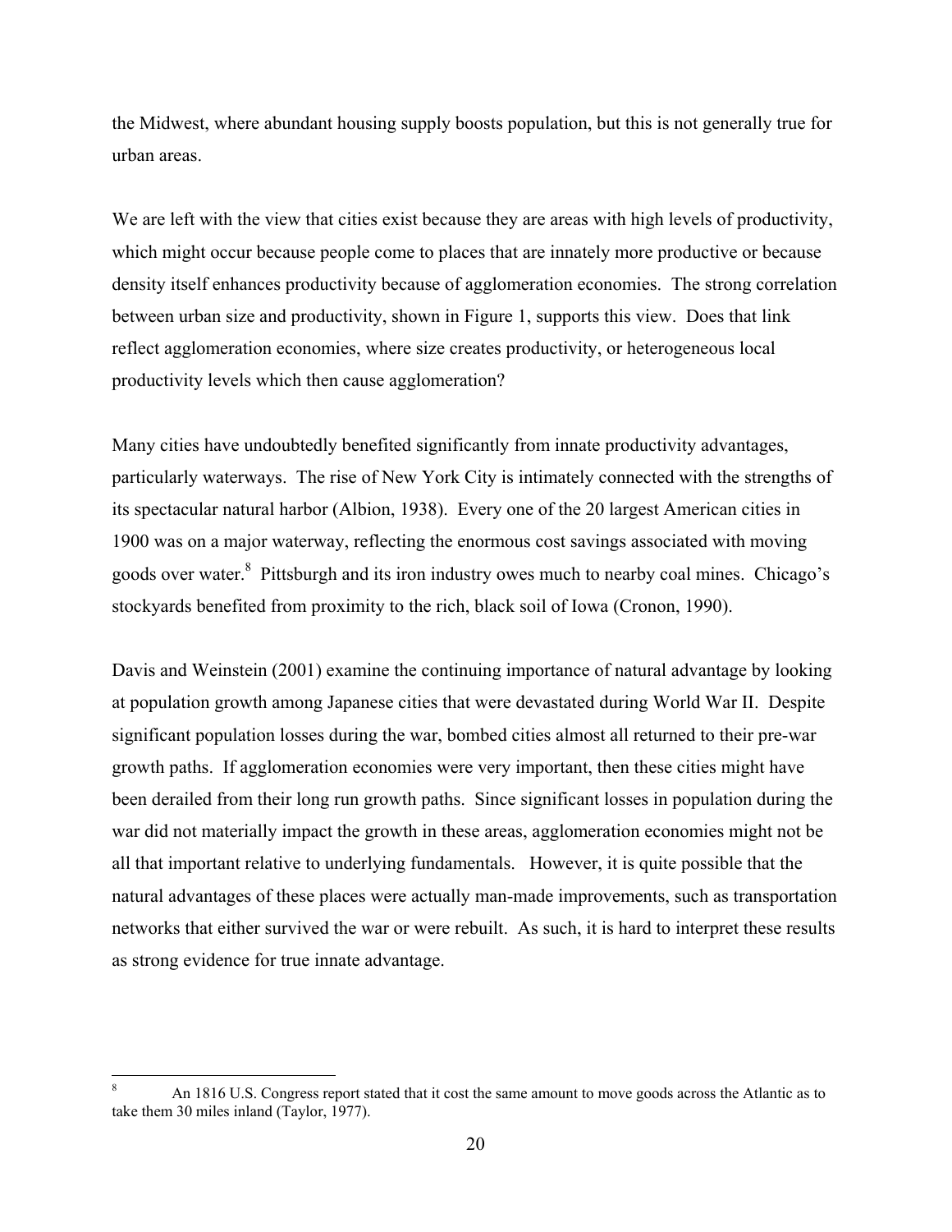the Midwest, where abundant housing supply boosts population, but this is not generally true for urban areas.

We are left with the view that cities exist because they are areas with high levels of productivity, which might occur because people come to places that are innately more productive or because density itself enhances productivity because of agglomeration economies. The strong correlation between urban size and productivity, shown in Figure 1, supports this view. Does that link reflect agglomeration economies, where size creates productivity, or heterogeneous local productivity levels which then cause agglomeration?

Many cities have undoubtedly benefited significantly from innate productivity advantages, particularly waterways. The rise of New York City is intimately connected with the strengths of its spectacular natural harbor (Albion, 1938). Every one of the 20 largest American cities in 1900 was on a major waterway, reflecting the enormous cost savings associated with moving goods over water.[8] Pittsburgh and its iron industry owes much to nearby coal mines. Chicago's stockyards benefited from proximity to the rich, black soil of Iowa (Cronon, 1990).

Davis and Weinstein (2001) examine the continuing importance of natural advantage by looking at population growth among Japanese cities that were devastated during World War II. Despite significant population losses during the war, bombed cities almost all returned to their pre-war growth paths. If agglomeration economies were very important, then these cities might have been derailed from their long run growth paths. Since significant losses in population during the war did not materially impact the growth in these areas, agglomeration economies might not be all that important relative to underlying fundamentals. However, it is quite possible that the natural advantages of these places were actually man-made improvements, such as transportation networks that either survived the war or were rebuilt. As such, it is hard to interpret these results as strong evidence for true innate advantage.

---

[8] An 1816 U.S. Congress report stated that it cost the same amount to move goods across the Atlantic as to take them 30 miles inland (Taylor, 1977).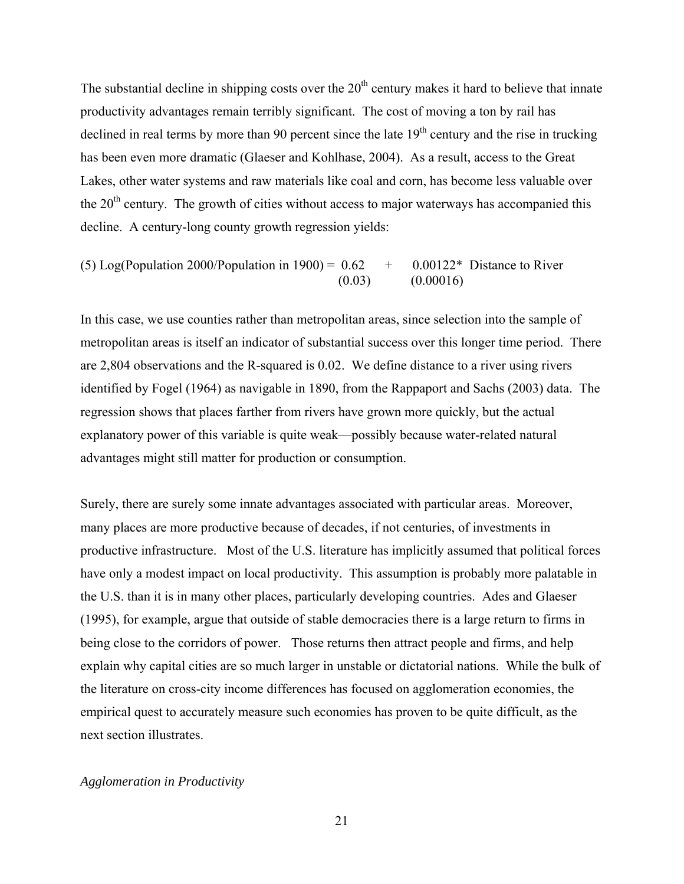The substantial decline in shipping costs over the 20[th] century makes it hard to believe that innate productivity advantages remain terribly significant. The cost of moving a ton by rail has declined in real terms by more than 90 percent since the late 19[th] century and the rise in trucking has been even more dramatic (Glaeser and Kohlhase, 2004). As a result, access to the Great Lakes, other water systems and raw materials like coal and corn, has become less valuable over the 20[th] century. The growth of cities without access to major waterways has accompanied this decline. A century-long county growth regression yields:

$$\text{(5) Log(Population 2000/Population in 1900)} = \underset{(0.03)}{0.62} + \underset{(0.00016)}{0.00122^{*}} \text{ Distance to River}$$

In this case, we use counties rather than metropolitan areas, since selection into the sample of metropolitan areas is itself an indicator of substantial success over this longer time period. There are 2,804 observations and the R-squared is 0.02. We define distance to a river using rivers identified by Fogel (1964) as navigable in 1890, from the Rappaport and Sachs (2003) data. The regression shows that places farther from rivers have grown more quickly, but the actual explanatory power of this variable is quite weak—possibly because water-related natural advantages might still matter for production or consumption.

Surely, there are surely some innate advantages associated with particular areas. Moreover, many places are more productive because of decades, if not centuries, of investments in productive infrastructure. Most of the U.S. literature has implicitly assumed that political forces have only a modest impact on local productivity. This assumption is probably more palatable in the U.S. than it is in many other places, particularly developing countries. Ades and Glaeser (1995), for example, argue that outside of stable democracies there is a large return to firms in being close to the corridors of power. Those returns then attract people and firms, and help explain why capital cities are so much larger in unstable or dictatorial nations. While the bulk of the literature on cross-city income differences has focused on agglomeration economies, the empirical quest to accurately measure such economies has proven to be quite difficult, as the next section illustrates.

*Agglomeration in Productivity*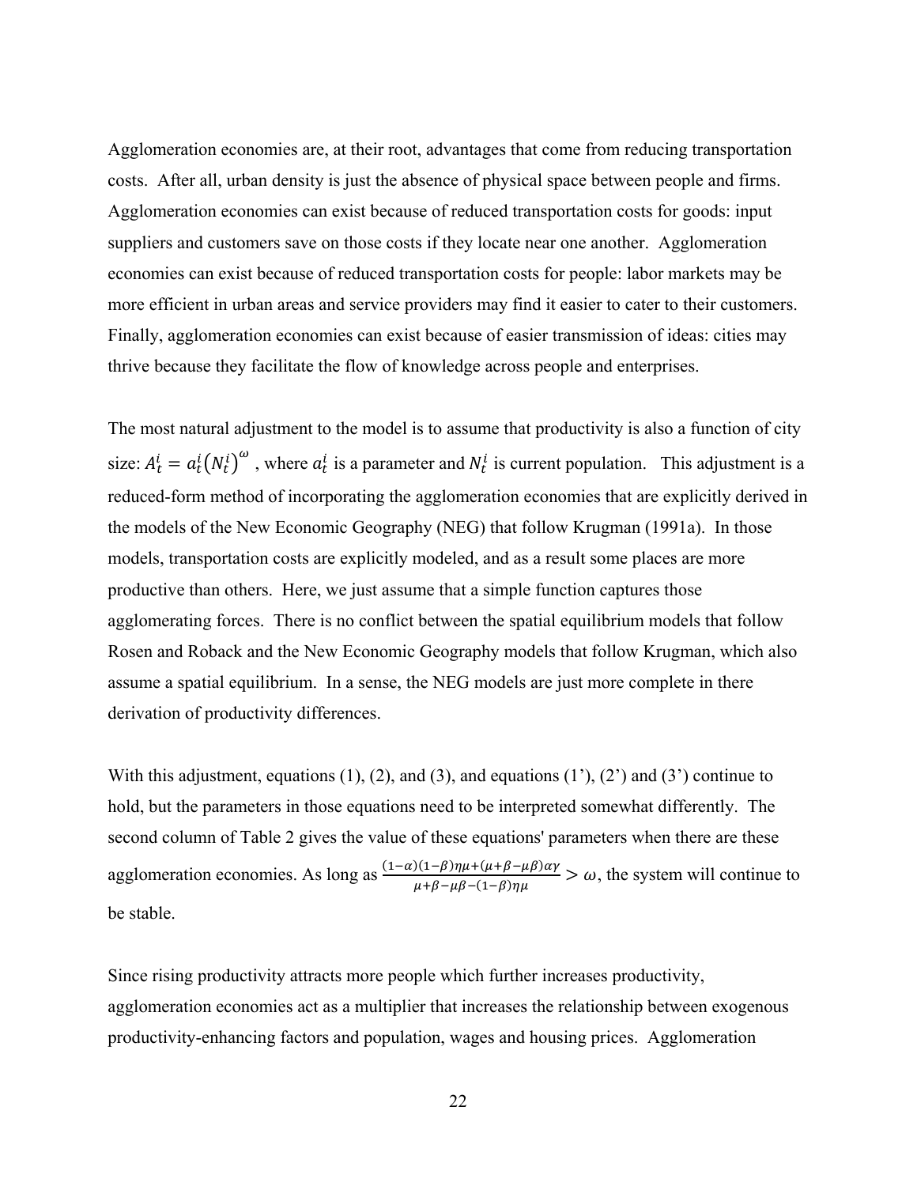Agglomeration economies are, at their root, advantages that come from reducing transportation costs. After all, urban density is just the absence of physical space between people and firms. Agglomeration economies can exist because of reduced transportation costs for goods: input suppliers and customers save on those costs if they locate near one another. Agglomeration economies can exist because of reduced transportation costs for people: labor markets may be more efficient in urban areas and service providers may find it easier to cater to their customers. Finally, agglomeration economies can exist because of easier transmission of ideas: cities may thrive because they facilitate the flow of knowledge across people and enterprises.

The most natural adjustment to the model is to assume that productivity is also a function of city size: $A_t^i = a_t^i \left(N_t^i\right)^{\omega}$ , where $a_t^i$ is a parameter and $N_t^i$ is current population. This adjustment is a reduced-form method of incorporating the agglomeration economies that are explicitly derived in the models of the New Economic Geography (NEG) that follow Krugman (1991a). In those models, transportation costs are explicitly modeled, and as a result some places are more productive than others. Here, we just assume that a simple function captures those agglomerating forces. There is no conflict between the spatial equilibrium models that follow Rosen and Roback and the New Economic Geography models that follow Krugman, which also assume a spatial equilibrium. In a sense, the NEG models are just more complete in there derivation of productivity differences.

With this adjustment, equations (1), (2), and (3), and equations (1'), (2') and (3') continue to hold, but the parameters in those equations need to be interpreted somewhat differently. The second column of Table 2 gives the value of these equations' parameters when there are these agglomeration economies. As long as $\frac{(1-\alpha)(1-\beta)\eta\mu+(\mu+\beta-\mu\beta)\alpha\gamma}{\mu+\beta-\mu\beta-(1-\beta)\eta\mu} > \omega$, the system will continue to be stable.

Since rising productivity attracts more people which further increases productivity, agglomeration economies act as a multiplier that increases the relationship between exogenous productivity-enhancing factors and population, wages and housing prices. Agglomeration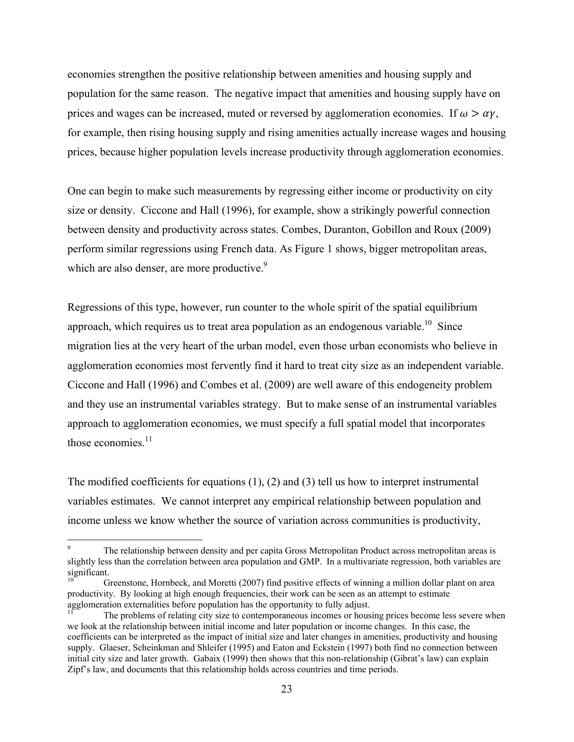economies strengthen the positive relationship between amenities and housing supply and population for the same reason. The negative impact that amenities and housing supply have on prices and wages can be increased, muted or reversed by agglomeration economies. If $\omega > \alpha\gamma$, for example, then rising housing supply and rising amenities actually increase wages and housing prices, because higher population levels increase productivity through agglomeration economies.

One can begin to make such measurements by regressing either income or productivity on city size or density. Ciccone and Hall (1996), for example, show a strikingly powerful connection between density and productivity across states. Combes, Duranton, Gobillon and Roux (2009) perform similar regressions using French data. As Figure 1 shows, bigger metropolitan areas, which are also denser, are more productive.[9]

Regressions of this type, however, run counter to the whole spirit of the spatial equilibrium approach, which requires us to treat area population as an endogenous variable.[10] Since migration lies at the very heart of the urban model, even those urban economists who believe in agglomeration economies most fervently find it hard to treat city size as an independent variable. Ciccone and Hall (1996) and Combes et al. (2009) are well aware of this endogeneity problem and they use an instrumental variables strategy. But to make sense of an instrumental variables approach to agglomeration economies, we must specify a full spatial model that incorporates those economies.[11]

The modified coefficients for equations (1), (2) and (3) tell us how to interpret instrumental variables estimates. We cannot interpret any empirical relationship between population and income unless we know whether the source of variation across communities is productivity,

---

[9] The relationship between density and per capita Gross Metropolitan Product across metropolitan areas is slightly less than the correlation between area population and GMP. In a multivariate regression, both variables are significant.

[10] Greenstone, Hornbeck, and Moretti (2007) find positive effects of winning a million dollar plant on area productivity. By looking at high enough frequencies, their work can be seen as an attempt to estimate agglomeration externalities before population has the opportunity to fully adjust.

[11] The problems of relating city size to contemporaneous incomes or housing prices become less severe when we look at the relationship between initial income and later population or income changes. In this case, the coefficients can be interpreted as the impact of initial size and later changes in amenities, productivity and housing supply. Glaeser, Scheinkman and Shleifer (1995) and Eaton and Eckstein (1997) both find no connection between initial city size and later growth. Gabaix (1999) then shows that this non-relationship (Gibrat's law) can explain Zipf's law, and documents that this relationship holds across countries and time periods.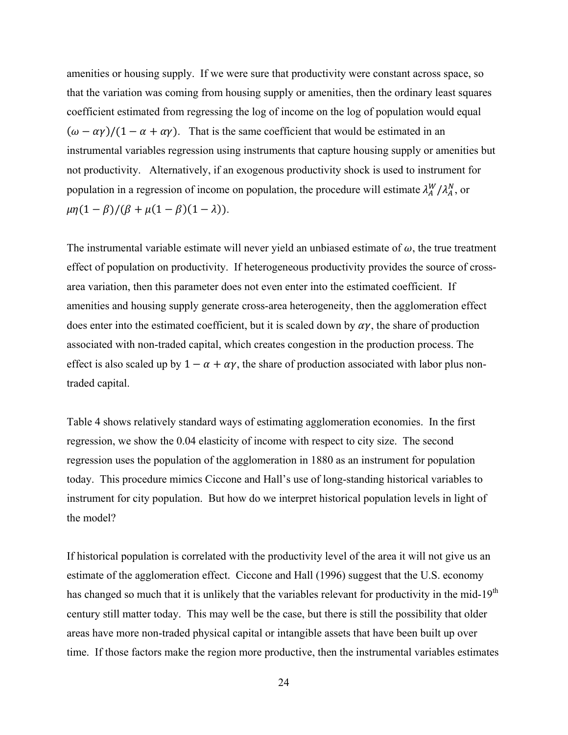amenities or housing supply. If we were sure that productivity were constant across space, so that the variation was coming from housing supply or amenities, then the ordinary least squares coefficient estimated from regressing the log of income on the log of population would equal $(\omega - \alpha\gamma)/(1 - \alpha + \alpha\gamma)$. That is the same coefficient that would be estimated in an instrumental variables regression using instruments that capture housing supply or amenities but not productivity. Alternatively, if an exogenous productivity shock is used to instrument for population in a regression of income on population, the procedure will estimate $\lambda_A^W/\lambda_A^N$, or $\mu\eta(1-\beta)/(\beta + \mu(1-\beta)(1-\lambda))$.

The instrumental variable estimate will never yield an unbiased estimate of $\omega$, the true treatment effect of population on productivity. If heterogeneous productivity provides the source of cross-area variation, then this parameter does not even enter into the estimated coefficient. If amenities and housing supply generate cross-area heterogeneity, then the agglomeration effect does enter into the estimated coefficient, but it is scaled down by $\alpha\gamma$, the share of production associated with non-traded capital, which creates congestion in the production process. The effect is also scaled up by $1 - \alpha + \alpha\gamma$, the share of production associated with labor plus non-traded capital.

Table 4 shows relatively standard ways of estimating agglomeration economies. In the first regression, we show the 0.04 elasticity of income with respect to city size. The second regression uses the population of the agglomeration in 1880 as an instrument for population today. This procedure mimics Ciccone and Hall's use of long-standing historical variables to instrument for city population. But how do we interpret historical population levels in light of the model?

If historical population is correlated with the productivity level of the area it will not give us an estimate of the agglomeration effect. Ciccone and Hall (1996) suggest that the U.S. economy has changed so much that it is unlikely that the variables relevant for productivity in the mid-19th century still matter today. This may well be the case, but there is still the possibility that older areas have more non-traded physical capital or intangible assets that have been built up over time. If those factors make the region more productive, then the instrumental variables estimates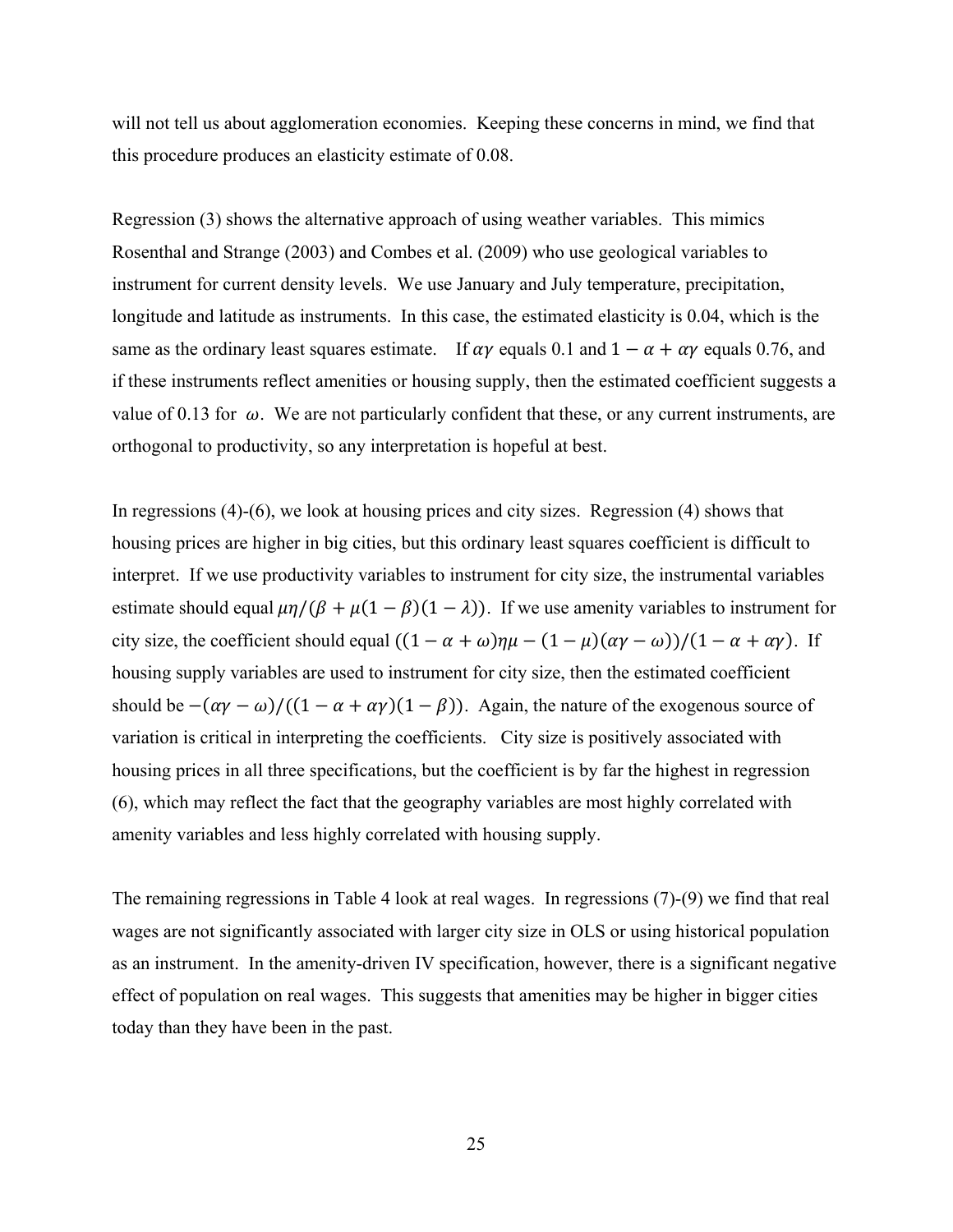will not tell us about agglomeration economies. Keeping these concerns in mind, we find that this procedure produces an elasticity estimate of 0.08.

Regression (3) shows the alternative approach of using weather variables. This mimics Rosenthal and Strange (2003) and Combes et al. (2009) who use geological variables to instrument for current density levels. We use January and July temperature, precipitation, longitude and latitude as instruments. In this case, the estimated elasticity is 0.04, which is the same as the ordinary least squares estimate. If $\alpha\gamma$ equals 0.1 and $1 - \alpha + \alpha\gamma$ equals 0.76, and if these instruments reflect amenities or housing supply, then the estimated coefficient suggests a value of 0.13 for $\omega$. We are not particularly confident that these, or any current instruments, are orthogonal to productivity, so any interpretation is hopeful at best.

In regressions (4)-(6), we look at housing prices and city sizes. Regression (4) shows that housing prices are higher in big cities, but this ordinary least squares coefficient is difficult to interpret. If we use productivity variables to instrument for city size, the instrumental variables estimate should equal $\mu\eta/(\beta + \mu(1-\beta)(1-\lambda))$. If we use amenity variables to instrument for city size, the coefficient should equal $((1-\alpha+\omega)\eta\mu - (1-\mu)(\alpha\gamma - \omega))/(1-\alpha+\alpha\gamma)$. If housing supply variables are used to instrument for city size, then the estimated coefficient should be $-(\alpha\gamma - \omega)/((1-\alpha+\alpha\gamma)(1-\beta))$. Again, the nature of the exogenous source of variation is critical in interpreting the coefficients. City size is positively associated with housing prices in all three specifications, but the coefficient is by far the highest in regression (6), which may reflect the fact that the geography variables are most highly correlated with amenity variables and less highly correlated with housing supply.

The remaining regressions in Table 4 look at real wages. In regressions (7)-(9) we find that real wages are not significantly associated with larger city size in OLS or using historical population as an instrument. In the amenity-driven IV specification, however, there is a significant negative effect of population on real wages. This suggests that amenities may be higher in bigger cities today than they have been in the past.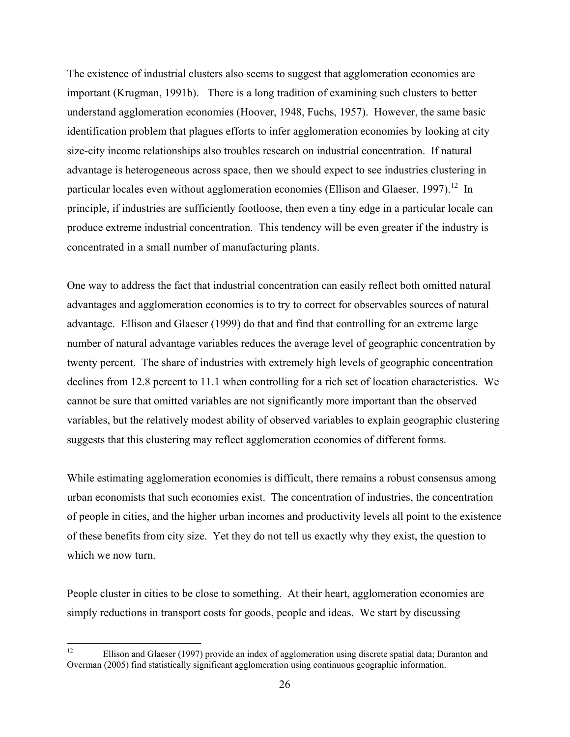The existence of industrial clusters also seems to suggest that agglomeration economies are important (Krugman, 1991b). There is a long tradition of examining such clusters to better understand agglomeration economies (Hoover, 1948, Fuchs, 1957). However, the same basic identification problem that plagues efforts to infer agglomeration economies by looking at city size-city income relationships also troubles research on industrial concentration. If natural advantage is heterogeneous across space, then we should expect to see industries clustering in particular locales even without agglomeration economies (Ellison and Glaeser, 1997).[12] In principle, if industries are sufficiently footloose, then even a tiny edge in a particular locale can produce extreme industrial concentration. This tendency will be even greater if the industry is concentrated in a small number of manufacturing plants.

One way to address the fact that industrial concentration can easily reflect both omitted natural advantages and agglomeration economies is to try to correct for observables sources of natural advantage. Ellison and Glaeser (1999) do that and find that controlling for an extreme large number of natural advantage variables reduces the average level of geographic concentration by twenty percent. The share of industries with extremely high levels of geographic concentration declines from 12.8 percent to 11.1 when controlling for a rich set of location characteristics. We cannot be sure that omitted variables are not significantly more important than the observed variables, but the relatively modest ability of observed variables to explain geographic clustering suggests that this clustering may reflect agglomeration economies of different forms.

While estimating agglomeration economies is difficult, there remains a robust consensus among urban economists that such economies exist. The concentration of industries, the concentration of people in cities, and the higher urban incomes and productivity levels all point to the existence of these benefits from city size. Yet they do not tell us exactly why they exist, the question to which we now turn.

People cluster in cities to be close to something. At their heart, agglomeration economies are simply reductions in transport costs for goods, people and ideas. We start by discussing

[12] Ellison and Glaeser (1997) provide an index of agglomeration using discrete spatial data; Duranton and Overman (2005) find statistically significant agglomeration using continuous geographic information.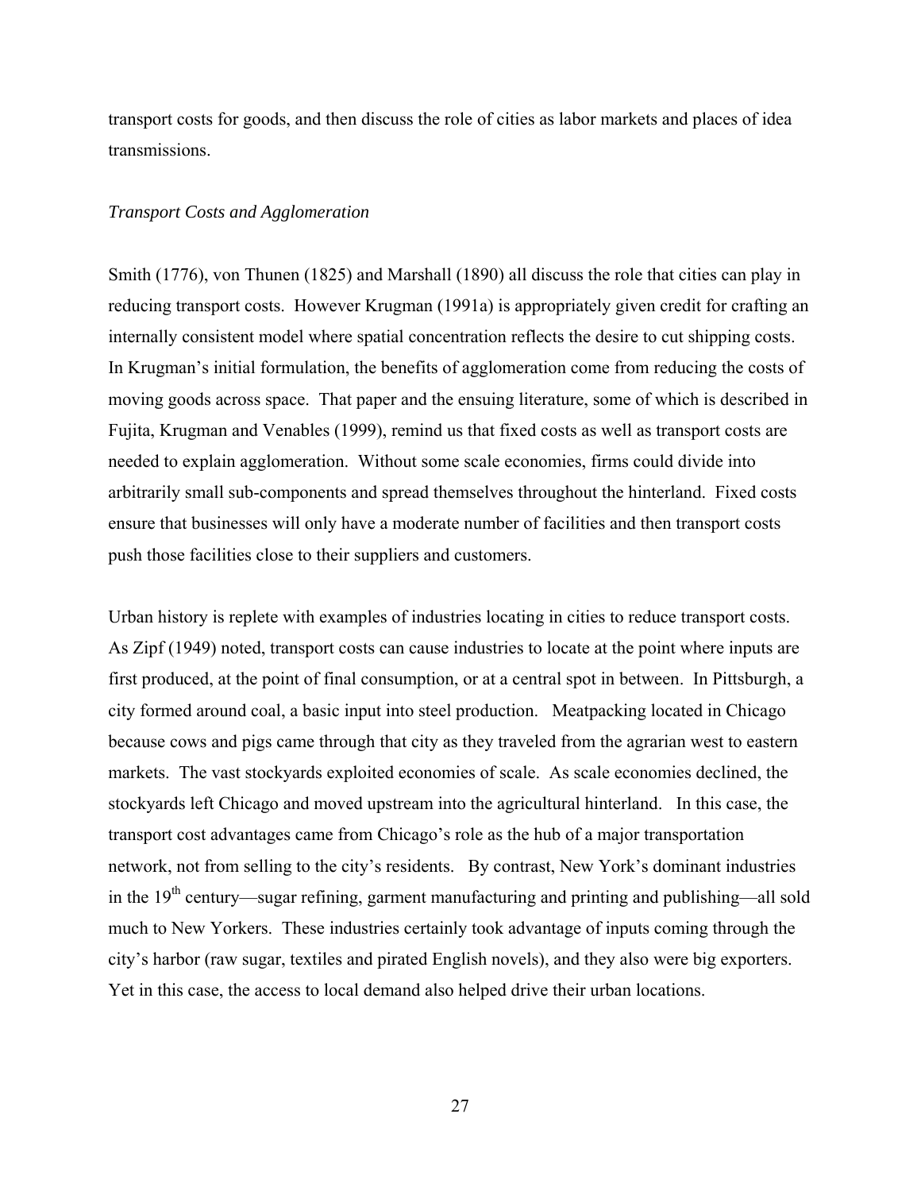transport costs for goods, and then discuss the role of cities as labor markets and places of idea transmissions.

*Transport Costs and Agglomeration*

Smith (1776), von Thunen (1825) and Marshall (1890) all discuss the role that cities can play in reducing transport costs. However Krugman (1991a) is appropriately given credit for crafting an internally consistent model where spatial concentration reflects the desire to cut shipping costs. In Krugman's initial formulation, the benefits of agglomeration come from reducing the costs of moving goods across space. That paper and the ensuing literature, some of which is described in Fujita, Krugman and Venables (1999), remind us that fixed costs as well as transport costs are needed to explain agglomeration. Without some scale economies, firms could divide into arbitrarily small sub-components and spread themselves throughout the hinterland. Fixed costs ensure that businesses will only have a moderate number of facilities and then transport costs push those facilities close to their suppliers and customers.

Urban history is replete with examples of industries locating in cities to reduce transport costs. As Zipf (1949) noted, transport costs can cause industries to locate at the point where inputs are first produced, at the point of final consumption, or at a central spot in between. In Pittsburgh, a city formed around coal, a basic input into steel production. Meatpacking located in Chicago because cows and pigs came through that city as they traveled from the agrarian west to eastern markets. The vast stockyards exploited economies of scale. As scale economies declined, the stockyards left Chicago and moved upstream into the agricultural hinterland. In this case, the transport cost advantages came from Chicago's role as the hub of a major transportation network, not from selling to the city's residents. By contrast, New York's dominant industries in the 19th century—sugar refining, garment manufacturing and printing and publishing—all sold much to New Yorkers. These industries certainly took advantage of inputs coming through the city's harbor (raw sugar, textiles and pirated English novels), and they also were big exporters. Yet in this case, the access to local demand also helped drive their urban locations.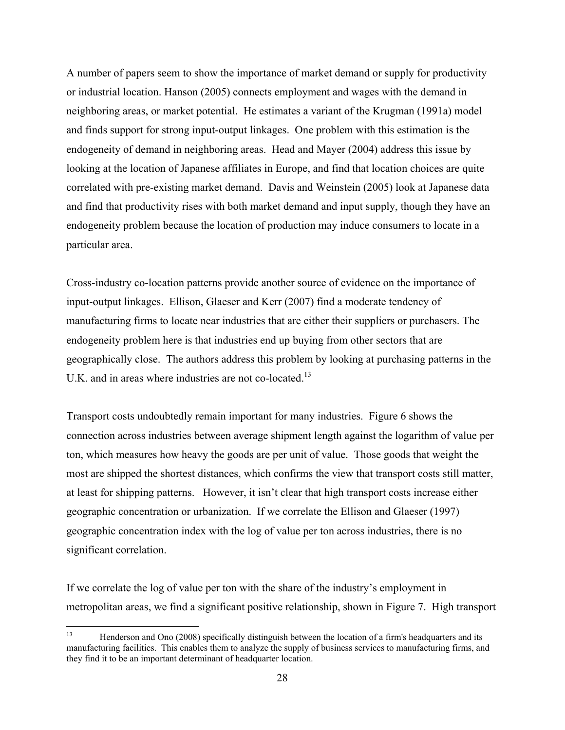A number of papers seem to show the importance of market demand or supply for productivity or industrial location. Hanson (2005) connects employment and wages with the demand in neighboring areas, or market potential. He estimates a variant of the Krugman (1991a) model and finds support for strong input-output linkages. One problem with this estimation is the endogeneity of demand in neighboring areas. Head and Mayer (2004) address this issue by looking at the location of Japanese affiliates in Europe, and find that location choices are quite correlated with pre-existing market demand. Davis and Weinstein (2005) look at Japanese data and find that productivity rises with both market demand and input supply, though they have an endogeneity problem because the location of production may induce consumers to locate in a particular area.

Cross-industry co-location patterns provide another source of evidence on the importance of input-output linkages. Ellison, Glaeser and Kerr (2007) find a moderate tendency of manufacturing firms to locate near industries that are either their suppliers or purchasers. The endogeneity problem here is that industries end up buying from other sectors that are geographically close. The authors address this problem by looking at purchasing patterns in the U.K. and in areas where industries are not co-located.[13]

Transport costs undoubtedly remain important for many industries. Figure 6 shows the connection across industries between average shipment length against the logarithm of value per ton, which measures how heavy the goods are per unit of value. Those goods that weight the most are shipped the shortest distances, which confirms the view that transport costs still matter, at least for shipping patterns. However, it isn't clear that high transport costs increase either geographic concentration or urbanization. If we correlate the Ellison and Glaeser (1997) geographic concentration index with the log of value per ton across industries, there is no significant correlation.

If we correlate the log of value per ton with the share of the industry's employment in metropolitan areas, we find a significant positive relationship, shown in Figure 7. High transport

[13] Henderson and Ono (2008) specifically distinguish between the location of a firm's headquarters and its manufacturing facilities. This enables them to analyze the supply of business services to manufacturing firms, and they find it to be an important determinant of headquarter location.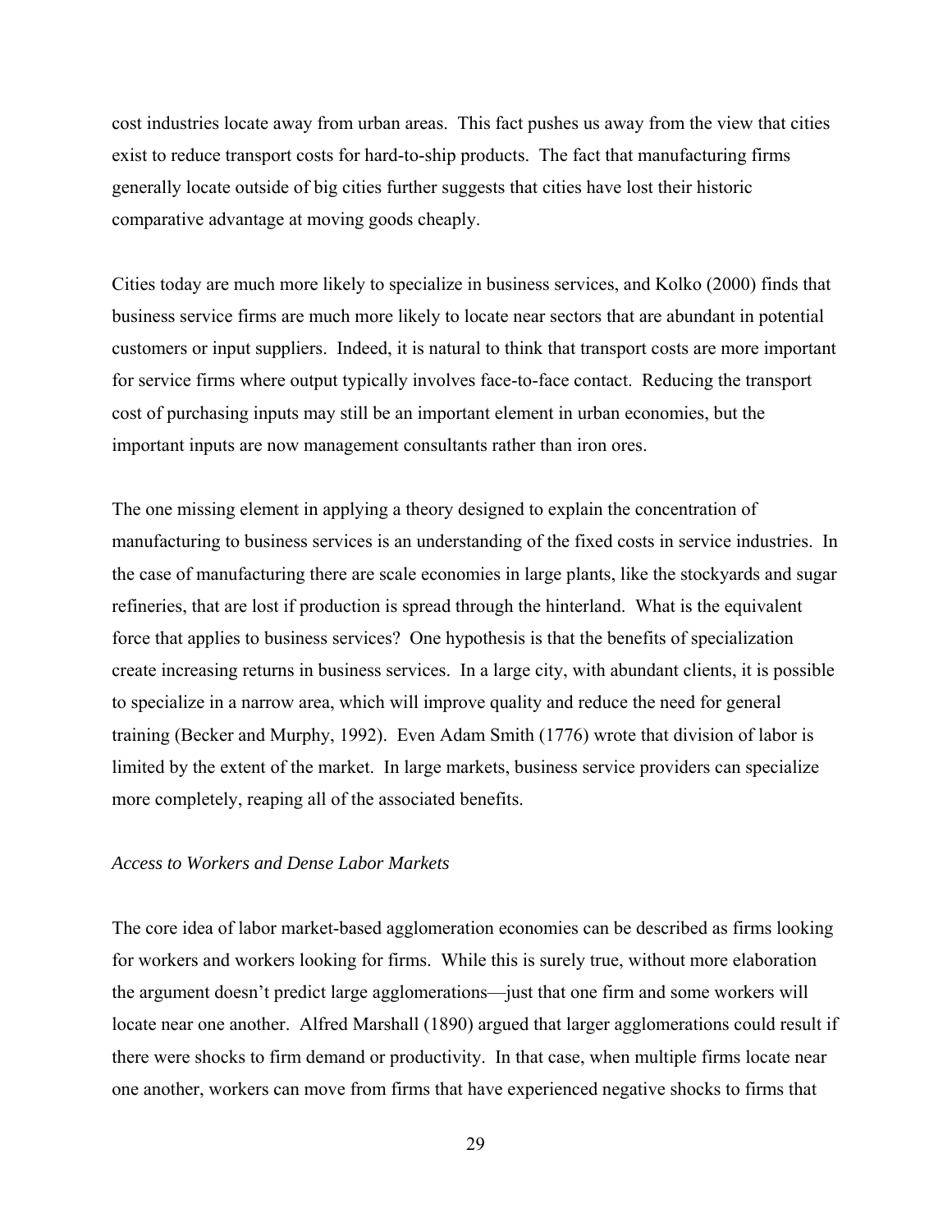cost industries locate away from urban areas. This fact pushes us away from the view that cities exist to reduce transport costs for hard-to-ship products. The fact that manufacturing firms generally locate outside of big cities further suggests that cities have lost their historic comparative advantage at moving goods cheaply.

Cities today are much more likely to specialize in business services, and Kolko (2000) finds that business service firms are much more likely to locate near sectors that are abundant in potential customers or input suppliers. Indeed, it is natural to think that transport costs are more important for service firms where output typically involves face-to-face contact. Reducing the transport cost of purchasing inputs may still be an important element in urban economies, but the important inputs are now management consultants rather than iron ores.

The one missing element in applying a theory designed to explain the concentration of manufacturing to business services is an understanding of the fixed costs in service industries. In the case of manufacturing there are scale economies in large plants, like the stockyards and sugar refineries, that are lost if production is spread through the hinterland. What is the equivalent force that applies to business services? One hypothesis is that the benefits of specialization create increasing returns in business services. In a large city, with abundant clients, it is possible to specialize in a narrow area, which will improve quality and reduce the need for general training (Becker and Murphy, 1992). Even Adam Smith (1776) wrote that division of labor is limited by the extent of the market. In large markets, business service providers can specialize more completely, reaping all of the associated benefits.

*Access to Workers and Dense Labor Markets*

The core idea of labor market-based agglomeration economies can be described as firms looking for workers and workers looking for firms. While this is surely true, without more elaboration the argument doesn't predict large agglomerations—just that one firm and some workers will locate near one another. Alfred Marshall (1890) argued that larger agglomerations could result if there were shocks to firm demand or productivity. In that case, when multiple firms locate near one another, workers can move from firms that have experienced negative shocks to firms that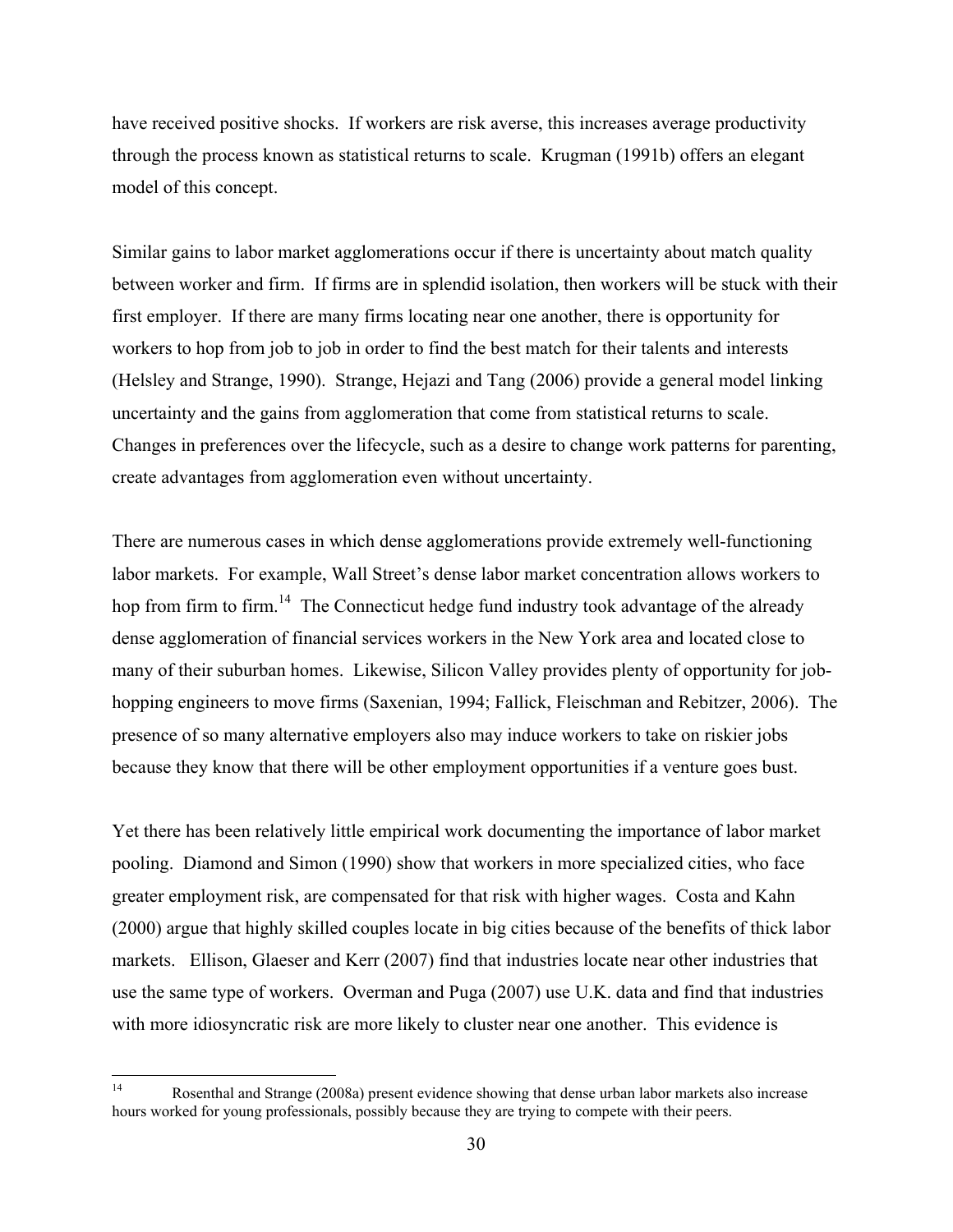have received positive shocks. If workers are risk averse, this increases average productivity through the process known as statistical returns to scale. Krugman (1991b) offers an elegant model of this concept.

Similar gains to labor market agglomerations occur if there is uncertainty about match quality between worker and firm. If firms are in splendid isolation, then workers will be stuck with their first employer. If there are many firms locating near one another, there is opportunity for workers to hop from job to job in order to find the best match for their talents and interests (Helsley and Strange, 1990). Strange, Hejazi and Tang (2006) provide a general model linking uncertainty and the gains from agglomeration that come from statistical returns to scale. Changes in preferences over the lifecycle, such as a desire to change work patterns for parenting, create advantages from agglomeration even without uncertainty.

There are numerous cases in which dense agglomerations provide extremely well-functioning labor markets. For example, Wall Street's dense labor market concentration allows workers to hop from firm to firm.[14] The Connecticut hedge fund industry took advantage of the already dense agglomeration of financial services workers in the New York area and located close to many of their suburban homes. Likewise, Silicon Valley provides plenty of opportunity for job-hopping engineers to move firms (Saxenian, 1994; Fallick, Fleischman and Rebitzer, 2006). The presence of so many alternative employers also may induce workers to take on riskier jobs because they know that there will be other employment opportunities if a venture goes bust.

Yet there has been relatively little empirical work documenting the importance of labor market pooling. Diamond and Simon (1990) show that workers in more specialized cities, who face greater employment risk, are compensated for that risk with higher wages. Costa and Kahn (2000) argue that highly skilled couples locate in big cities because of the benefits of thick labor markets. Ellison, Glaeser and Kerr (2007) find that industries locate near other industries that use the same type of workers. Overman and Puga (2007) use U.K. data and find that industries with more idiosyncratic risk are more likely to cluster near one another. This evidence is

---

[14] Rosenthal and Strange (2008a) present evidence showing that dense urban labor markets also increase hours worked for young professionals, possibly because they are trying to compete with their peers.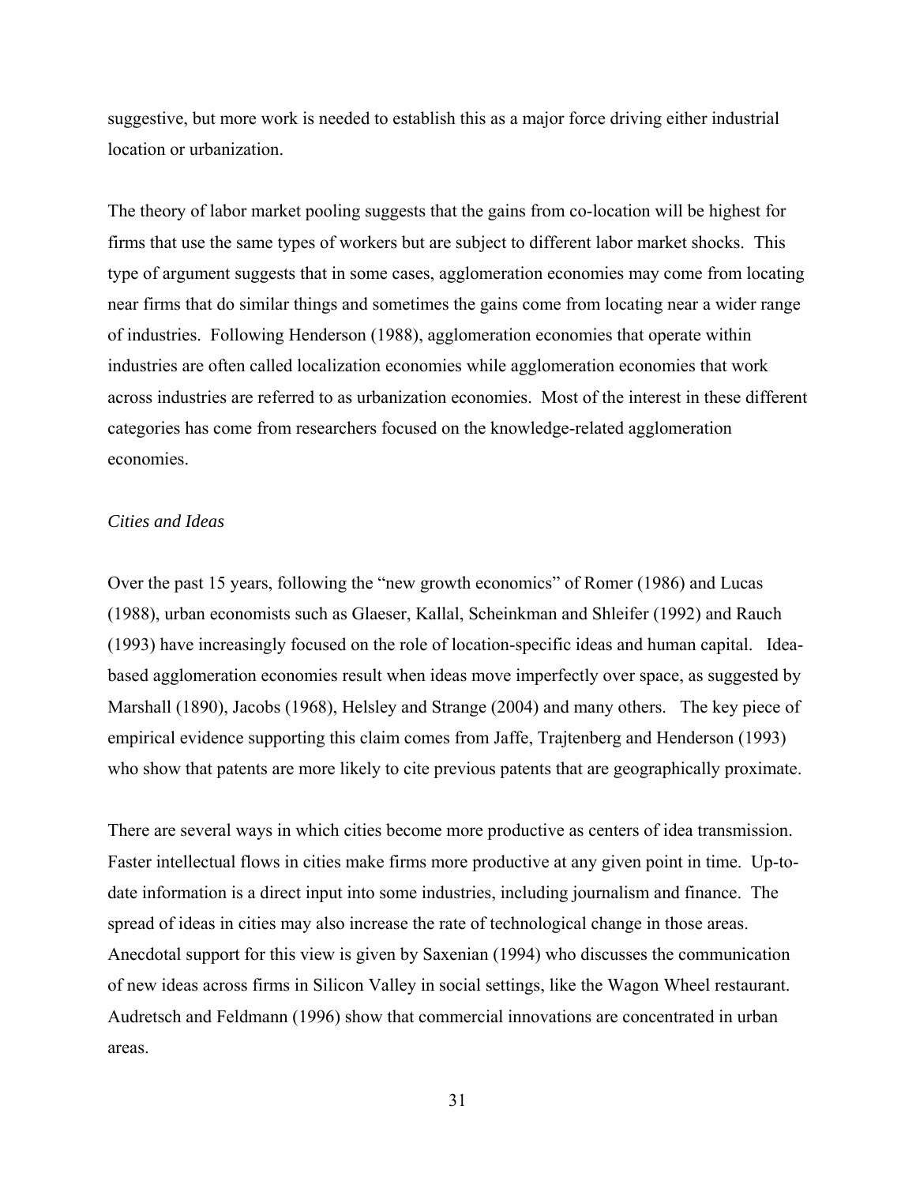suggestive, but more work is needed to establish this as a major force driving either industrial location or urbanization.

The theory of labor market pooling suggests that the gains from co-location will be highest for firms that use the same types of workers but are subject to different labor market shocks. This type of argument suggests that in some cases, agglomeration economies may come from locating near firms that do similar things and sometimes the gains come from locating near a wider range of industries. Following Henderson (1988), agglomeration economies that operate within industries are often called localization economies while agglomeration economies that work across industries are referred to as urbanization economies. Most of the interest in these different categories has come from researchers focused on the knowledge-related agglomeration economies.

*Cities and Ideas*

Over the past 15 years, following the "new growth economics" of Romer (1986) and Lucas (1988), urban economists such as Glaeser, Kallal, Scheinkman and Shleifer (1992) and Rauch (1993) have increasingly focused on the role of location-specific ideas and human capital. Idea-based agglomeration economies result when ideas move imperfectly over space, as suggested by Marshall (1890), Jacobs (1968), Helsley and Strange (2004) and many others. The key piece of empirical evidence supporting this claim comes from Jaffe, Trajtenberg and Henderson (1993) who show that patents are more likely to cite previous patents that are geographically proximate.

There are several ways in which cities become more productive as centers of idea transmission. Faster intellectual flows in cities make firms more productive at any given point in time. Up-to-date information is a direct input into some industries, including journalism and finance. The spread of ideas in cities may also increase the rate of technological change in those areas. Anecdotal support for this view is given by Saxenian (1994) who discusses the communication of new ideas across firms in Silicon Valley in social settings, like the Wagon Wheel restaurant. Audretsch and Feldmann (1996) show that commercial innovations are concentrated in urban areas.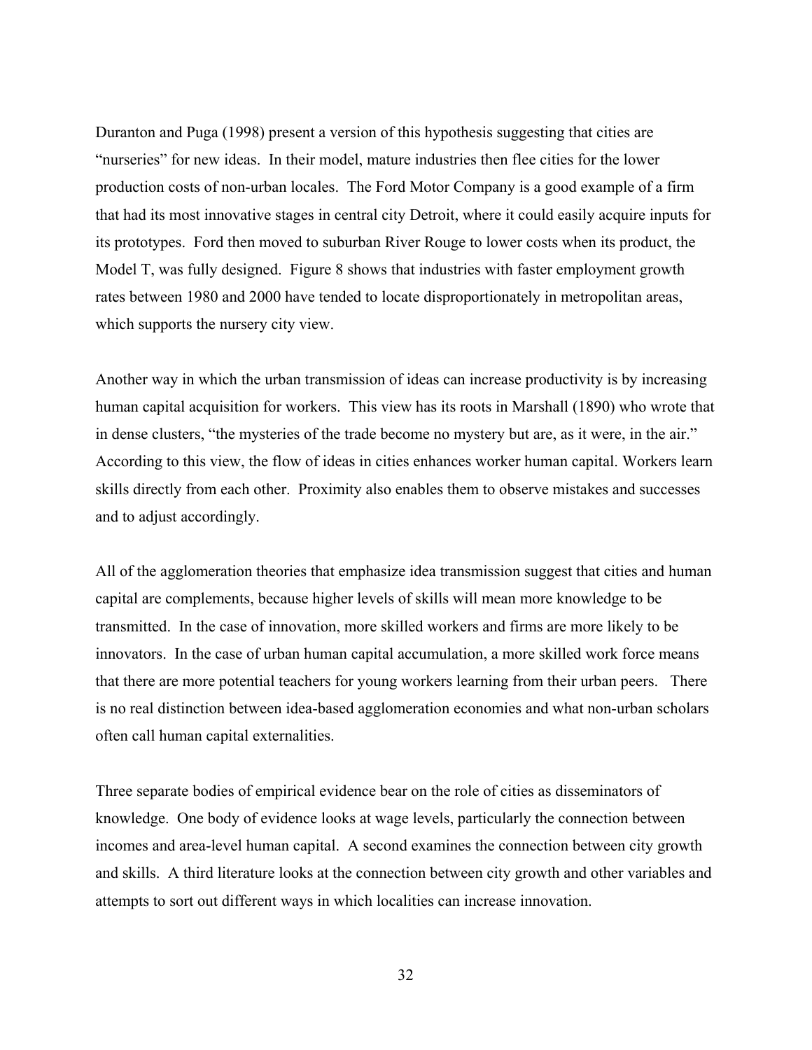Duranton and Puga (1998) present a version of this hypothesis suggesting that cities are "nurseries" for new ideas. In their model, mature industries then flee cities for the lower production costs of non-urban locales. The Ford Motor Company is a good example of a firm that had its most innovative stages in central city Detroit, where it could easily acquire inputs for its prototypes. Ford then moved to suburban River Rouge to lower costs when its product, the Model T, was fully designed. Figure 8 shows that industries with faster employment growth rates between 1980 and 2000 have tended to locate disproportionately in metropolitan areas, which supports the nursery city view.

Another way in which the urban transmission of ideas can increase productivity is by increasing human capital acquisition for workers. This view has its roots in Marshall (1890) who wrote that in dense clusters, "the mysteries of the trade become no mystery but are, as it were, in the air." According to this view, the flow of ideas in cities enhances worker human capital. Workers learn skills directly from each other. Proximity also enables them to observe mistakes and successes and to adjust accordingly.

All of the agglomeration theories that emphasize idea transmission suggest that cities and human capital are complements, because higher levels of skills will mean more knowledge to be transmitted. In the case of innovation, more skilled workers and firms are more likely to be innovators. In the case of urban human capital accumulation, a more skilled work force means that there are more potential teachers for young workers learning from their urban peers. There is no real distinction between idea-based agglomeration economies and what non-urban scholars often call human capital externalities.

Three separate bodies of empirical evidence bear on the role of cities as disseminators of knowledge. One body of evidence looks at wage levels, particularly the connection between incomes and area-level human capital. A second examines the connection between city growth and skills. A third literature looks at the connection between city growth and other variables and attempts to sort out different ways in which localities can increase innovation.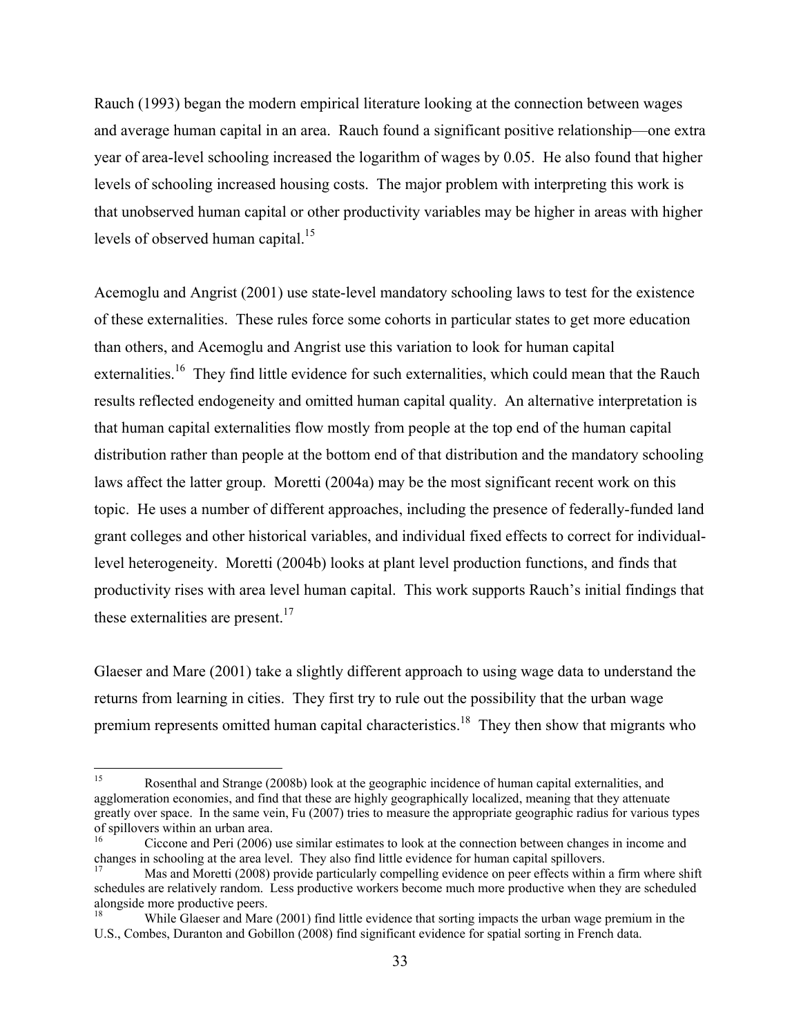Rauch (1993) began the modern empirical literature looking at the connection between wages and average human capital in an area. Rauch found a significant positive relationship—one extra year of area-level schooling increased the logarithm of wages by 0.05. He also found that higher levels of schooling increased housing costs. The major problem with interpreting this work is that unobserved human capital or other productivity variables may be higher in areas with higher levels of observed human capital.[15]

Acemoglu and Angrist (2001) use state-level mandatory schooling laws to test for the existence of these externalities. These rules force some cohorts in particular states to get more education than others, and Acemoglu and Angrist use this variation to look for human capital externalities.[16] They find little evidence for such externalities, which could mean that the Rauch results reflected endogeneity and omitted human capital quality. An alternative interpretation is that human capital externalities flow mostly from people at the top end of the human capital distribution rather than people at the bottom end of that distribution and the mandatory schooling laws affect the latter group. Moretti (2004a) may be the most significant recent work on this topic. He uses a number of different approaches, including the presence of federally-funded land grant colleges and other historical variables, and individual fixed effects to correct for individual-level heterogeneity. Moretti (2004b) looks at plant level production functions, and finds that productivity rises with area level human capital. This work supports Rauch's initial findings that these externalities are present.[17]

Glaeser and Mare (2001) take a slightly different approach to using wage data to understand the returns from learning in cities. They first try to rule out the possibility that the urban wage premium represents omitted human capital characteristics.[18] They then show that migrants who

---

[15] Rosenthal and Strange (2008b) look at the geographic incidence of human capital externalities, and agglomeration economies, and find that these are highly geographically localized, meaning that they attenuate greatly over space. In the same vein, Fu (2007) tries to measure the appropriate geographic radius for various types of spillovers within an urban area.

[16] Ciccone and Peri (2006) use similar estimates to look at the connection between changes in income and changes in schooling at the area level. They also find little evidence for human capital spillovers.

[17] Mas and Moretti (2008) provide particularly compelling evidence on peer effects within a firm where shift schedules are relatively random. Less productive workers become much more productive when they are scheduled alongside more productive peers.

[18] While Glaeser and Mare (2001) find little evidence that sorting impacts the urban wage premium in the U.S., Combes, Duranton and Gobillon (2008) find significant evidence for spatial sorting in French data.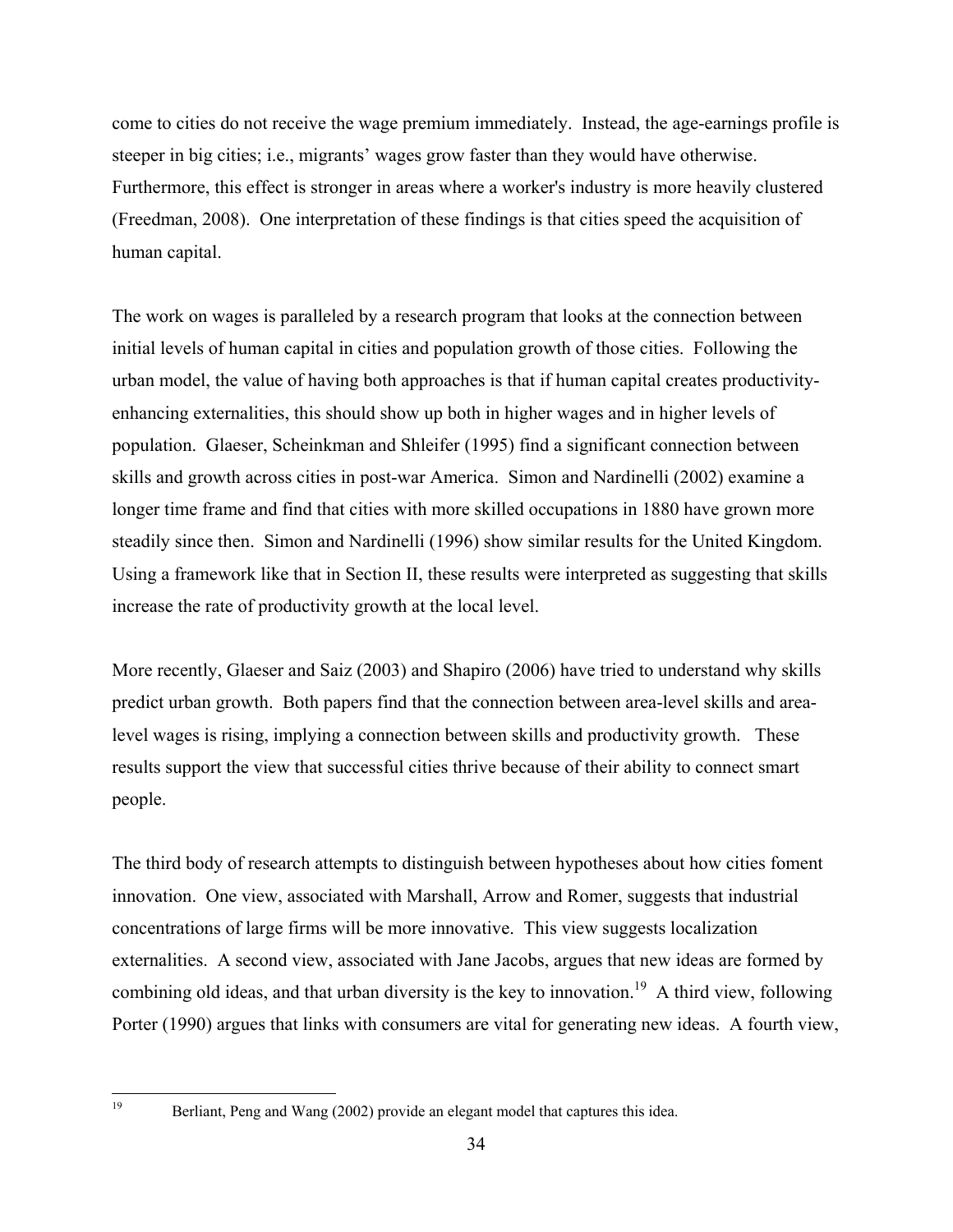come to cities do not receive the wage premium immediately. Instead, the age-earnings profile is steeper in big cities; i.e., migrants' wages grow faster than they would have otherwise. Furthermore, this effect is stronger in areas where a worker's industry is more heavily clustered (Freedman, 2008). One interpretation of these findings is that cities speed the acquisition of human capital.

The work on wages is paralleled by a research program that looks at the connection between initial levels of human capital in cities and population growth of those cities. Following the urban model, the value of having both approaches is that if human capital creates productivity-enhancing externalities, this should show up both in higher wages and in higher levels of population. Glaeser, Scheinkman and Shleifer (1995) find a significant connection between skills and growth across cities in post-war America. Simon and Nardinelli (2002) examine a longer time frame and find that cities with more skilled occupations in 1880 have grown more steadily since then. Simon and Nardinelli (1996) show similar results for the United Kingdom. Using a framework like that in Section II, these results were interpreted as suggesting that skills increase the rate of productivity growth at the local level.

More recently, Glaeser and Saiz (2003) and Shapiro (2006) have tried to understand why skills predict urban growth. Both papers find that the connection between area-level skills and area-level wages is rising, implying a connection between skills and productivity growth. These results support the view that successful cities thrive because of their ability to connect smart people.

The third body of research attempts to distinguish between hypotheses about how cities foment innovation. One view, associated with Marshall, Arrow and Romer, suggests that industrial concentrations of large firms will be more innovative. This view suggests localization externalities. A second view, associated with Jane Jacobs, argues that new ideas are formed by combining old ideas, and that urban diversity is the key to innovation.[19] A third view, following Porter (1990) argues that links with consumers are vital for generating new ideas. A fourth view,

[19] Berliant, Peng and Wang (2002) provide an elegant model that captures this idea.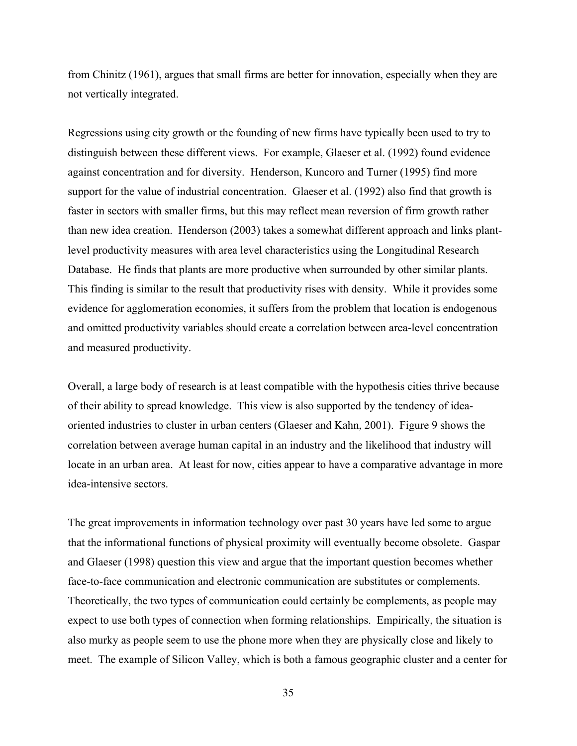from Chinitz (1961), argues that small firms are better for innovation, especially when they are not vertically integrated.

Regressions using city growth or the founding of new firms have typically been used to try to distinguish between these different views. For example, Glaeser et al. (1992) found evidence against concentration and for diversity. Henderson, Kuncoro and Turner (1995) find more support for the value of industrial concentration. Glaeser et al. (1992) also find that growth is faster in sectors with smaller firms, but this may reflect mean reversion of firm growth rather than new idea creation. Henderson (2003) takes a somewhat different approach and links plant-level productivity measures with area level characteristics using the Longitudinal Research Database. He finds that plants are more productive when surrounded by other similar plants. This finding is similar to the result that productivity rises with density. While it provides some evidence for agglomeration economies, it suffers from the problem that location is endogenous and omitted productivity variables should create a correlation between area-level concentration and measured productivity.

Overall, a large body of research is at least compatible with the hypothesis cities thrive because of their ability to spread knowledge. This view is also supported by the tendency of idea-oriented industries to cluster in urban centers (Glaeser and Kahn, 2001). Figure 9 shows the correlation between average human capital in an industry and the likelihood that industry will locate in an urban area. At least for now, cities appear to have a comparative advantage in more idea-intensive sectors.

The great improvements in information technology over past 30 years have led some to argue that the informational functions of physical proximity will eventually become obsolete. Gaspar and Glaeser (1998) question this view and argue that the important question becomes whether face-to-face communication and electronic communication are substitutes or complements. Theoretically, the two types of communication could certainly be complements, as people may expect to use both types of connection when forming relationships. Empirically, the situation is also murky as people seem to use the phone more when they are physically close and likely to meet. The example of Silicon Valley, which is both a famous geographic cluster and a center for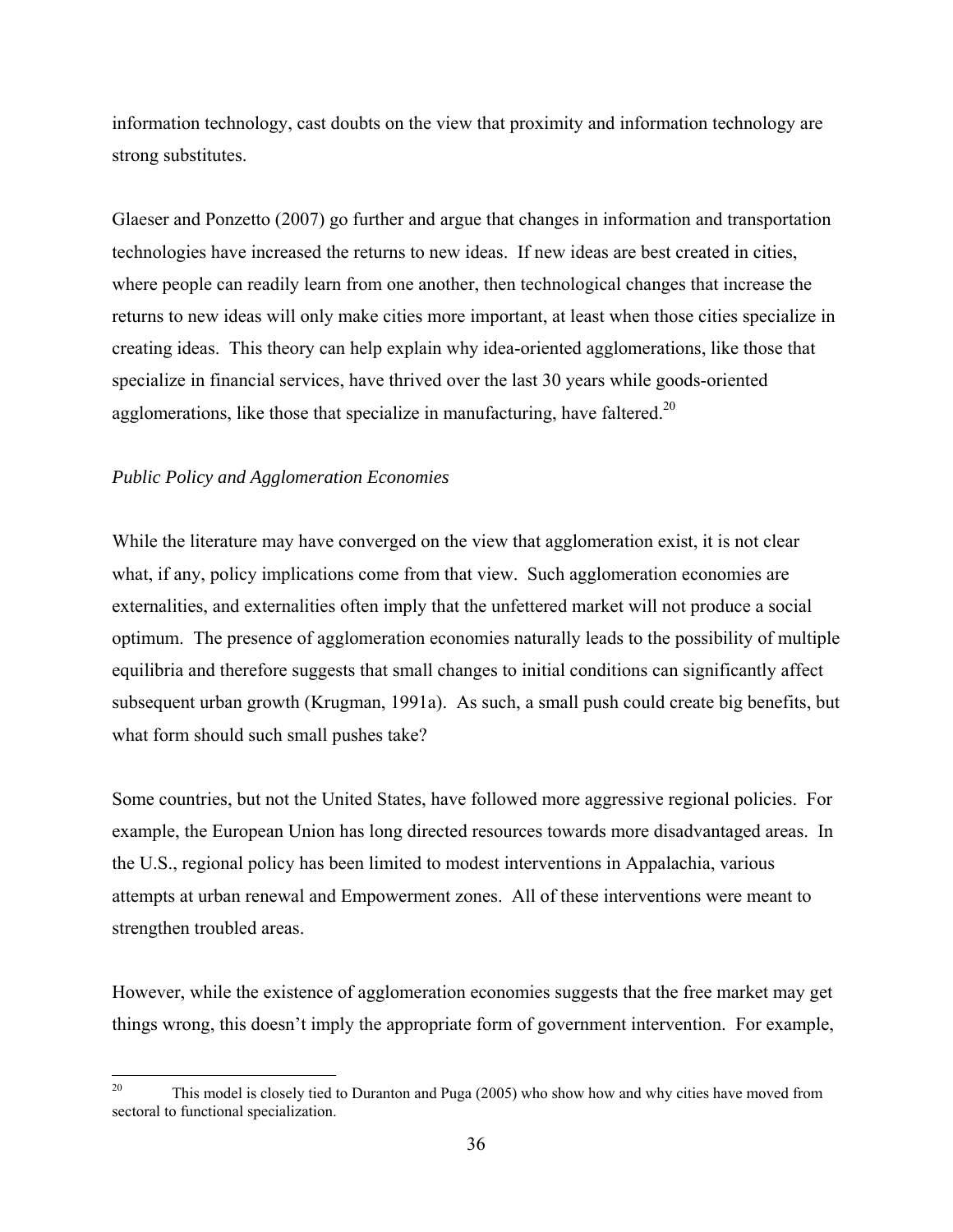information technology, cast doubts on the view that proximity and information technology are strong substitutes.

Glaeser and Ponzetto (2007) go further and argue that changes in information and transportation technologies have increased the returns to new ideas. If new ideas are best created in cities, where people can readily learn from one another, then technological changes that increase the returns to new ideas will only make cities more important, at least when those cities specialize in creating ideas. This theory can help explain why idea-oriented agglomerations, like those that specialize in financial services, have thrived over the last 30 years while goods-oriented agglomerations, like those that specialize in manufacturing, have faltered.[20]

*Public Policy and Agglomeration Economies*

While the literature may have converged on the view that agglomeration exist, it is not clear what, if any, policy implications come from that view. Such agglomeration economies are externalities, and externalities often imply that the unfettered market will not produce a social optimum. The presence of agglomeration economies naturally leads to the possibility of multiple equilibria and therefore suggests that small changes to initial conditions can significantly affect subsequent urban growth (Krugman, 1991a). As such, a small push could create big benefits, but what form should such small pushes take?

Some countries, but not the United States, have followed more aggressive regional policies. For example, the European Union has long directed resources towards more disadvantaged areas. In the U.S., regional policy has been limited to modest interventions in Appalachia, various attempts at urban renewal and Empowerment zones. All of these interventions were meant to strengthen troubled areas.

However, while the existence of agglomeration economies suggests that the free market may get things wrong, this doesn't imply the appropriate form of government intervention. For example,

---

[20] This model is closely tied to Duranton and Puga (2005) who show how and why cities have moved from sectoral to functional specialization.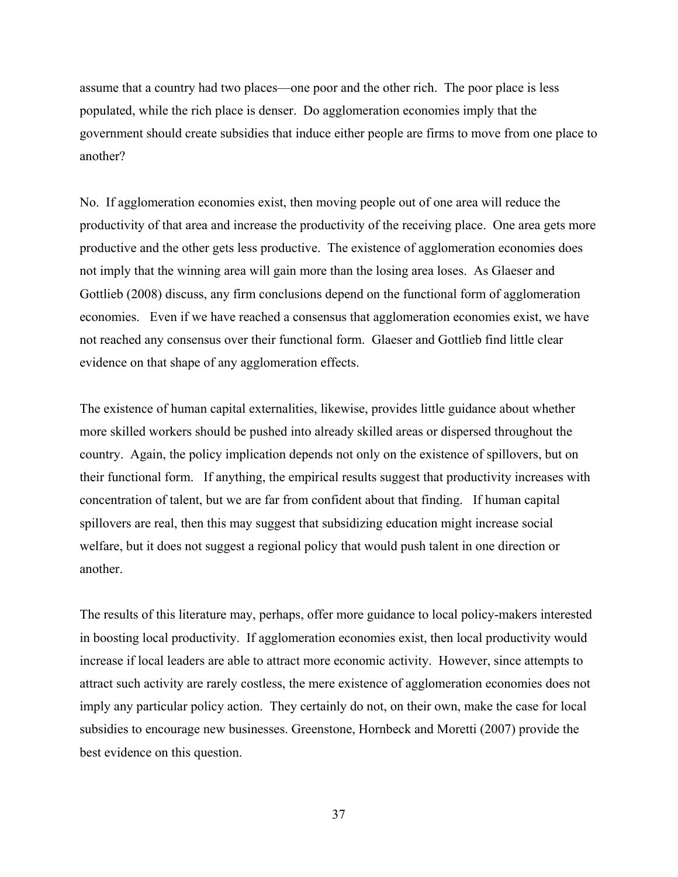assume that a country had two places—one poor and the other rich. The poor place is less populated, while the rich place is denser. Do agglomeration economies imply that the government should create subsidies that induce either people are firms to move from one place to another?

No. If agglomeration economies exist, then moving people out of one area will reduce the productivity of that area and increase the productivity of the receiving place. One area gets more productive and the other gets less productive. The existence of agglomeration economies does not imply that the winning area will gain more than the losing area loses. As Glaeser and Gottlieb (2008) discuss, any firm conclusions depend on the functional form of agglomeration economies. Even if we have reached a consensus that agglomeration economies exist, we have not reached any consensus over their functional form. Glaeser and Gottlieb find little clear evidence on that shape of any agglomeration effects.

The existence of human capital externalities, likewise, provides little guidance about whether more skilled workers should be pushed into already skilled areas or dispersed throughout the country. Again, the policy implication depends not only on the existence of spillovers, but on their functional form. If anything, the empirical results suggest that productivity increases with concentration of talent, but we are far from confident about that finding. If human capital spillovers are real, then this may suggest that subsidizing education might increase social welfare, but it does not suggest a regional policy that would push talent in one direction or another.

The results of this literature may, perhaps, offer more guidance to local policy-makers interested in boosting local productivity. If agglomeration economies exist, then local productivity would increase if local leaders are able to attract more economic activity. However, since attempts to attract such activity are rarely costless, the mere existence of agglomeration economies does not imply any particular policy action. They certainly do not, on their own, make the case for local subsidies to encourage new businesses. Greenstone, Hornbeck and Moretti (2007) provide the best evidence on this question.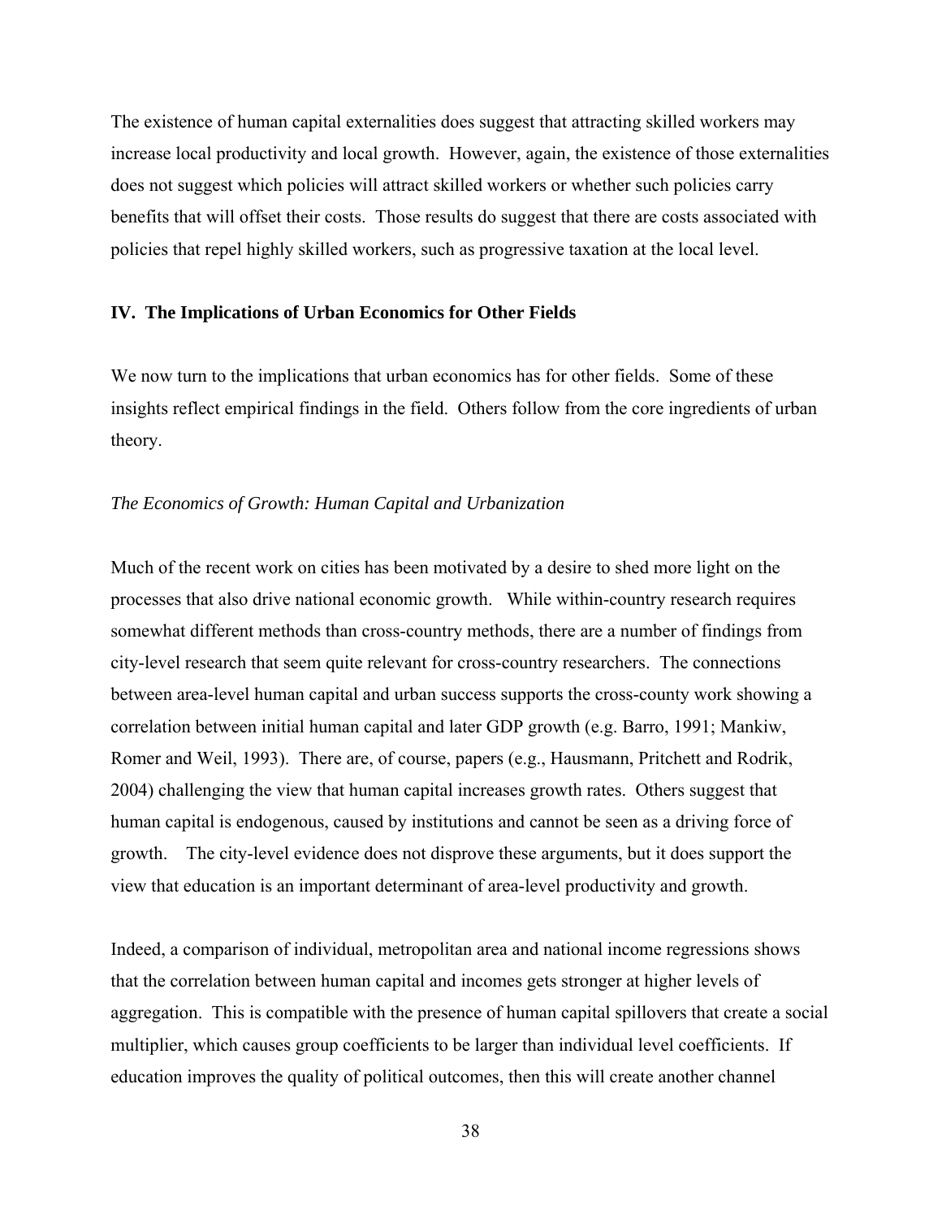The existence of human capital externalities does suggest that attracting skilled workers may increase local productivity and local growth. However, again, the existence of those externalities does not suggest which policies will attract skilled workers or whether such policies carry benefits that will offset their costs. Those results do suggest that there are costs associated with policies that repel highly skilled workers, such as progressive taxation at the local level.

## IV. The Implications of Urban Economics for Other Fields

We now turn to the implications that urban economics has for other fields. Some of these insights reflect empirical findings in the field. Others follow from the core ingredients of urban theory.

*The Economics of Growth: Human Capital and Urbanization*

Much of the recent work on cities has been motivated by a desire to shed more light on the processes that also drive national economic growth. While within-country research requires somewhat different methods than cross-country methods, there are a number of findings from city-level research that seem quite relevant for cross-country researchers. The connections between area-level human capital and urban success supports the cross-county work showing a correlation between initial human capital and later GDP growth (e.g. Barro, 1991; Mankiw, Romer and Weil, 1993). There are, of course, papers (e.g., Hausmann, Pritchett and Rodrik, 2004) challenging the view that human capital increases growth rates. Others suggest that human capital is endogenous, caused by institutions and cannot be seen as a driving force of growth. The city-level evidence does not disprove these arguments, but it does support the view that education is an important determinant of area-level productivity and growth.

Indeed, a comparison of individual, metropolitan area and national income regressions shows that the correlation between human capital and incomes gets stronger at higher levels of aggregation. This is compatible with the presence of human capital spillovers that create a social multiplier, which causes group coefficients to be larger than individual level coefficients. If education improves the quality of political outcomes, then this will create another channel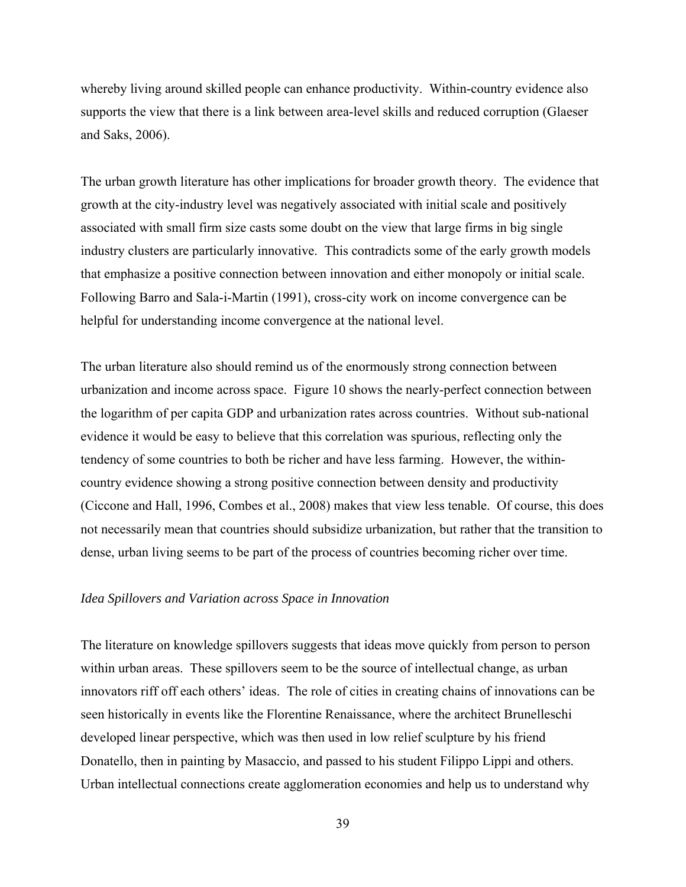whereby living around skilled people can enhance productivity. Within-country evidence also supports the view that there is a link between area-level skills and reduced corruption (Glaeser and Saks, 2006).

The urban growth literature has other implications for broader growth theory. The evidence that growth at the city-industry level was negatively associated with initial scale and positively associated with small firm size casts some doubt on the view that large firms in big single industry clusters are particularly innovative. This contradicts some of the early growth models that emphasize a positive connection between innovation and either monopoly or initial scale. Following Barro and Sala-i-Martin (1991), cross-city work on income convergence can be helpful for understanding income convergence at the national level.

The urban literature also should remind us of the enormously strong connection between urbanization and income across space. Figure 10 shows the nearly-perfect connection between the logarithm of per capita GDP and urbanization rates across countries. Without sub-national evidence it would be easy to believe that this correlation was spurious, reflecting only the tendency of some countries to both be richer and have less farming. However, the within-country evidence showing a strong positive connection between density and productivity (Ciccone and Hall, 1996, Combes et al., 2008) makes that view less tenable. Of course, this does not necessarily mean that countries should subsidize urbanization, but rather that the transition to dense, urban living seems to be part of the process of countries becoming richer over time.

*Idea Spillovers and Variation across Space in Innovation*

The literature on knowledge spillovers suggests that ideas move quickly from person to person within urban areas. These spillovers seem to be the source of intellectual change, as urban innovators riff off each others' ideas. The role of cities in creating chains of innovations can be seen historically in events like the Florentine Renaissance, where the architect Brunelleschi developed linear perspective, which was then used in low relief sculpture by his friend Donatello, then in painting by Masaccio, and passed to his student Filippo Lippi and others. Urban intellectual connections create agglomeration economies and help us to understand why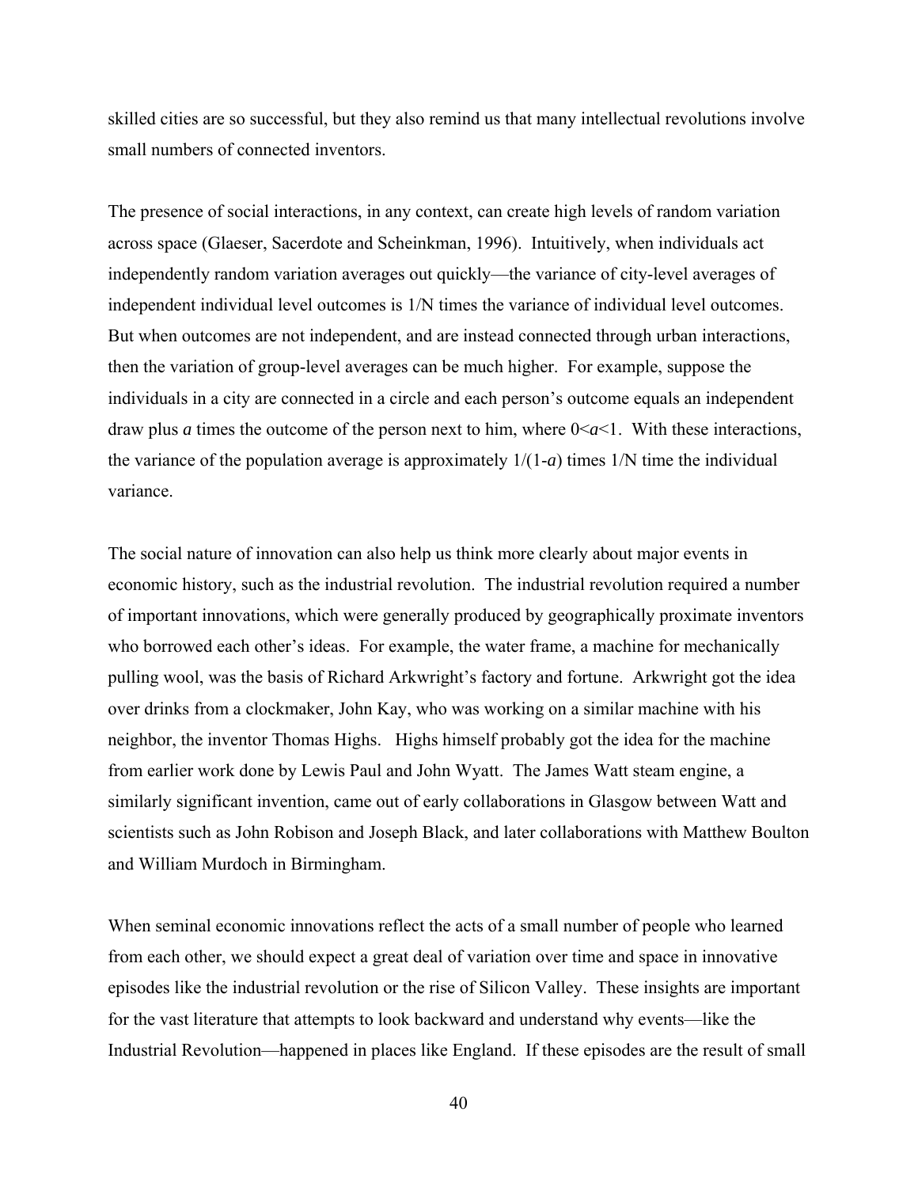skilled cities are so successful, but they also remind us that many intellectual revolutions involve small numbers of connected inventors.

The presence of social interactions, in any context, can create high levels of random variation across space (Glaeser, Sacerdote and Scheinkman, 1996). Intuitively, when individuals act independently random variation averages out quickly—the variance of city-level averages of independent individual level outcomes is 1/N times the variance of individual level outcomes. But when outcomes are not independent, and are instead connected through urban interactions, then the variation of group-level averages can be much higher. For example, suppose the individuals in a city are connected in a circle and each person's outcome equals an independent draw plus $a$ times the outcome of the person next to him, where $0<a<1$. With these interactions, the variance of the population average is approximately $1/(1-a)$ times 1/N time the individual variance.

The social nature of innovation can also help us think more clearly about major events in economic history, such as the industrial revolution. The industrial revolution required a number of important innovations, which were generally produced by geographically proximate inventors who borrowed each other's ideas. For example, the water frame, a machine for mechanically pulling wool, was the basis of Richard Arkwright's factory and fortune. Arkwright got the idea over drinks from a clockmaker, John Kay, who was working on a similar machine with his neighbor, the inventor Thomas Highs. Highs himself probably got the idea for the machine from earlier work done by Lewis Paul and John Wyatt. The James Watt steam engine, a similarly significant invention, came out of early collaborations in Glasgow between Watt and scientists such as John Robison and Joseph Black, and later collaborations with Matthew Boulton and William Murdoch in Birmingham.

When seminal economic innovations reflect the acts of a small number of people who learned from each other, we should expect a great deal of variation over time and space in innovative episodes like the industrial revolution or the rise of Silicon Valley. These insights are important for the vast literature that attempts to look backward and understand why events—like the Industrial Revolution—happened in places like England. If these episodes are the result of small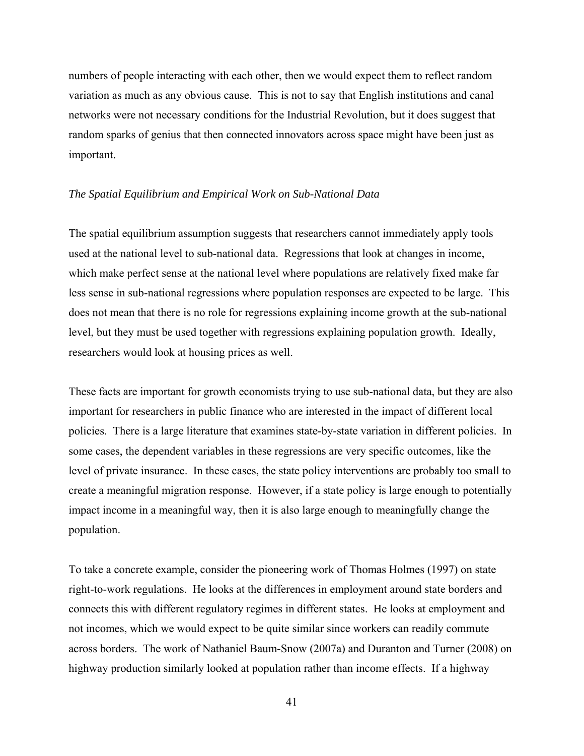numbers of people interacting with each other, then we would expect them to reflect random variation as much as any obvious cause. This is not to say that English institutions and canal networks were not necessary conditions for the Industrial Revolution, but it does suggest that random sparks of genius that then connected innovators across space might have been just as important.

*The Spatial Equilibrium and Empirical Work on Sub-National Data*

The spatial equilibrium assumption suggests that researchers cannot immediately apply tools used at the national level to sub-national data. Regressions that look at changes in income, which make perfect sense at the national level where populations are relatively fixed make far less sense in sub-national regressions where population responses are expected to be large. This does not mean that there is no role for regressions explaining income growth at the sub-national level, but they must be used together with regressions explaining population growth. Ideally, researchers would look at housing prices as well.

These facts are important for growth economists trying to use sub-national data, but they are also important for researchers in public finance who are interested in the impact of different local policies. There is a large literature that examines state-by-state variation in different policies. In some cases, the dependent variables in these regressions are very specific outcomes, like the level of private insurance. In these cases, the state policy interventions are probably too small to create a meaningful migration response. However, if a state policy is large enough to potentially impact income in a meaningful way, then it is also large enough to meaningfully change the population.

To take a concrete example, consider the pioneering work of Thomas Holmes (1997) on state right-to-work regulations. He looks at the differences in employment around state borders and connects this with different regulatory regimes in different states. He looks at employment and not incomes, which we would expect to be quite similar since workers can readily commute across borders. The work of Nathaniel Baum-Snow (2007a) and Duranton and Turner (2008) on highway production similarly looked at population rather than income effects. If a highway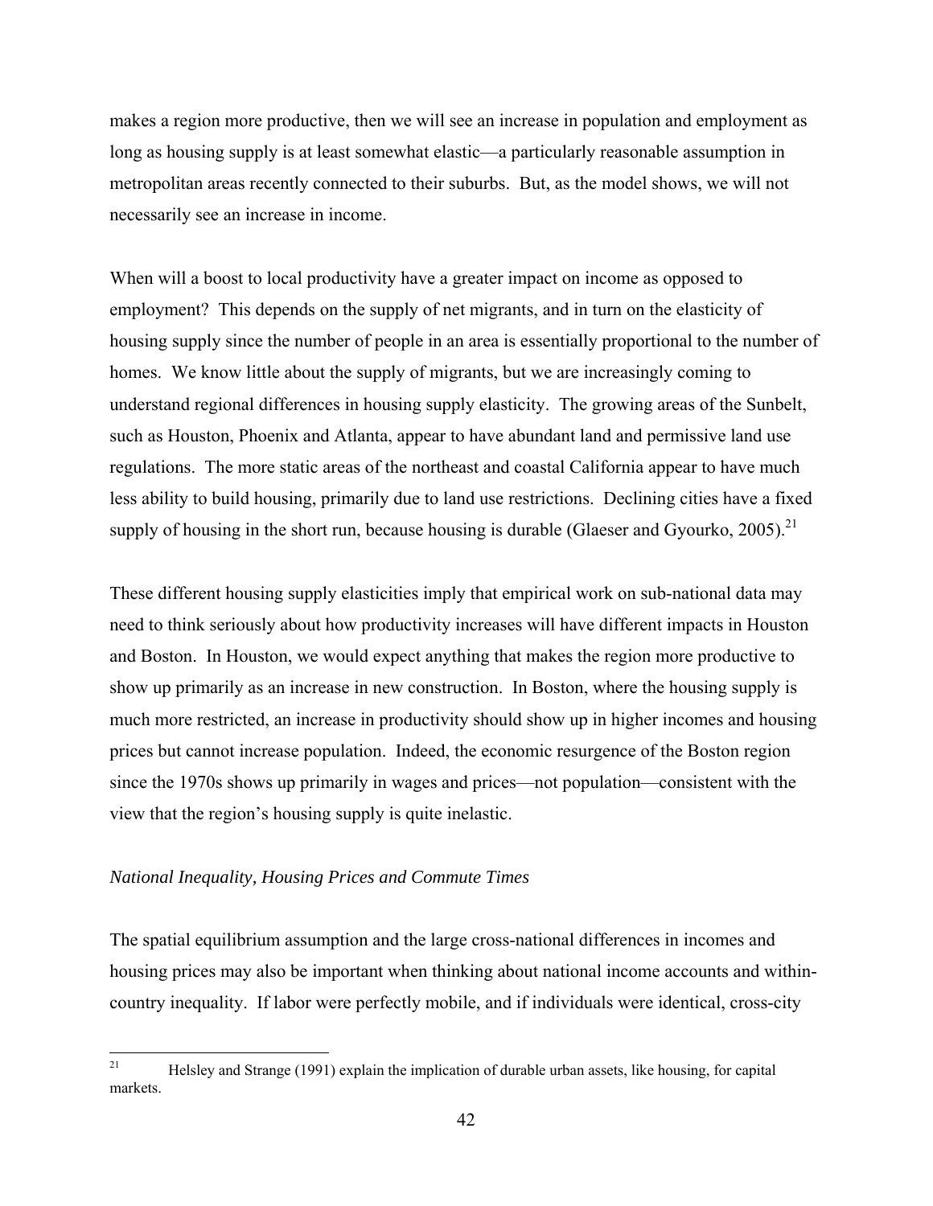makes a region more productive, then we will see an increase in population and employment as long as housing supply is at least somewhat elastic—a particularly reasonable assumption in metropolitan areas recently connected to their suburbs. But, as the model shows, we will not necessarily see an increase in income.

When will a boost to local productivity have a greater impact on income as opposed to employment? This depends on the supply of net migrants, and in turn on the elasticity of housing supply since the number of people in an area is essentially proportional to the number of homes. We know little about the supply of migrants, but we are increasingly coming to understand regional differences in housing supply elasticity. The growing areas of the Sunbelt, such as Houston, Phoenix and Atlanta, appear to have abundant land and permissive land use regulations. The more static areas of the northeast and coastal California appear to have much less ability to build housing, primarily due to land use restrictions. Declining cities have a fixed supply of housing in the short run, because housing is durable (Glaeser and Gyourko, 2005).[21]

These different housing supply elasticities imply that empirical work on sub-national data may need to think seriously about how productivity increases will have different impacts in Houston and Boston. In Houston, we would expect anything that makes the region more productive to show up primarily as an increase in new construction. In Boston, where the housing supply is much more restricted, an increase in productivity should show up in higher incomes and housing prices but cannot increase population. Indeed, the economic resurgence of the Boston region since the 1970s shows up primarily in wages and prices—not population—consistent with the view that the region's housing supply is quite inelastic.

*National Inequality, Housing Prices and Commute Times*

The spatial equilibrium assumption and the large cross-national differences in incomes and housing prices may also be important when thinking about national income accounts and within-country inequality. If labor were perfectly mobile, and if individuals were identical, cross-city

[21] Helsley and Strange (1991) explain the implication of durable urban assets, like housing, for capital markets.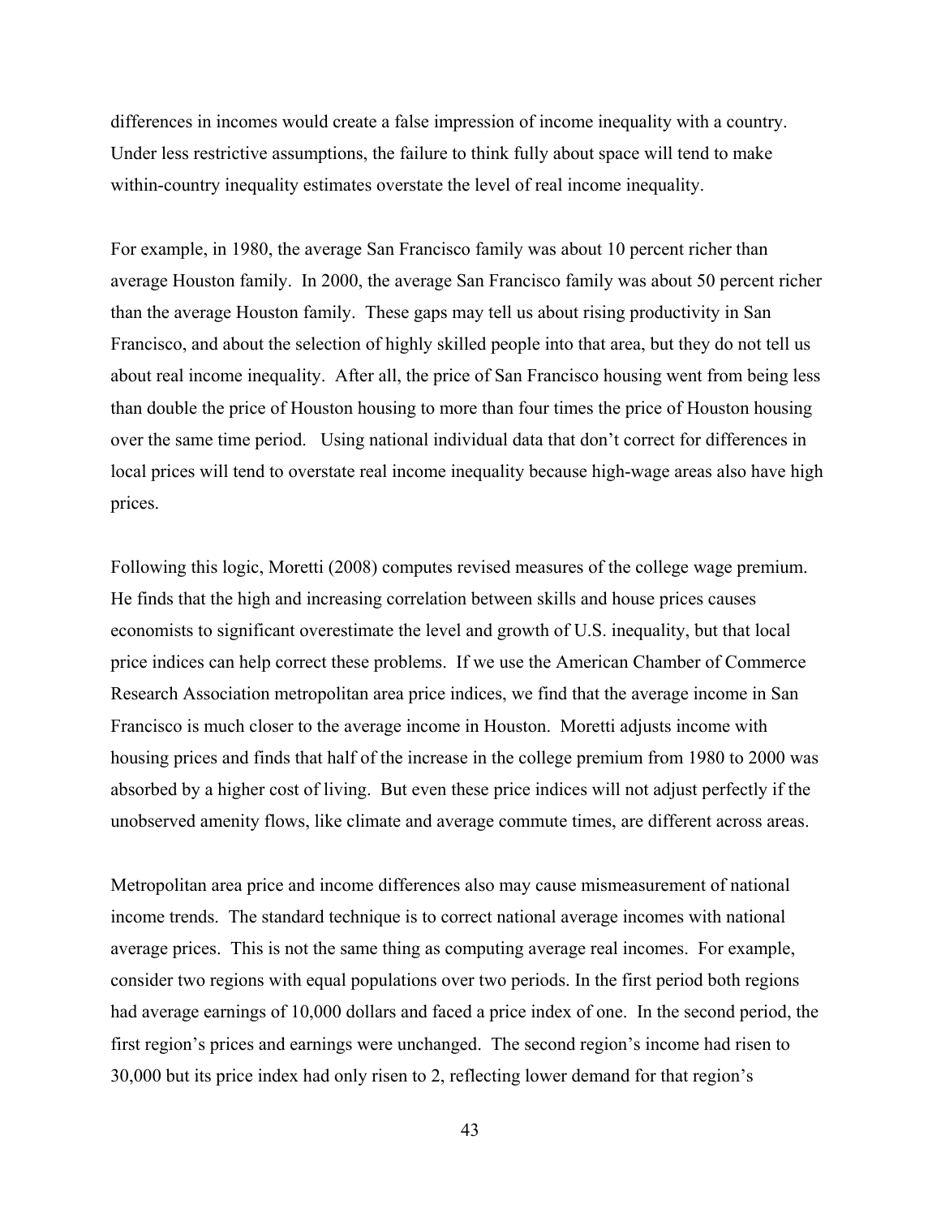differences in incomes would create a false impression of income inequality with a country. Under less restrictive assumptions, the failure to think fully about space will tend to make within-country inequality estimates overstate the level of real income inequality.

For example, in 1980, the average San Francisco family was about 10 percent richer than average Houston family. In 2000, the average San Francisco family was about 50 percent richer than the average Houston family. These gaps may tell us about rising productivity in San Francisco, and about the selection of highly skilled people into that area, but they do not tell us about real income inequality. After all, the price of San Francisco housing went from being less than double the price of Houston housing to more than four times the price of Houston housing over the same time period. Using national individual data that don't correct for differences in local prices will tend to overstate real income inequality because high-wage areas also have high prices.

Following this logic, Moretti (2008) computes revised measures of the college wage premium. He finds that the high and increasing correlation between skills and house prices causes economists to significant overestimate the level and growth of U.S. inequality, but that local price indices can help correct these problems. If we use the American Chamber of Commerce Research Association metropolitan area price indices, we find that the average income in San Francisco is much closer to the average income in Houston. Moretti adjusts income with housing prices and finds that half of the increase in the college premium from 1980 to 2000 was absorbed by a higher cost of living. But even these price indices will not adjust perfectly if the unobserved amenity flows, like climate and average commute times, are different across areas.

Metropolitan area price and income differences also may cause mismeasurement of national income trends. The standard technique is to correct national average incomes with national average prices. This is not the same thing as computing average real incomes. For example, consider two regions with equal populations over two periods. In the first period both regions had average earnings of 10,000 dollars and faced a price index of one. In the second period, the first region's prices and earnings were unchanged. The second region's income had risen to 30,000 but its price index had only risen to 2, reflecting lower demand for that region's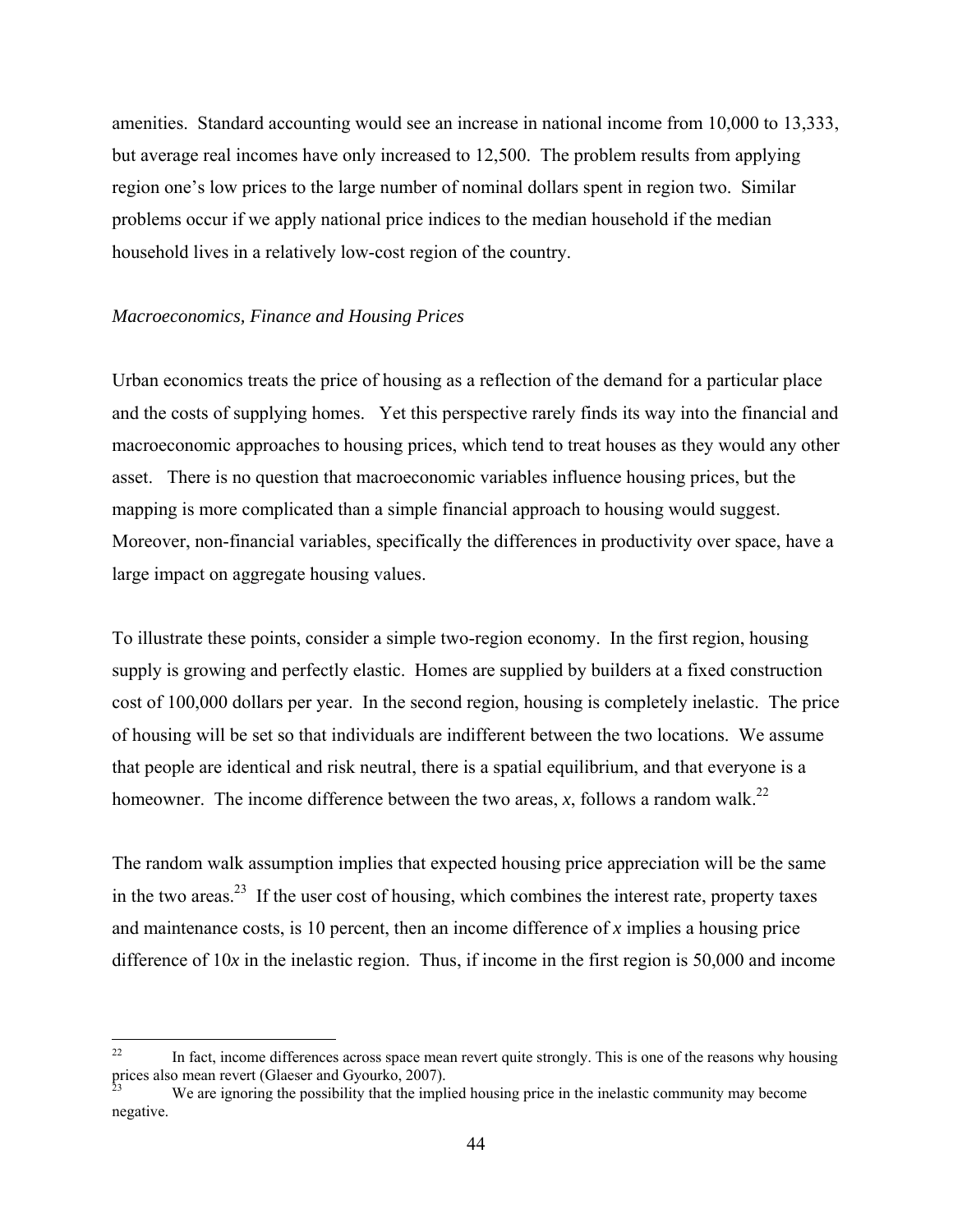amenities. Standard accounting would see an increase in national income from 10,000 to 13,333, but average real incomes have only increased to 12,500. The problem results from applying region one's low prices to the large number of nominal dollars spent in region two. Similar problems occur if we apply national price indices to the median household if the median household lives in a relatively low-cost region of the country.

*Macroeconomics, Finance and Housing Prices*

Urban economics treats the price of housing as a reflection of the demand for a particular place and the costs of supplying homes. Yet this perspective rarely finds its way into the financial and macroeconomic approaches to housing prices, which tend to treat houses as they would any other asset. There is no question that macroeconomic variables influence housing prices, but the mapping is more complicated than a simple financial approach to housing would suggest. Moreover, non-financial variables, specifically the differences in productivity over space, have a large impact on aggregate housing values.

To illustrate these points, consider a simple two-region economy. In the first region, housing supply is growing and perfectly elastic. Homes are supplied by builders at a fixed construction cost of 100,000 dollars per year. In the second region, housing is completely inelastic. The price of housing will be set so that individuals are indifferent between the two locations. We assume that people are identical and risk neutral, there is a spatial equilibrium, and that everyone is a homeowner. The income difference between the two areas, $x$, follows a random walk.[22]

The random walk assumption implies that expected housing price appreciation will be the same in the two areas.[23] If the user cost of housing, which combines the interest rate, property taxes and maintenance costs, is 10 percent, then an income difference of $x$ implies a housing price difference of $10x$ in the inelastic region. Thus, if income in the first region is 50,000 and income

---

[22] In fact, income differences across space mean revert quite strongly. This is one of the reasons why housing prices also mean revert (Glaeser and Gyourko, 2007).

[23] We are ignoring the possibility that the implied housing price in the inelastic community may become negative.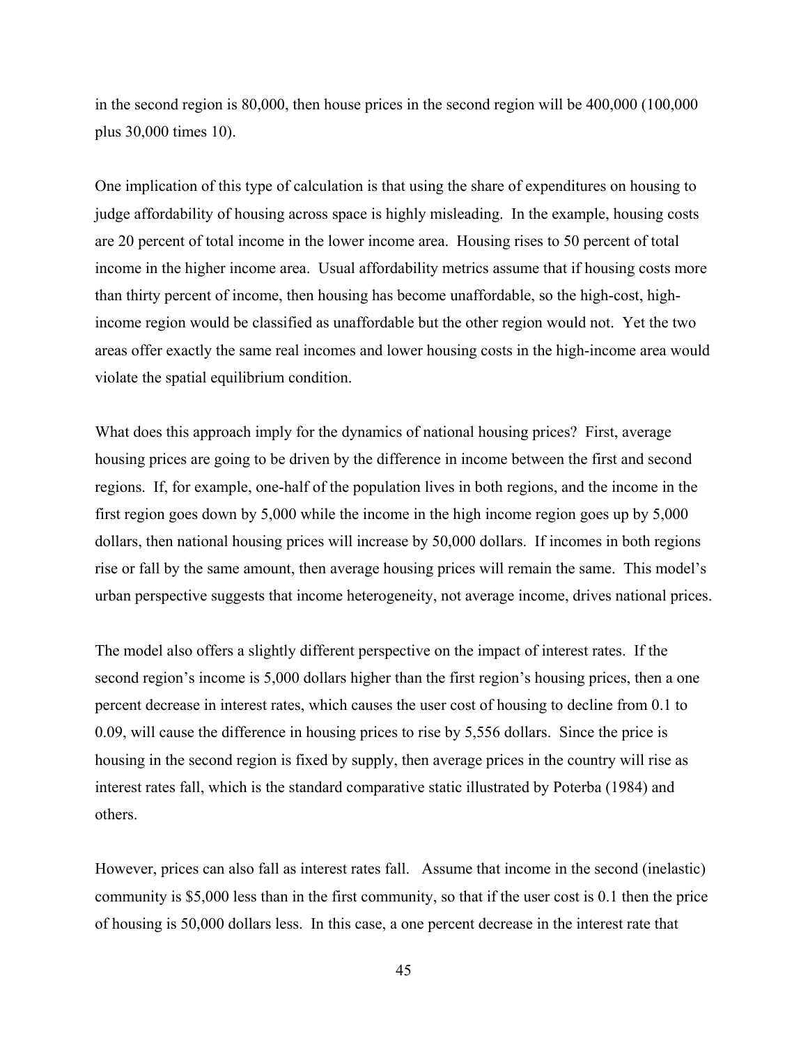in the second region is 80,000, then house prices in the second region will be 400,000 (100,000 plus 30,000 times 10).

One implication of this type of calculation is that using the share of expenditures on housing to judge affordability of housing across space is highly misleading. In the example, housing costs are 20 percent of total income in the lower income area. Housing rises to 50 percent of total income in the higher income area. Usual affordability metrics assume that if housing costs more than thirty percent of income, then housing has become unaffordable, so the high-cost, high-income region would be classified as unaffordable but the other region would not. Yet the two areas offer exactly the same real incomes and lower housing costs in the high-income area would violate the spatial equilibrium condition.

What does this approach imply for the dynamics of national housing prices? First, average housing prices are going to be driven by the difference in income between the first and second regions. If, for example, one-half of the population lives in both regions, and the income in the first region goes down by 5,000 while the income in the high income region goes up by 5,000 dollars, then national housing prices will increase by 50,000 dollars. If incomes in both regions rise or fall by the same amount, then average housing prices will remain the same. This model's urban perspective suggests that income heterogeneity, not average income, drives national prices.

The model also offers a slightly different perspective on the impact of interest rates. If the second region's income is 5,000 dollars higher than the first region's housing prices, then a one percent decrease in interest rates, which causes the user cost of housing to decline from 0.1 to 0.09, will cause the difference in housing prices to rise by 5,556 dollars. Since the price is housing in the second region is fixed by supply, then average prices in the country will rise as interest rates fall, which is the standard comparative static illustrated by Poterba (1984) and others.

However, prices can also fall as interest rates fall. Assume that income in the second (inelastic) community is \$5,000 less than in the first community, so that if the user cost is 0.1 then the price of housing is 50,000 dollars less. In this case, a one percent decrease in the interest rate that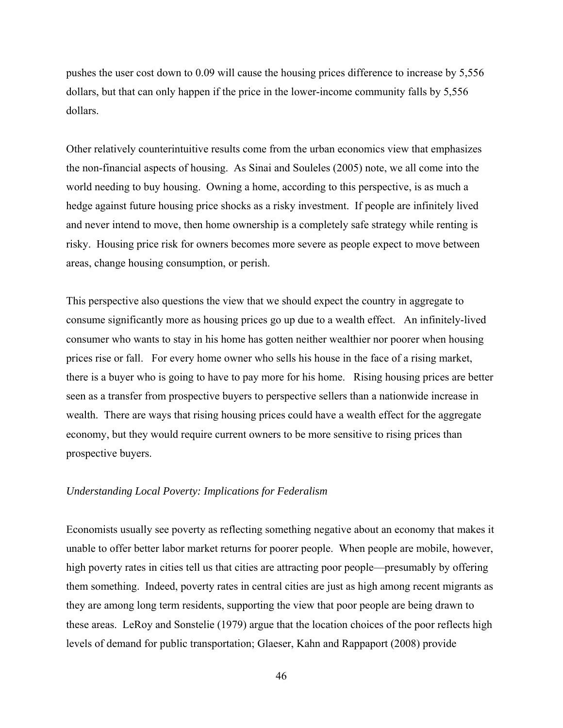pushes the user cost down to 0.09 will cause the housing prices difference to increase by 5,556 dollars, but that can only happen if the price in the lower-income community falls by 5,556 dollars.

Other relatively counterintuitive results come from the urban economics view that emphasizes the non-financial aspects of housing. As Sinai and Souleles (2005) note, we all come into the world needing to buy housing. Owning a home, according to this perspective, is as much a hedge against future housing price shocks as a risky investment. If people are infinitely lived and never intend to move, then home ownership is a completely safe strategy while renting is risky. Housing price risk for owners becomes more severe as people expect to move between areas, change housing consumption, or perish.

This perspective also questions the view that we should expect the country in aggregate to consume significantly more as housing prices go up due to a wealth effect. An infinitely-lived consumer who wants to stay in his home has gotten neither wealthier nor poorer when housing prices rise or fall. For every home owner who sells his house in the face of a rising market, there is a buyer who is going to have to pay more for his home. Rising housing prices are better seen as a transfer from prospective buyers to perspective sellers than a nationwide increase in wealth. There are ways that rising housing prices could have a wealth effect for the aggregate economy, but they would require current owners to be more sensitive to rising prices than prospective buyers.

*Understanding Local Poverty: Implications for Federalism*

Economists usually see poverty as reflecting something negative about an economy that makes it unable to offer better labor market returns for poorer people. When people are mobile, however, high poverty rates in cities tell us that cities are attracting poor people—presumably by offering them something. Indeed, poverty rates in central cities are just as high among recent migrants as they are among long term residents, supporting the view that poor people are being drawn to these areas. LeRoy and Sonstelie (1979) argue that the location choices of the poor reflects high levels of demand for public transportation; Glaeser, Kahn and Rappaport (2008) provide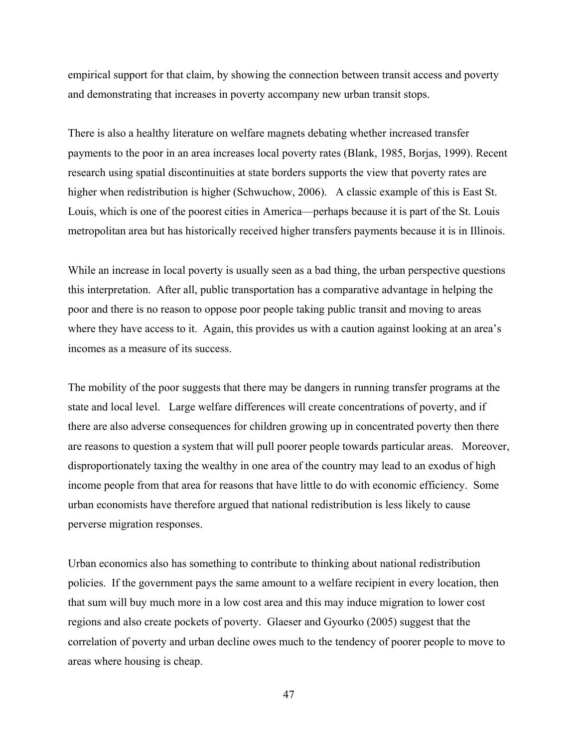empirical support for that claim, by showing the connection between transit access and poverty and demonstrating that increases in poverty accompany new urban transit stops.

There is also a healthy literature on welfare magnets debating whether increased transfer payments to the poor in an area increases local poverty rates (Blank, 1985, Borjas, 1999). Recent research using spatial discontinuities at state borders supports the view that poverty rates are higher when redistribution is higher (Schwuchow, 2006). A classic example of this is East St. Louis, which is one of the poorest cities in America—perhaps because it is part of the St. Louis metropolitan area but has historically received higher transfers payments because it is in Illinois.

While an increase in local poverty is usually seen as a bad thing, the urban perspective questions this interpretation. After all, public transportation has a comparative advantage in helping the poor and there is no reason to oppose poor people taking public transit and moving to areas where they have access to it. Again, this provides us with a caution against looking at an area's incomes as a measure of its success.

The mobility of the poor suggests that there may be dangers in running transfer programs at the state and local level. Large welfare differences will create concentrations of poverty, and if there are also adverse consequences for children growing up in concentrated poverty then there are reasons to question a system that will pull poorer people towards particular areas. Moreover, disproportionately taxing the wealthy in one area of the country may lead to an exodus of high income people from that area for reasons that have little to do with economic efficiency. Some urban economists have therefore argued that national redistribution is less likely to cause perverse migration responses.

Urban economics also has something to contribute to thinking about national redistribution policies. If the government pays the same amount to a welfare recipient in every location, then that sum will buy much more in a low cost area and this may induce migration to lower cost regions and also create pockets of poverty. Glaeser and Gyourko (2005) suggest that the correlation of poverty and urban decline owes much to the tendency of poorer people to move to areas where housing is cheap.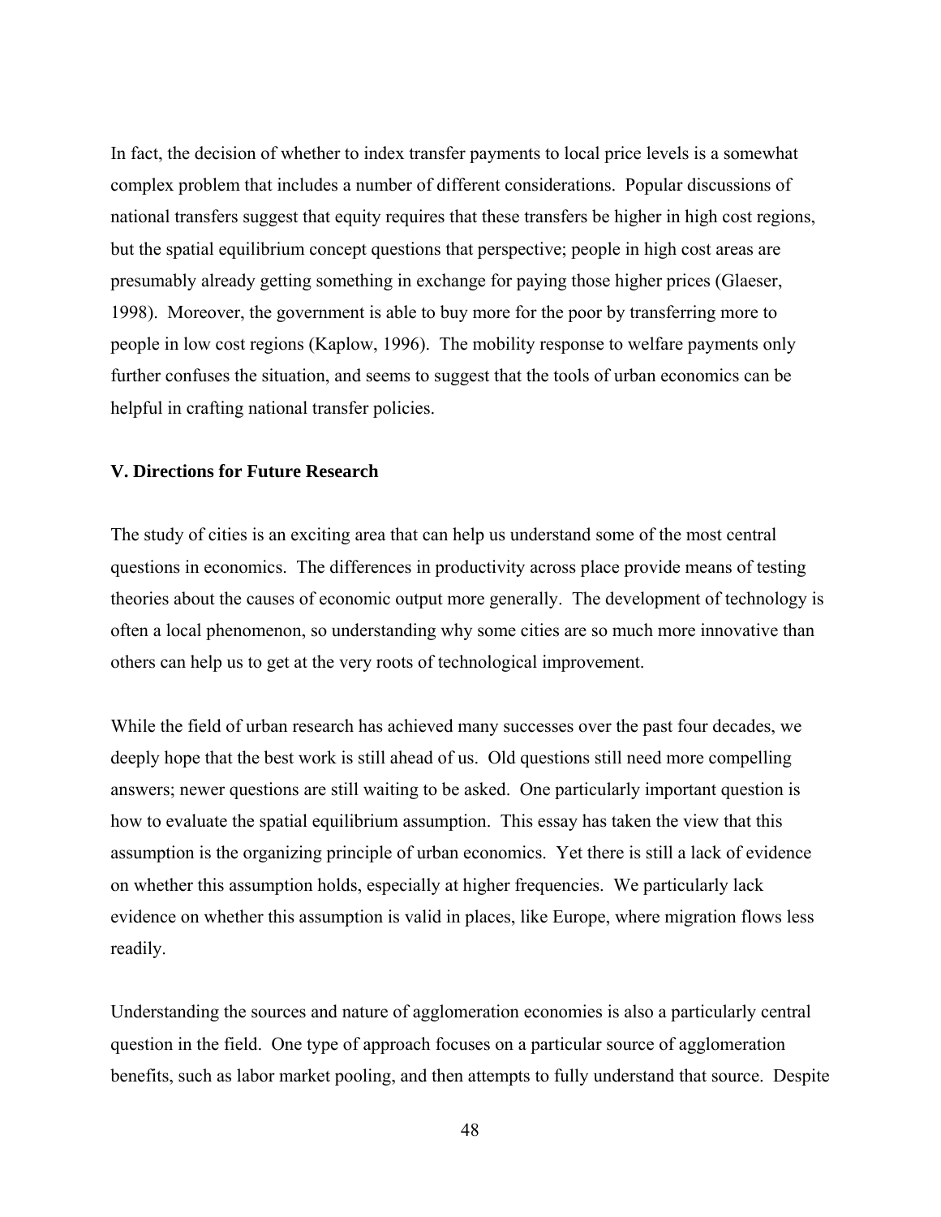In fact, the decision of whether to index transfer payments to local price levels is a somewhat complex problem that includes a number of different considerations. Popular discussions of national transfers suggest that equity requires that these transfers be higher in high cost regions, but the spatial equilibrium concept questions that perspective; people in high cost areas are presumably already getting something in exchange for paying those higher prices (Glaeser, 1998). Moreover, the government is able to buy more for the poor by transferring more to people in low cost regions (Kaplow, 1996). The mobility response to welfare payments only further confuses the situation, and seems to suggest that the tools of urban economics can be helpful in crafting national transfer policies.

## V. Directions for Future Research

The study of cities is an exciting area that can help us understand some of the most central questions in economics. The differences in productivity across place provide means of testing theories about the causes of economic output more generally. The development of technology is often a local phenomenon, so understanding why some cities are so much more innovative than others can help us to get at the very roots of technological improvement.

While the field of urban research has achieved many successes over the past four decades, we deeply hope that the best work is still ahead of us. Old questions still need more compelling answers; newer questions are still waiting to be asked. One particularly important question is how to evaluate the spatial equilibrium assumption. This essay has taken the view that this assumption is the organizing principle of urban economics. Yet there is still a lack of evidence on whether this assumption holds, especially at higher frequencies. We particularly lack evidence on whether this assumption is valid in places, like Europe, where migration flows less readily.

Understanding the sources and nature of agglomeration economies is also a particularly central question in the field. One type of approach focuses on a particular source of agglomeration benefits, such as labor market pooling, and then attempts to fully understand that source. Despite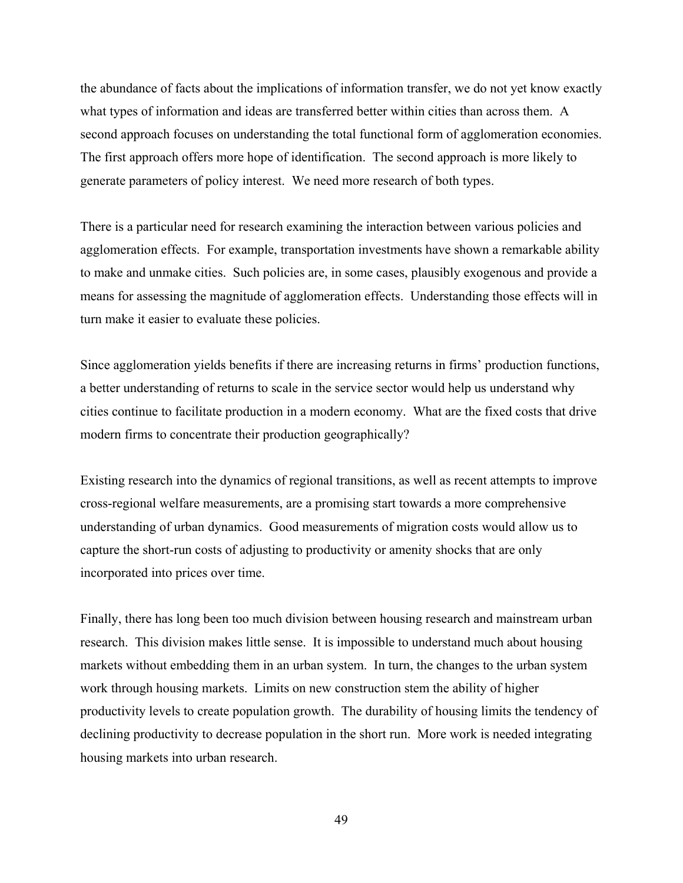the abundance of facts about the implications of information transfer, we do not yet know exactly what types of information and ideas are transferred better within cities than across them. A second approach focuses on understanding the total functional form of agglomeration economies. The first approach offers more hope of identification. The second approach is more likely to generate parameters of policy interest. We need more research of both types.

There is a particular need for research examining the interaction between various policies and agglomeration effects. For example, transportation investments have shown a remarkable ability to make and unmake cities. Such policies are, in some cases, plausibly exogenous and provide a means for assessing the magnitude of agglomeration effects. Understanding those effects will in turn make it easier to evaluate these policies.

Since agglomeration yields benefits if there are increasing returns in firms' production functions, a better understanding of returns to scale in the service sector would help us understand why cities continue to facilitate production in a modern economy. What are the fixed costs that drive modern firms to concentrate their production geographically?

Existing research into the dynamics of regional transitions, as well as recent attempts to improve cross-regional welfare measurements, are a promising start towards a more comprehensive understanding of urban dynamics. Good measurements of migration costs would allow us to capture the short-run costs of adjusting to productivity or amenity shocks that are only incorporated into prices over time.

Finally, there has long been too much division between housing research and mainstream urban research. This division makes little sense. It is impossible to understand much about housing markets without embedding them in an urban system. In turn, the changes to the urban system work through housing markets. Limits on new construction stem the ability of higher productivity levels to create population growth. The durability of housing limits the tendency of declining productivity to decrease population in the short run. More work is needed integrating housing markets into urban research.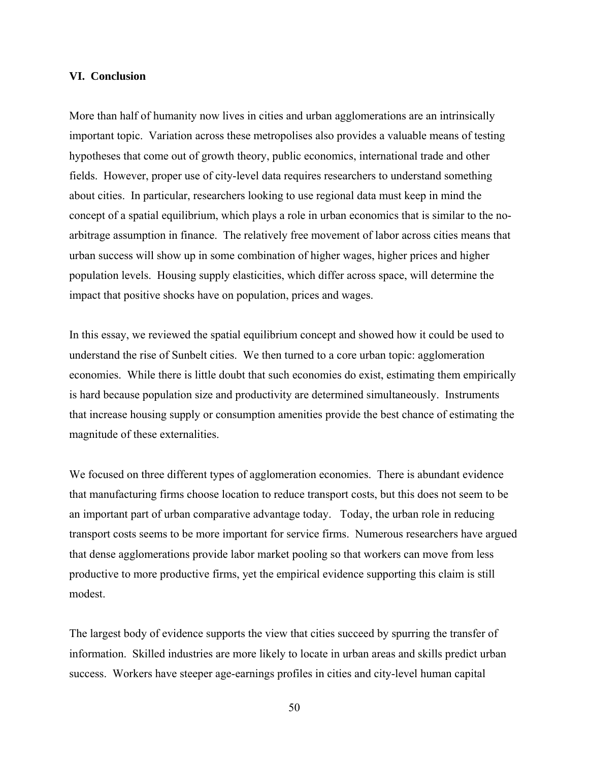## VI. Conclusion

More than half of humanity now lives in cities and urban agglomerations are an intrinsically important topic. Variation across these metropolises also provides a valuable means of testing hypotheses that come out of growth theory, public economics, international trade and other fields. However, proper use of city-level data requires researchers to understand something about cities. In particular, researchers looking to use regional data must keep in mind the concept of a spatial equilibrium, which plays a role in urban economics that is similar to the no-arbitrage assumption in finance. The relatively free movement of labor across cities means that urban success will show up in some combination of higher wages, higher prices and higher population levels. Housing supply elasticities, which differ across space, will determine the impact that positive shocks have on population, prices and wages.

In this essay, we reviewed the spatial equilibrium concept and showed how it could be used to understand the rise of Sunbelt cities. We then turned to a core urban topic: agglomeration economies. While there is little doubt that such economies do exist, estimating them empirically is hard because population size and productivity are determined simultaneously. Instruments that increase housing supply or consumption amenities provide the best chance of estimating the magnitude of these externalities.

We focused on three different types of agglomeration economies. There is abundant evidence that manufacturing firms choose location to reduce transport costs, but this does not seem to be an important part of urban comparative advantage today. Today, the urban role in reducing transport costs seems to be more important for service firms. Numerous researchers have argued that dense agglomerations provide labor market pooling so that workers can move from less productive to more productive firms, yet the empirical evidence supporting this claim is still modest.

The largest body of evidence supports the view that cities succeed by spurring the transfer of information. Skilled industries are more likely to locate in urban areas and skills predict urban success. Workers have steeper age-earnings profiles in cities and city-level human capital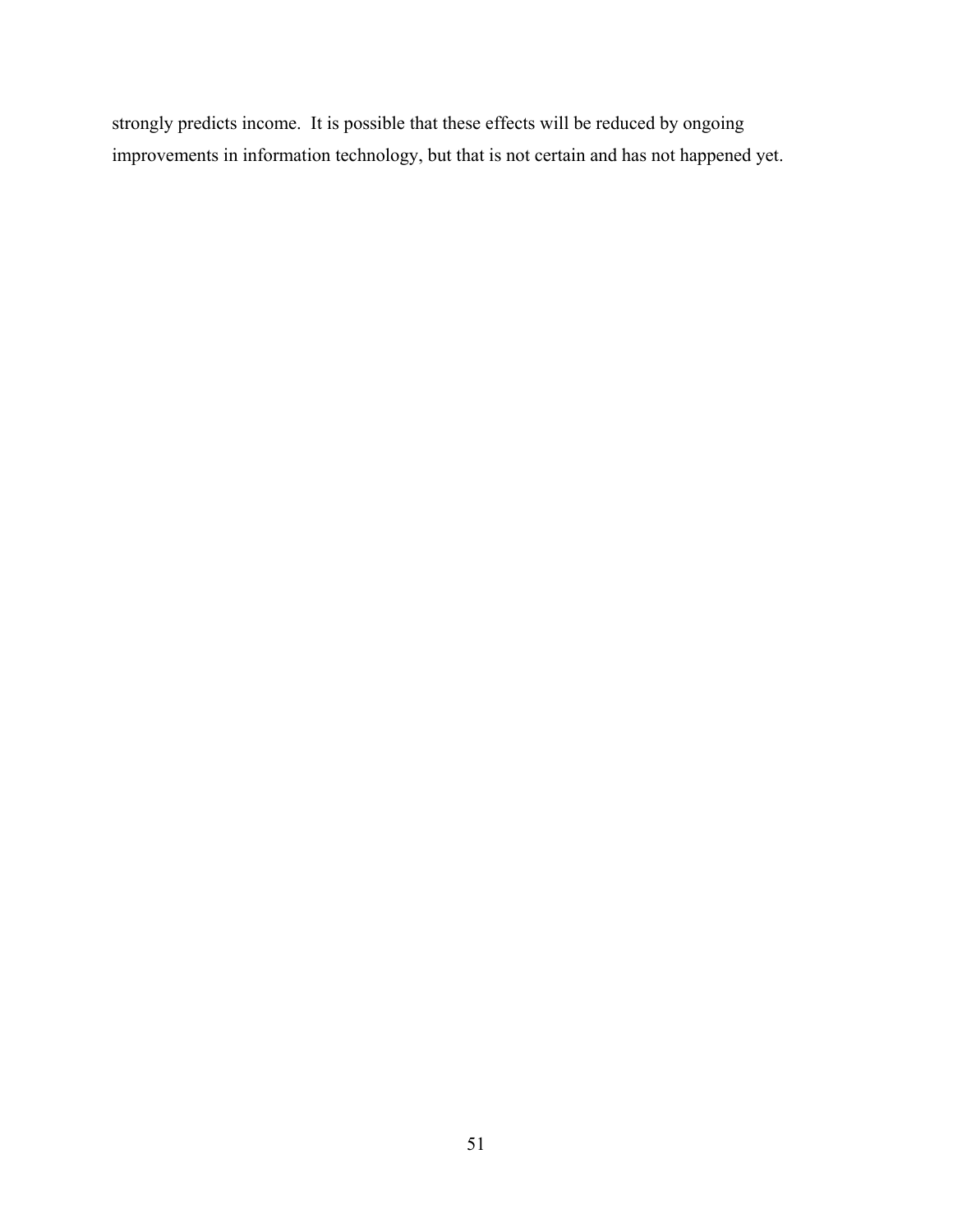strongly predicts income.  It is possible that these effects will be reduced by ongoing improvements in information technology, but that is not certain and has not happened yet.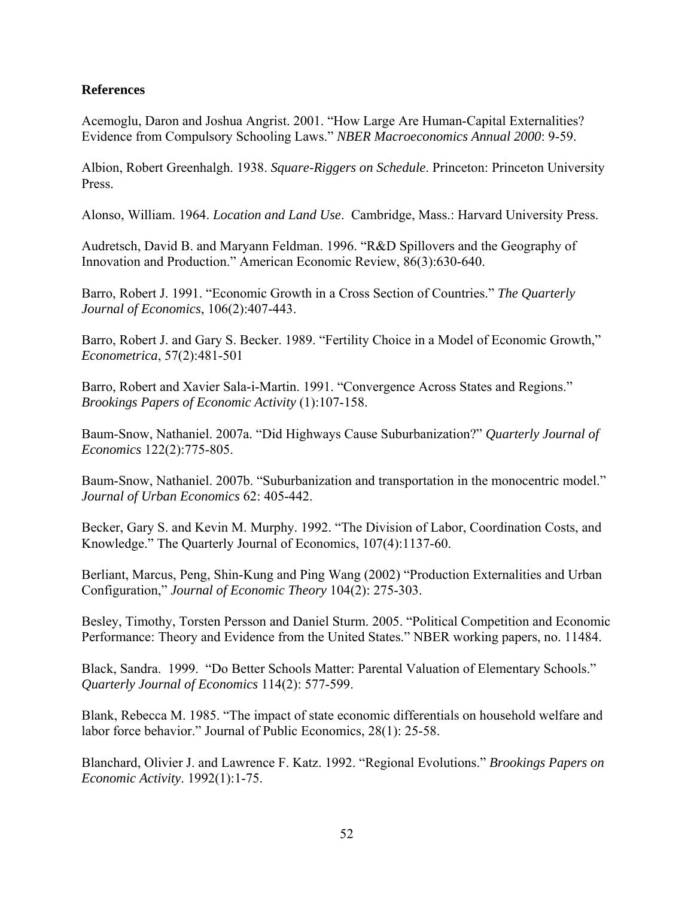**References**

Acemoglu, Daron and Joshua Angrist. 2001. "How Large Are Human-Capital Externalities? Evidence from Compulsory Schooling Laws." *NBER Macroeconomics Annual 2000*: 9-59.

Albion, Robert Greenhalgh. 1938. *Square-Riggers on Schedule*. Princeton: Princeton University Press.

Alonso, William. 1964. *Location and Land Use*. Cambridge, Mass.: Harvard University Press.

Audretsch, David B. and Maryann Feldman. 1996. "R&D Spillovers and the Geography of Innovation and Production." American Economic Review, 86(3):630-640.

Barro, Robert J. 1991. "Economic Growth in a Cross Section of Countries." *The Quarterly Journal of Economics*, 106(2):407-443.

Barro, Robert J. and Gary S. Becker. 1989. "Fertility Choice in a Model of Economic Growth," *Econometrica*, 57(2):481-501

Barro, Robert and Xavier Sala-i-Martin. 1991. "Convergence Across States and Regions." *Brookings Papers of Economic Activity* (1):107-158.

Baum-Snow, Nathaniel. 2007a. "Did Highways Cause Suburbanization?" *Quarterly Journal of Economics* 122(2):775-805.

Baum-Snow, Nathaniel. 2007b. "Suburbanization and transportation in the monocentric model." *Journal of Urban Economics* 62: 405-442.

Becker, Gary S. and Kevin M. Murphy. 1992. "The Division of Labor, Coordination Costs, and Knowledge." The Quarterly Journal of Economics, 107(4):1137-60.

Berliant, Marcus, Peng, Shin-Kung and Ping Wang (2002) "Production Externalities and Urban Configuration," *Journal of Economic Theory* 104(2): 275-303.

Besley, Timothy, Torsten Persson and Daniel Sturm. 2005. "Political Competition and Economic Performance: Theory and Evidence from the United States." NBER working papers, no. 11484.

Black, Sandra. 1999. "Do Better Schools Matter: Parental Valuation of Elementary Schools." *Quarterly Journal of Economics* 114(2): 577-599.

Blank, Rebecca M. 1985. "The impact of state economic differentials on household welfare and labor force behavior." Journal of Public Economics, 28(1): 25-58.

Blanchard, Olivier J. and Lawrence F. Katz. 1992. "Regional Evolutions." *Brookings Papers on Economic Activity*. 1992(1):1-75.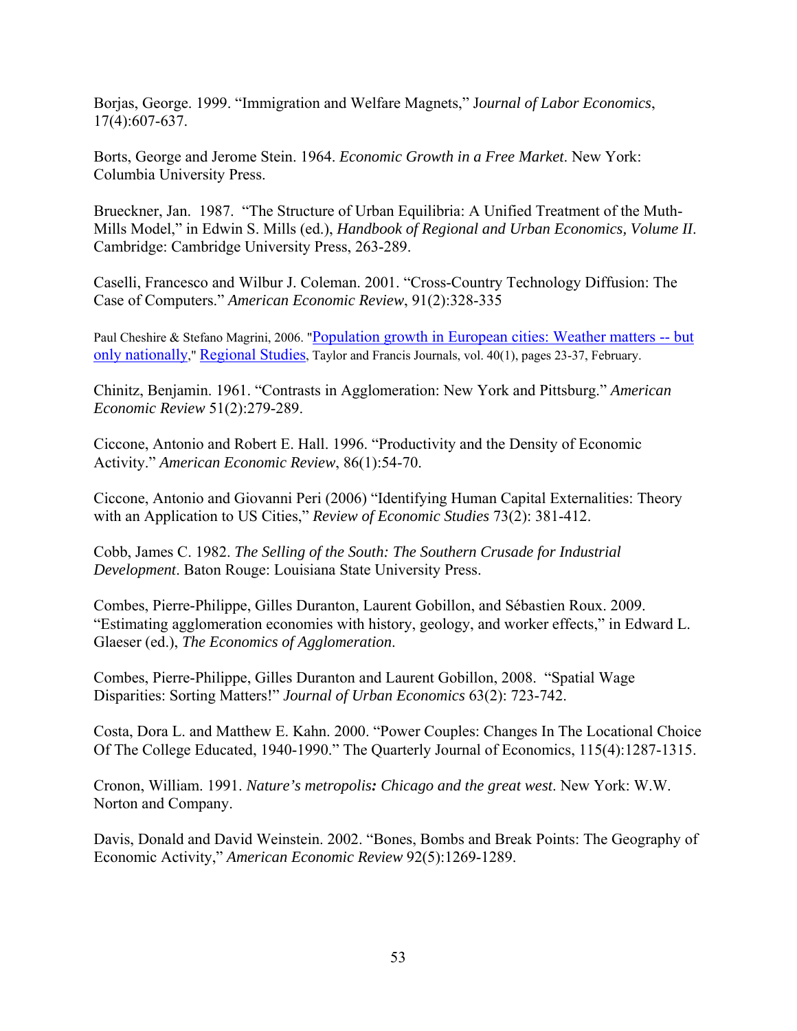Borjas, George. 1999. "Immigration and Welfare Magnets," J*ournal of Labor Economics*, 17(4):607-637.

Borts, George and Jerome Stein. 1964. *Economic Growth in a Free Market*. New York: Columbia University Press.

Brueckner, Jan. 1987. "The Structure of Urban Equilibria: A Unified Treatment of the Muth-Mills Model," in Edwin S. Mills (ed.), *Handbook of Regional and Urban Economics, Volume II*. Cambridge: Cambridge University Press, 263-289.

Caselli, Francesco and Wilbur J. Coleman. 2001. "Cross-Country Technology Diffusion: The Case of Computers." *American Economic Review*, 91(2):328-335

Paul Cheshire & Stefano Magrini, 2006. "Population growth in European cities: Weather matters -- but only nationally," Regional Studies, Taylor and Francis Journals, vol. 40(1), pages 23-37, February.

Chinitz, Benjamin. 1961. "Contrasts in Agglomeration: New York and Pittsburg." *American Economic Review* 51(2):279-289.

Ciccone, Antonio and Robert E. Hall. 1996. "Productivity and the Density of Economic Activity." *American Economic Review*, 86(1):54-70.

Ciccone, Antonio and Giovanni Peri (2006) "Identifying Human Capital Externalities: Theory with an Application to US Cities," *Review of Economic Studies* 73(2): 381-412.

Cobb, James C. 1982. *The Selling of the South: The Southern Crusade for Industrial Development*. Baton Rouge: Louisiana State University Press.

Combes, Pierre-Philippe, Gilles Duranton, Laurent Gobillon, and Sébastien Roux. 2009. "Estimating agglomeration economies with history, geology, and worker effects," in Edward L. Glaeser (ed.), *The Economics of Agglomeration*.

Combes, Pierre-Philippe, Gilles Duranton and Laurent Gobillon, 2008. "Spatial Wage Disparities: Sorting Matters!" *Journal of Urban Economics* 63(2): 723-742.

Costa, Dora L. and Matthew E. Kahn. 2000. "Power Couples: Changes In The Locational Choice Of The College Educated, 1940-1990." The Quarterly Journal of Economics, 115(4):1287-1315.

Cronon, William. 1991. *Nature's metropolis: Chicago and the great west*. New York: W.W. Norton and Company.

Davis, Donald and David Weinstein. 2002. "Bones, Bombs and Break Points: The Geography of Economic Activity," *American Economic Review* 92(5):1269-1289.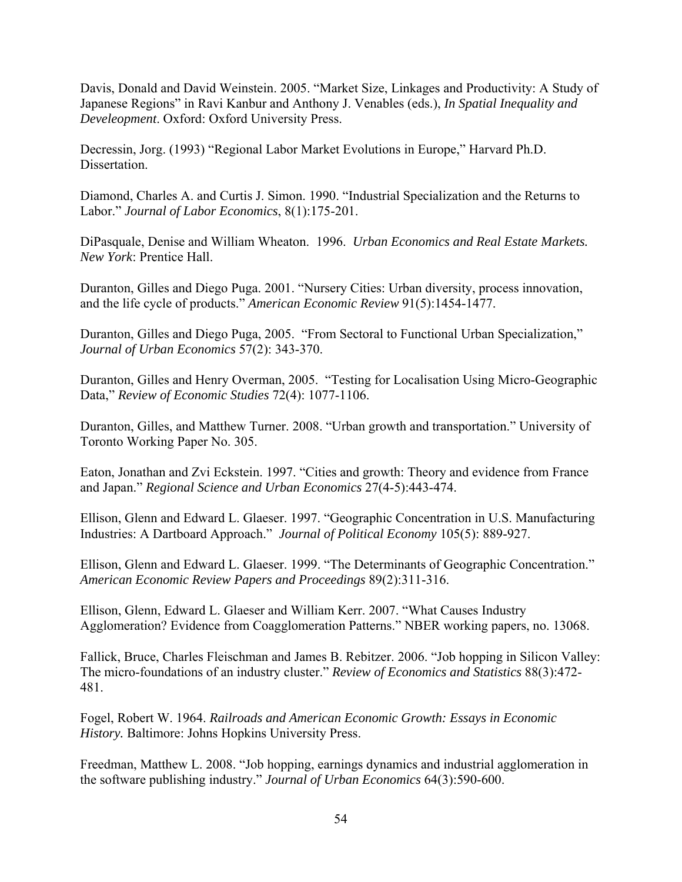Davis, Donald and David Weinstein. 2005. "Market Size, Linkages and Productivity: A Study of Japanese Regions" in Ravi Kanbur and Anthony J. Venables (eds.), *In Spatial Inequality and Develeopment*. Oxford: Oxford University Press.

Decressin, Jorg. (1993) "Regional Labor Market Evolutions in Europe," Harvard Ph.D. Dissertation.

Diamond, Charles A. and Curtis J. Simon. 1990. "Industrial Specialization and the Returns to Labor." *Journal of Labor Economics*, 8(1):175-201.

DiPasquale, Denise and William Wheaton. 1996. *Urban Economics and Real Estate Markets. New York*: Prentice Hall.

Duranton, Gilles and Diego Puga. 2001. "Nursery Cities: Urban diversity, process innovation, and the life cycle of products." *American Economic Review* 91(5):1454-1477.

Duranton, Gilles and Diego Puga, 2005. "From Sectoral to Functional Urban Specialization," *Journal of Urban Economics* 57(2): 343-370.

Duranton, Gilles and Henry Overman, 2005. "Testing for Localisation Using Micro-Geographic Data," *Review of Economic Studies* 72(4): 1077-1106.

Duranton, Gilles, and Matthew Turner. 2008. "Urban growth and transportation." University of Toronto Working Paper No. 305.

Eaton, Jonathan and Zvi Eckstein. 1997. "Cities and growth: Theory and evidence from France and Japan." *Regional Science and Urban Economics* 27(4-5):443-474.

Ellison, Glenn and Edward L. Glaeser. 1997. "Geographic Concentration in U.S. Manufacturing Industries: A Dartboard Approach." *Journal of Political Economy* 105(5): 889-927.

Ellison, Glenn and Edward L. Glaeser. 1999. "The Determinants of Geographic Concentration." *American Economic Review Papers and Proceedings* 89(2):311-316.

Ellison, Glenn, Edward L. Glaeser and William Kerr. 2007. "What Causes Industry Agglomeration? Evidence from Coagglomeration Patterns." NBER working papers, no. 13068.

Fallick, Bruce, Charles Fleischman and James B. Rebitzer. 2006. "Job hopping in Silicon Valley: The micro-foundations of an industry cluster." *Review of Economics and Statistics* 88(3):472-481.

Fogel, Robert W. 1964. *Railroads and American Economic Growth: Essays in Economic History.* Baltimore: Johns Hopkins University Press.

Freedman, Matthew L. 2008. "Job hopping, earnings dynamics and industrial agglomeration in the software publishing industry." *Journal of Urban Economics* 64(3):590-600.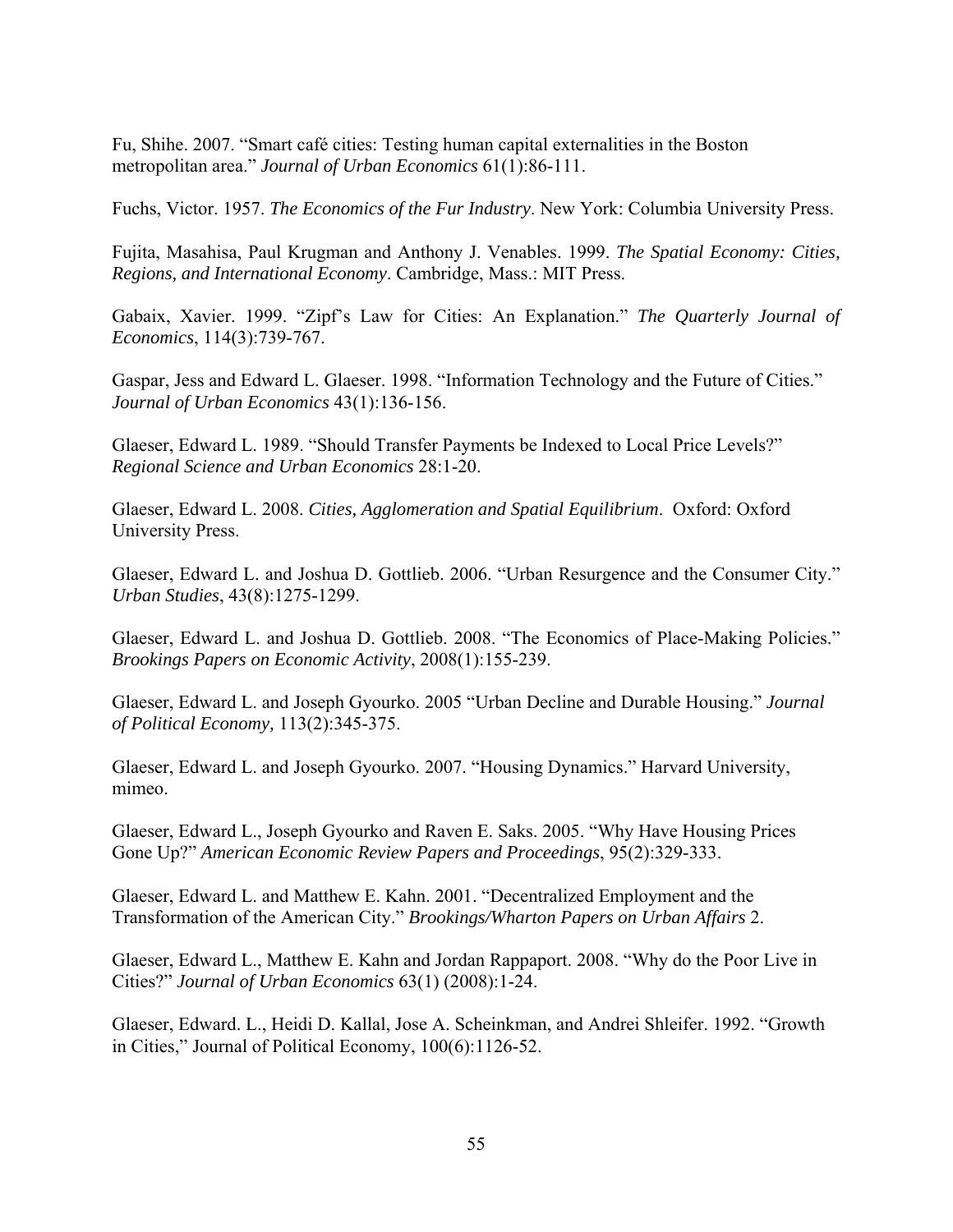Fu, Shihe. 2007. "Smart café cities: Testing human capital externalities in the Boston metropolitan area." *Journal of Urban Economics* 61(1):86-111.

Fuchs, Victor. 1957. *The Economics of the Fur Industry*. New York: Columbia University Press.

Fujita, Masahisa, Paul Krugman and Anthony J. Venables. 1999. *The Spatial Economy: Cities, Regions, and International Economy*. Cambridge, Mass.: MIT Press.

Gabaix, Xavier. 1999. "Zipf's Law for Cities: An Explanation." *The Quarterly Journal of Economics*, 114(3):739-767.

Gaspar, Jess and Edward L. Glaeser. 1998. "Information Technology and the Future of Cities." *Journal of Urban Economics* 43(1):136-156.

Glaeser, Edward L. 1989. "Should Transfer Payments be Indexed to Local Price Levels?" *Regional Science and Urban Economics* 28:1-20.

Glaeser, Edward L. 2008. *Cities, Agglomeration and Spatial Equilibrium*. Oxford: Oxford University Press.

Glaeser, Edward L. and Joshua D. Gottlieb. 2006. "Urban Resurgence and the Consumer City." *Urban Studies*, 43(8):1275-1299.

Glaeser, Edward L. and Joshua D. Gottlieb. 2008. "The Economics of Place-Making Policies." *Brookings Papers on Economic Activity*, 2008(1):155-239.

Glaeser, Edward L. and Joseph Gyourko. 2005 "Urban Decline and Durable Housing." *Journal of Political Economy,* 113(2):345-375.

Glaeser, Edward L. and Joseph Gyourko. 2007. "Housing Dynamics." Harvard University, mimeo.

Glaeser, Edward L., Joseph Gyourko and Raven E. Saks. 2005. "Why Have Housing Prices Gone Up?" *American Economic Review Papers and Proceedings*, 95(2):329-333.

Glaeser, Edward L. and Matthew E. Kahn. 2001. "Decentralized Employment and the Transformation of the American City." *Brookings/Wharton Papers on Urban Affairs* 2.

Glaeser, Edward L., Matthew E. Kahn and Jordan Rappaport. 2008. "Why do the Poor Live in Cities?" *Journal of Urban Economics* 63(1) (2008):1-24.

Glaeser, Edward. L., Heidi D. Kallal, Jose A. Scheinkman, and Andrei Shleifer. 1992. "Growth in Cities," Journal of Political Economy, 100(6):1126-52.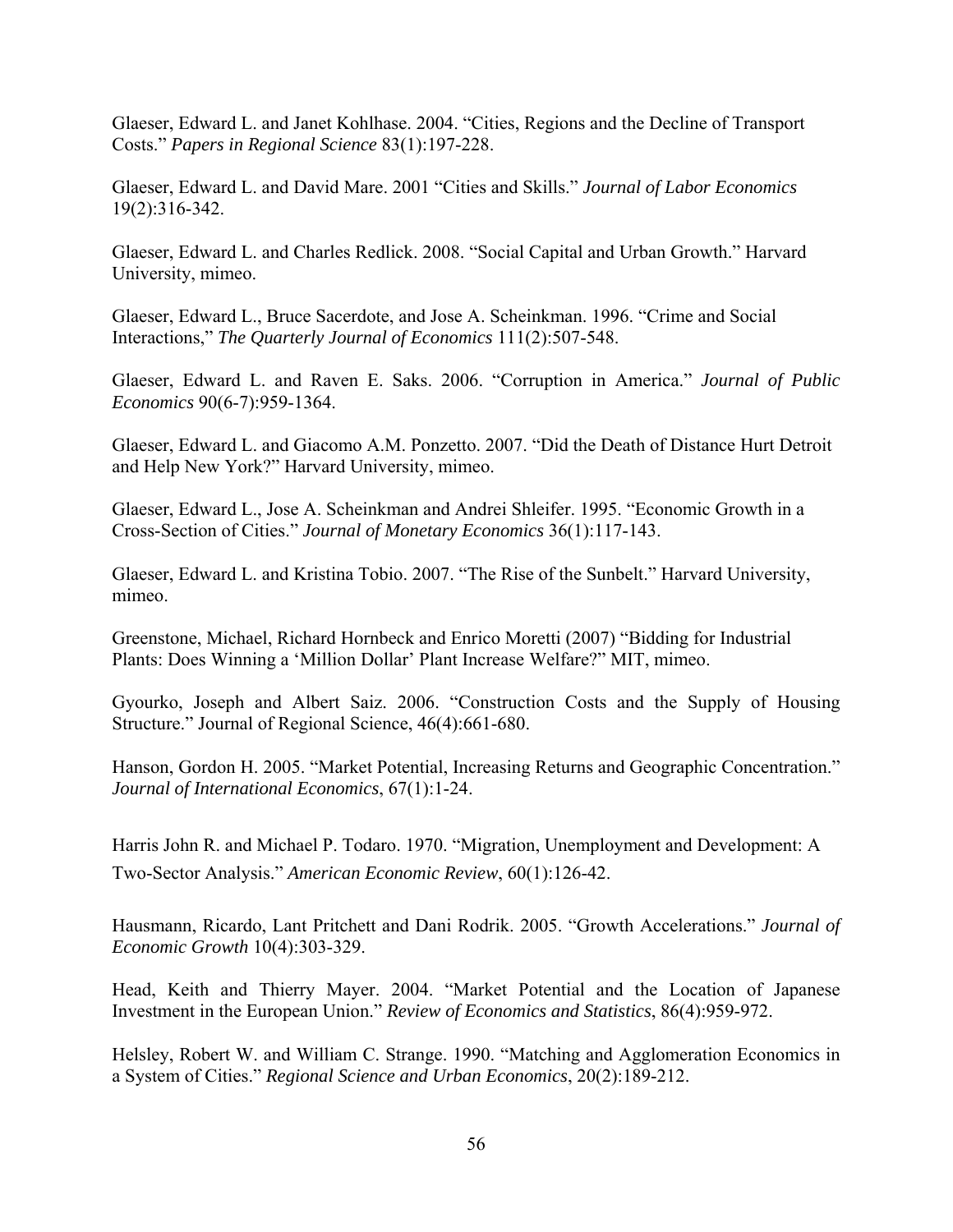Glaeser, Edward L. and Janet Kohlhase. 2004. "Cities, Regions and the Decline of Transport Costs." *Papers in Regional Science* 83(1):197-228.

Glaeser, Edward L. and David Mare. 2001 "Cities and Skills." *Journal of Labor Economics* 19(2):316-342.

Glaeser, Edward L. and Charles Redlick. 2008. "Social Capital and Urban Growth." Harvard University, mimeo.

Glaeser, Edward L., Bruce Sacerdote, and Jose A. Scheinkman. 1996. "Crime and Social Interactions," *The Quarterly Journal of Economics* 111(2):507-548.

Glaeser, Edward L. and Raven E. Saks. 2006. "Corruption in America." *Journal of Public Economics* 90(6-7):959-1364.

Glaeser, Edward L. and Giacomo A.M. Ponzetto. 2007. "Did the Death of Distance Hurt Detroit and Help New York?" Harvard University, mimeo.

Glaeser, Edward L., Jose A. Scheinkman and Andrei Shleifer. 1995. "Economic Growth in a Cross-Section of Cities." *Journal of Monetary Economics* 36(1):117-143.

Glaeser, Edward L. and Kristina Tobio. 2007. "The Rise of the Sunbelt." Harvard University, mimeo.

Greenstone, Michael, Richard Hornbeck and Enrico Moretti (2007) "Bidding for Industrial Plants: Does Winning a 'Million Dollar' Plant Increase Welfare?" MIT, mimeo.

Gyourko, Joseph and Albert Saiz. 2006. "Construction Costs and the Supply of Housing Structure." Journal of Regional Science, 46(4):661-680.

Hanson, Gordon H. 2005. "Market Potential, Increasing Returns and Geographic Concentration." *Journal of International Economics*, 67(1):1-24.

Harris John R. and Michael P. Todaro. 1970. "Migration, Unemployment and Development: A Two-Sector Analysis." *American Economic Review*, 60(1):126-42.

Hausmann, Ricardo, Lant Pritchett and Dani Rodrik. 2005. "Growth Accelerations." *Journal of Economic Growth* 10(4):303-329.

Head, Keith and Thierry Mayer. 2004. "Market Potential and the Location of Japanese Investment in the European Union." *Review of Economics and Statistics*, 86(4):959-972.

Helsley, Robert W. and William C. Strange. 1990. "Matching and Agglomeration Economics in a System of Cities." *Regional Science and Urban Economics*, 20(2):189-212.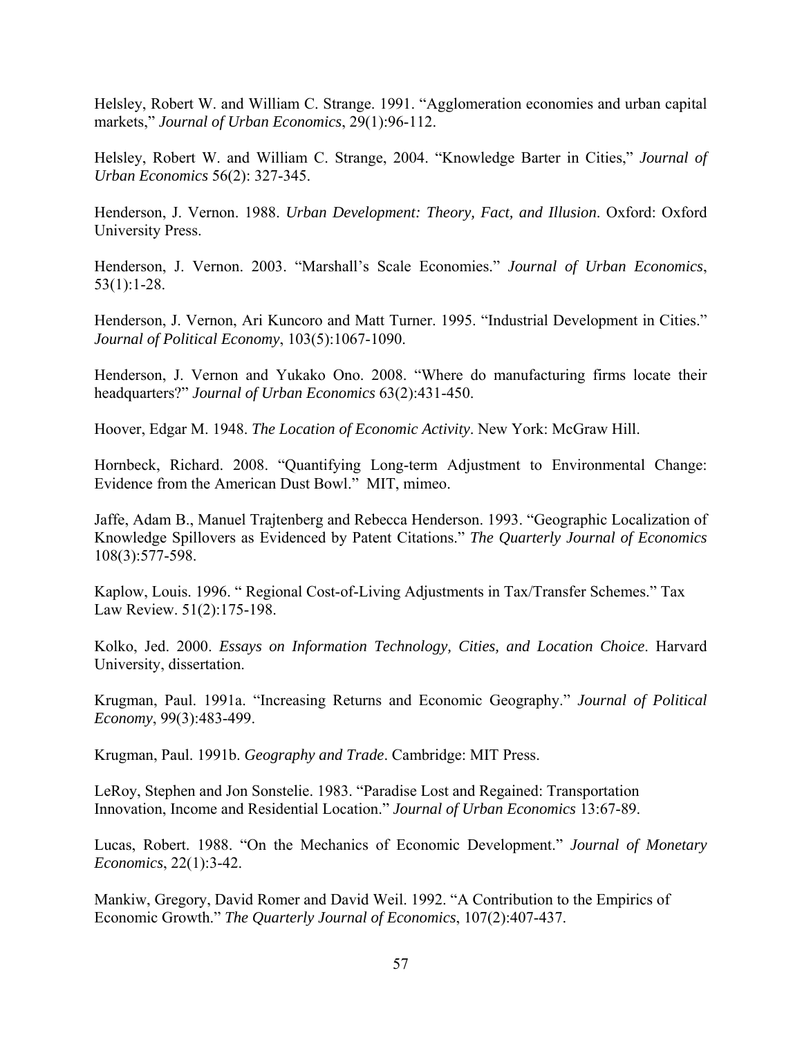Helsley, Robert W. and William C. Strange. 1991. "Agglomeration economies and urban capital markets," *Journal of Urban Economics*, 29(1):96-112.

Helsley, Robert W. and William C. Strange, 2004. "Knowledge Barter in Cities," *Journal of Urban Economics* 56(2): 327-345.

Henderson, J. Vernon. 1988. *Urban Development: Theory, Fact, and Illusion*. Oxford: Oxford University Press.

Henderson, J. Vernon. 2003. "Marshall's Scale Economies." *Journal of Urban Economics*, 53(1):1-28.

Henderson, J. Vernon, Ari Kuncoro and Matt Turner. 1995. "Industrial Development in Cities." *Journal of Political Economy*, 103(5):1067-1090.

Henderson, J. Vernon and Yukako Ono. 2008. "Where do manufacturing firms locate their headquarters?" *Journal of Urban Economics* 63(2):431-450.

Hoover, Edgar M. 1948. *The Location of Economic Activity*. New York: McGraw Hill.

Hornbeck, Richard. 2008. "Quantifying Long-term Adjustment to Environmental Change: Evidence from the American Dust Bowl." MIT, mimeo.

Jaffe, Adam B., Manuel Trajtenberg and Rebecca Henderson. 1993. "Geographic Localization of Knowledge Spillovers as Evidenced by Patent Citations." *The Quarterly Journal of Economics* 108(3):577-598.

Kaplow, Louis. 1996. " Regional Cost-of-Living Adjustments in Tax/Transfer Schemes." Tax Law Review. 51(2):175-198.

Kolko, Jed. 2000. *Essays on Information Technology, Cities, and Location Choice*. Harvard University, dissertation.

Krugman, Paul. 1991a. "Increasing Returns and Economic Geography." *Journal of Political Economy*, 99(3):483-499.

Krugman, Paul. 1991b. *Geography and Trade*. Cambridge: MIT Press.

LeRoy, Stephen and Jon Sonstelie. 1983. "Paradise Lost and Regained: Transportation Innovation, Income and Residential Location." *Journal of Urban Economics* 13:67-89.

Lucas, Robert. 1988. "On the Mechanics of Economic Development." *Journal of Monetary Economics*, 22(1):3-42.

Mankiw, Gregory, David Romer and David Weil. 1992. "A Contribution to the Empirics of Economic Growth." *The Quarterly Journal of Economics*, 107(2):407-437.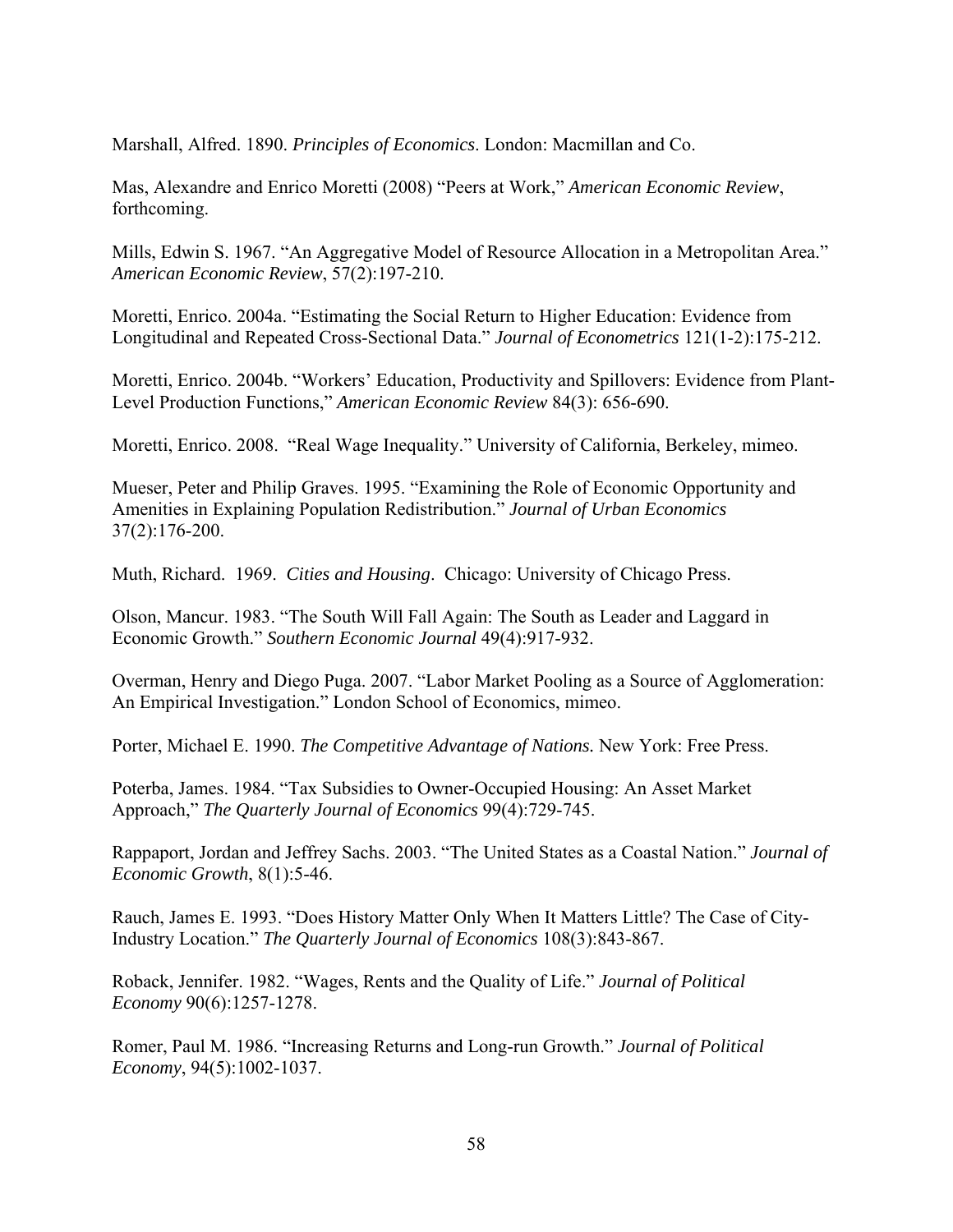Marshall, Alfred. 1890. *Principles of Economics*. London: Macmillan and Co.

Mas, Alexandre and Enrico Moretti (2008) "Peers at Work," *American Economic Review*, forthcoming.

Mills, Edwin S. 1967. "An Aggregative Model of Resource Allocation in a Metropolitan Area." *American Economic Review*, 57(2):197-210.

Moretti, Enrico. 2004a. "Estimating the Social Return to Higher Education: Evidence from Longitudinal and Repeated Cross-Sectional Data." *Journal of Econometrics* 121(1-2):175-212.

Moretti, Enrico. 2004b. "Workers' Education, Productivity and Spillovers: Evidence from Plant-Level Production Functions," *American Economic Review* 84(3): 656-690.

Moretti, Enrico. 2008. "Real Wage Inequality." University of California, Berkeley, mimeo.

Mueser, Peter and Philip Graves. 1995. "Examining the Role of Economic Opportunity and Amenities in Explaining Population Redistribution." *Journal of Urban Economics* 37(2):176-200.

Muth, Richard. 1969. *Cities and Housing*. Chicago: University of Chicago Press.

Olson, Mancur. 1983. "The South Will Fall Again: The South as Leader and Laggard in Economic Growth." *Southern Economic Journal* 49(4):917-932.

Overman, Henry and Diego Puga. 2007. "Labor Market Pooling as a Source of Agglomeration: An Empirical Investigation." London School of Economics, mimeo.

Porter, Michael E. 1990. *The Competitive Advantage of Nations.* New York: Free Press.

Poterba, James. 1984. "Tax Subsidies to Owner-Occupied Housing: An Asset Market Approach," *The Quarterly Journal of Economics* 99(4):729-745.

Rappaport, Jordan and Jeffrey Sachs. 2003. "The United States as a Coastal Nation." *Journal of Economic Growth*, 8(1):5-46.

Rauch, James E. 1993. "Does History Matter Only When It Matters Little? The Case of City-Industry Location." *The Quarterly Journal of Economics* 108(3):843-867.

Roback, Jennifer. 1982. "Wages, Rents and the Quality of Life." *Journal of Political Economy* 90(6):1257-1278.

Romer, Paul M. 1986. "Increasing Returns and Long-run Growth." *Journal of Political Economy*, 94(5):1002-1037.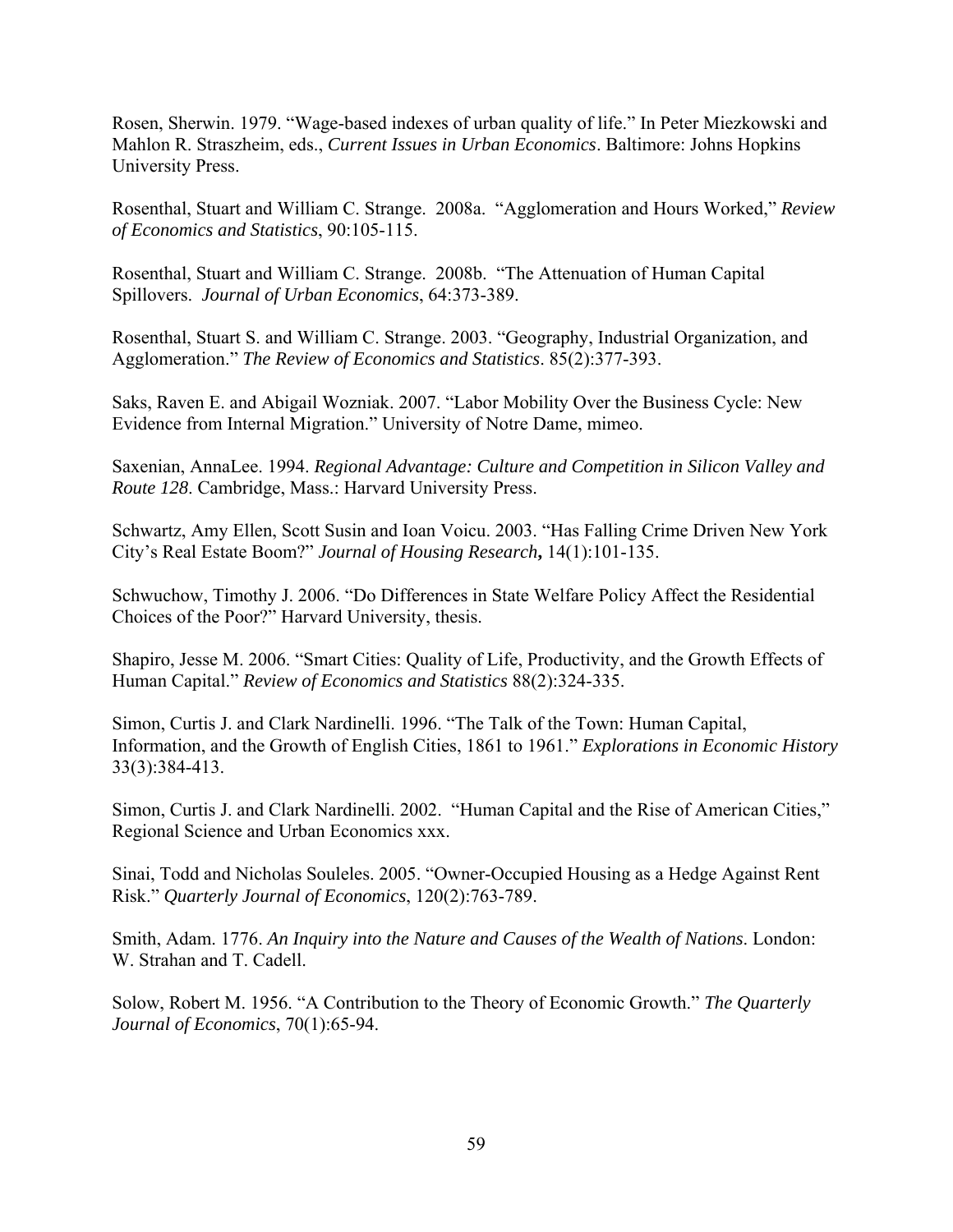Rosen, Sherwin. 1979. "Wage-based indexes of urban quality of life." In Peter Miezkowski and Mahlon R. Straszheim, eds., *Current Issues in Urban Economics*. Baltimore: Johns Hopkins University Press.

Rosenthal, Stuart and William C. Strange. 2008a. "Agglomeration and Hours Worked," *Review of Economics and Statistics*, 90:105-115.

Rosenthal, Stuart and William C. Strange. 2008b. "The Attenuation of Human Capital Spillovers. *Journal of Urban Economics*, 64:373-389.

Rosenthal, Stuart S. and William C. Strange. 2003. "Geography, Industrial Organization, and Agglomeration." *The Review of Economics and Statistics*. 85(2):377-393.

Saks, Raven E. and Abigail Wozniak. 2007. "Labor Mobility Over the Business Cycle: New Evidence from Internal Migration." University of Notre Dame, mimeo.

Saxenian, AnnaLee. 1994. *Regional Advantage: Culture and Competition in Silicon Valley and Route 128*. Cambridge, Mass.: Harvard University Press.

Schwartz, Amy Ellen, Scott Susin and Ioan Voicu. 2003. "Has Falling Crime Driven New York City's Real Estate Boom?" *Journal of Housing Research***,** 14(1):101-135.

Schwuchow, Timothy J. 2006. "Do Differences in State Welfare Policy Affect the Residential Choices of the Poor?" Harvard University, thesis.

Shapiro, Jesse M. 2006. "Smart Cities: Quality of Life, Productivity, and the Growth Effects of Human Capital." *Review of Economics and Statistics* 88(2):324-335.

Simon, Curtis J. and Clark Nardinelli. 1996. "The Talk of the Town: Human Capital, Information, and the Growth of English Cities, 1861 to 1961." *Explorations in Economic History* 33(3):384-413.

Simon, Curtis J. and Clark Nardinelli. 2002. "Human Capital and the Rise of American Cities," Regional Science and Urban Economics xxx.

Sinai, Todd and Nicholas Souleles. 2005. "Owner-Occupied Housing as a Hedge Against Rent Risk." *Quarterly Journal of Economics*, 120(2):763-789.

Smith, Adam. 1776. *An Inquiry into the Nature and Causes of the Wealth of Nations*. London: W. Strahan and T. Cadell.

Solow, Robert M. 1956. "A Contribution to the Theory of Economic Growth." *The Quarterly Journal of Economics*, 70(1):65-94.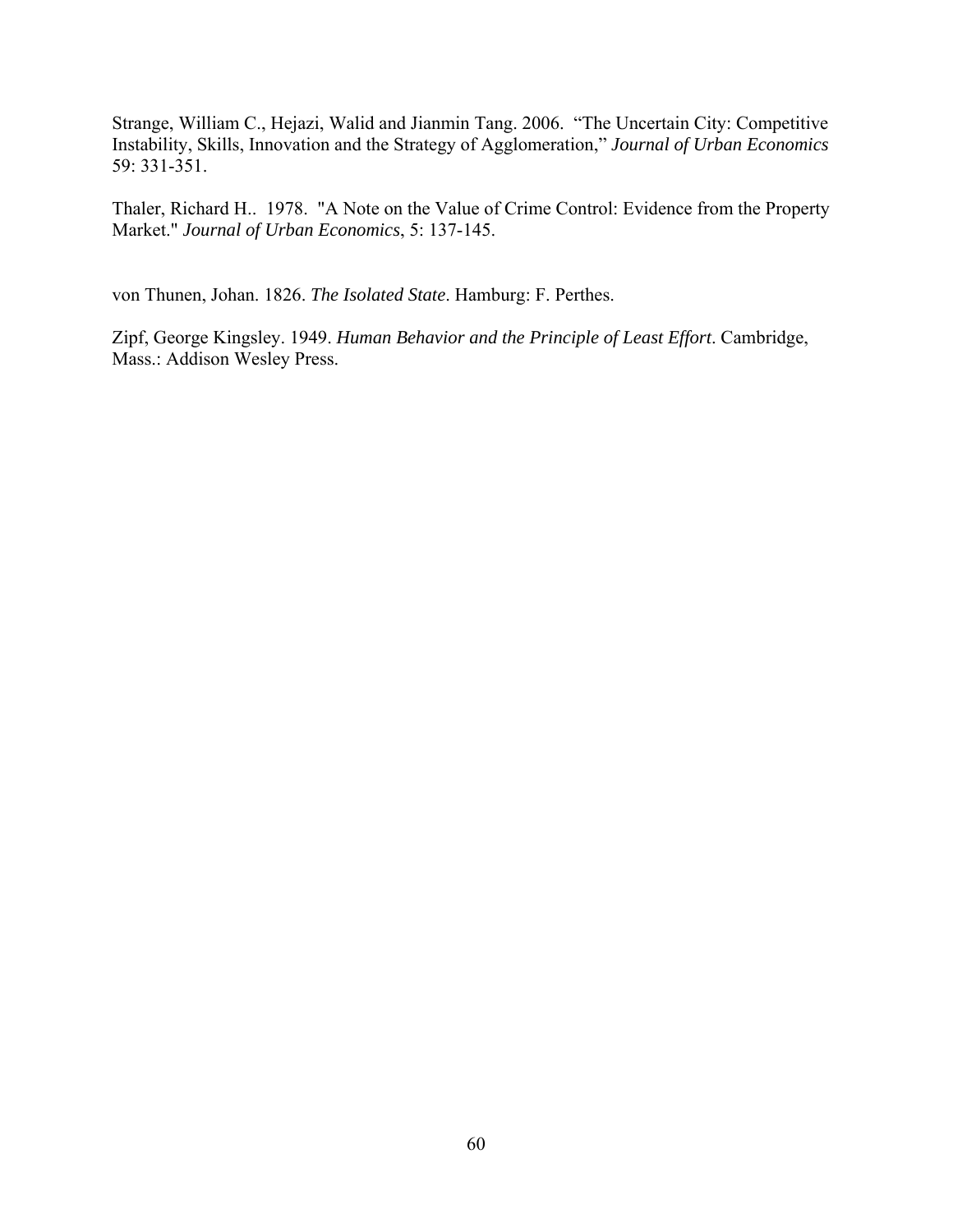Strange, William C., Hejazi, Walid and Jianmin Tang. 2006. "The Uncertain City: Competitive Instability, Skills, Innovation and the Strategy of Agglomeration," *Journal of Urban Economics* 59: 331-351.

Thaler, Richard H.. 1978. "A Note on the Value of Crime Control: Evidence from the Property Market." *Journal of Urban Economics*, 5: 137-145.

von Thunen, Johan. 1826. *The Isolated State*. Hamburg: F. Perthes.

Zipf, George Kingsley. 1949. *Human Behavior and the Principle of Least Effort*. Cambridge, Mass.: Addison Wesley Press.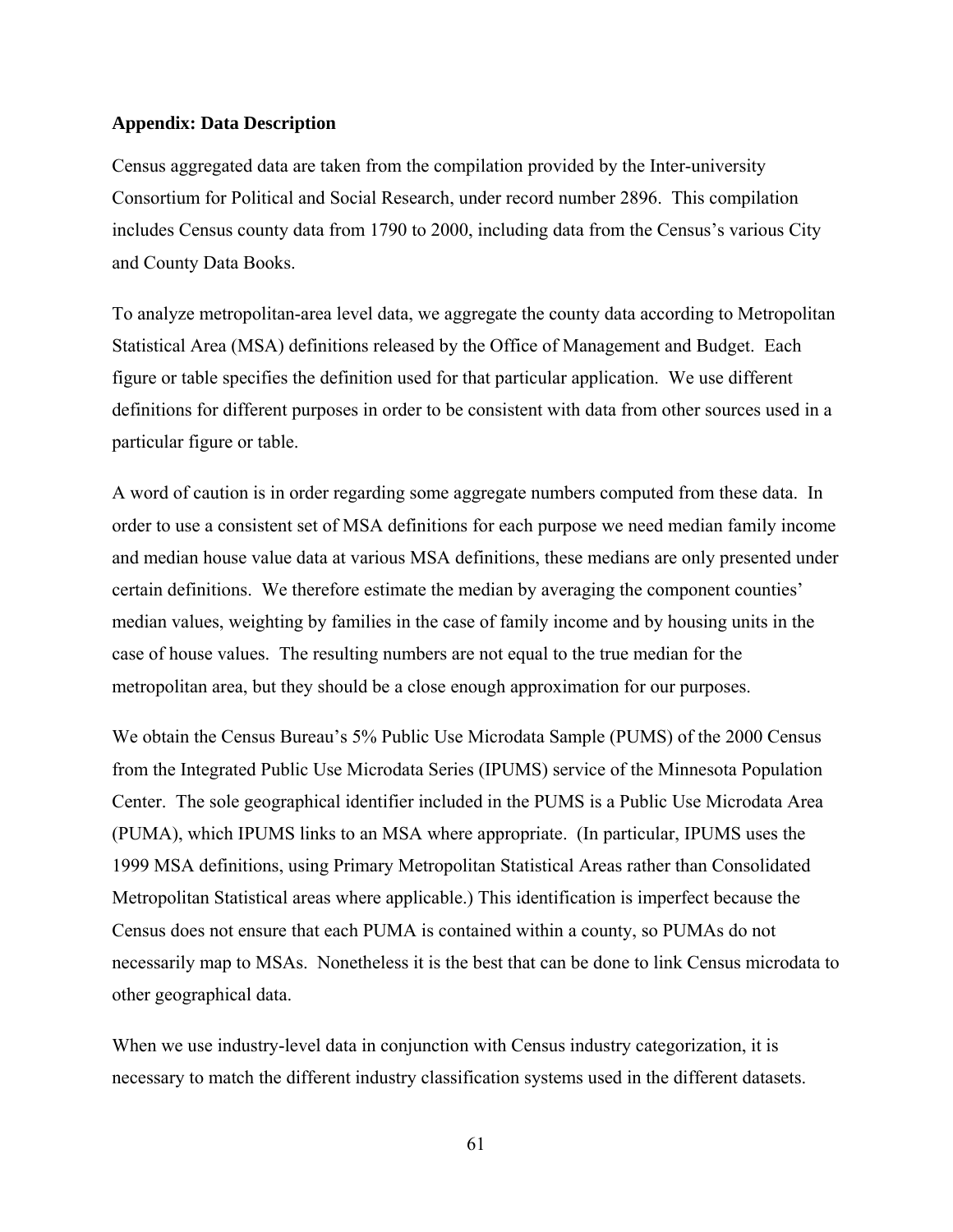**Appendix: Data Description**

Census aggregated data are taken from the compilation provided by the Inter-university Consortium for Political and Social Research, under record number 2896. This compilation includes Census county data from 1790 to 2000, including data from the Census's various City and County Data Books.

To analyze metropolitan-area level data, we aggregate the county data according to Metropolitan Statistical Area (MSA) definitions released by the Office of Management and Budget. Each figure or table specifies the definition used for that particular application. We use different definitions for different purposes in order to be consistent with data from other sources used in a particular figure or table.

A word of caution is in order regarding some aggregate numbers computed from these data. In order to use a consistent set of MSA definitions for each purpose we need median family income and median house value data at various MSA definitions, these medians are only presented under certain definitions. We therefore estimate the median by averaging the component counties' median values, weighting by families in the case of family income and by housing units in the case of house values. The resulting numbers are not equal to the true median for the metropolitan area, but they should be a close enough approximation for our purposes.

We obtain the Census Bureau's 5% Public Use Microdata Sample (PUMS) of the 2000 Census from the Integrated Public Use Microdata Series (IPUMS) service of the Minnesota Population Center. The sole geographical identifier included in the PUMS is a Public Use Microdata Area (PUMA), which IPUMS links to an MSA where appropriate. (In particular, IPUMS uses the 1999 MSA definitions, using Primary Metropolitan Statistical Areas rather than Consolidated Metropolitan Statistical areas where applicable.) This identification is imperfect because the Census does not ensure that each PUMA is contained within a county, so PUMAs do not necessarily map to MSAs. Nonetheless it is the best that can be done to link Census microdata to other geographical data.

When we use industry-level data in conjunction with Census industry categorization, it is necessary to match the different industry classification systems used in the different datasets.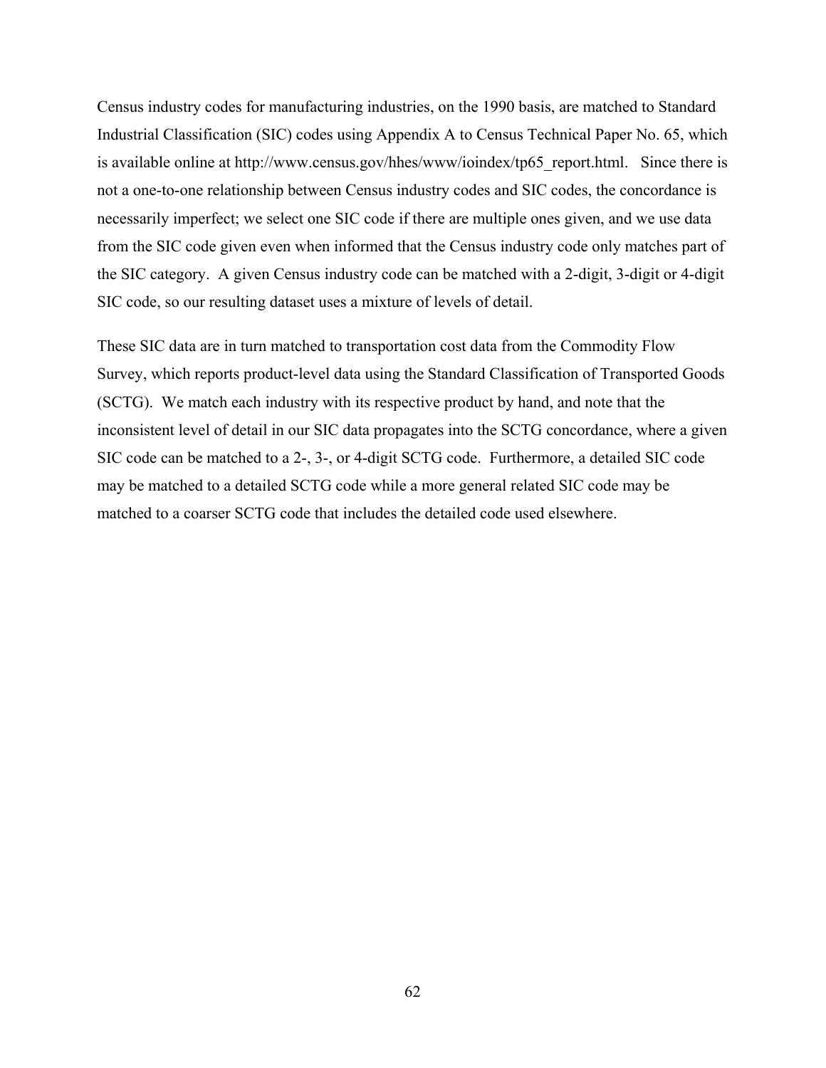Census industry codes for manufacturing industries, on the 1990 basis, are matched to Standard Industrial Classification (SIC) codes using Appendix A to Census Technical Paper No. 65, which is available online at http://www.census.gov/hhes/www/ioindex/tp65_report.html. Since there is not a one-to-one relationship between Census industry codes and SIC codes, the concordance is necessarily imperfect; we select one SIC code if there are multiple ones given, and we use data from the SIC code given even when informed that the Census industry code only matches part of the SIC category. A given Census industry code can be matched with a 2-digit, 3-digit or 4-digit SIC code, so our resulting dataset uses a mixture of levels of detail.

These SIC data are in turn matched to transportation cost data from the Commodity Flow Survey, which reports product-level data using the Standard Classification of Transported Goods (SCTG). We match each industry with its respective product by hand, and note that the inconsistent level of detail in our SIC data propagates into the SCTG concordance, where a given SIC code can be matched to a 2-, 3-, or 4-digit SCTG code. Furthermore, a detailed SIC code may be matched to a detailed SCTG code while a more general related SIC code may be matched to a coarser SCTG code that includes the detailed code used elsewhere.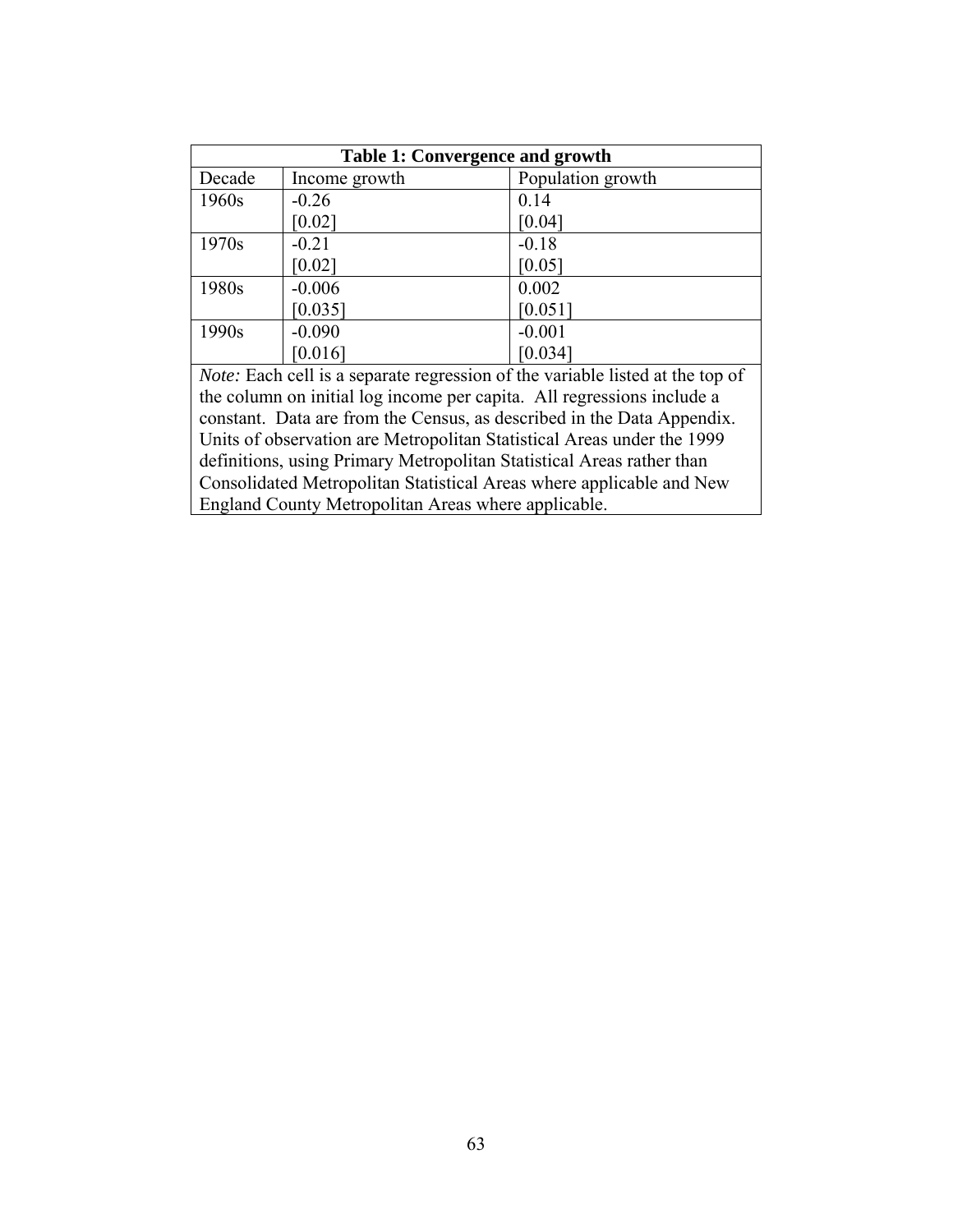**Table 1: Convergence and growth**

| Decade | Income growth | Population growth |
|---|---|---|
| 1960s | -0.26 | 0.14 |
| | [0.02] | [0.04] |
| 1970s | -0.21 | -0.18 |
| | [0.02] | [0.05] |
| 1980s | -0.006 | 0.002 |
| | [0.035] | [0.051] |
| 1990s | -0.090 | -0.001 |
| | [0.016] | [0.034] |

*Note:* Each cell is a separate regression of the variable listed at the top of the column on initial log income per capita. All regressions include a constant. Data are from the Census, as described in the Data Appendix. Units of observation are Metropolitan Statistical Areas under the 1999 definitions, using Primary Metropolitan Statistical Areas rather than Consolidated Metropolitan Statistical Areas where applicable and New England County Metropolitan Areas where applicable.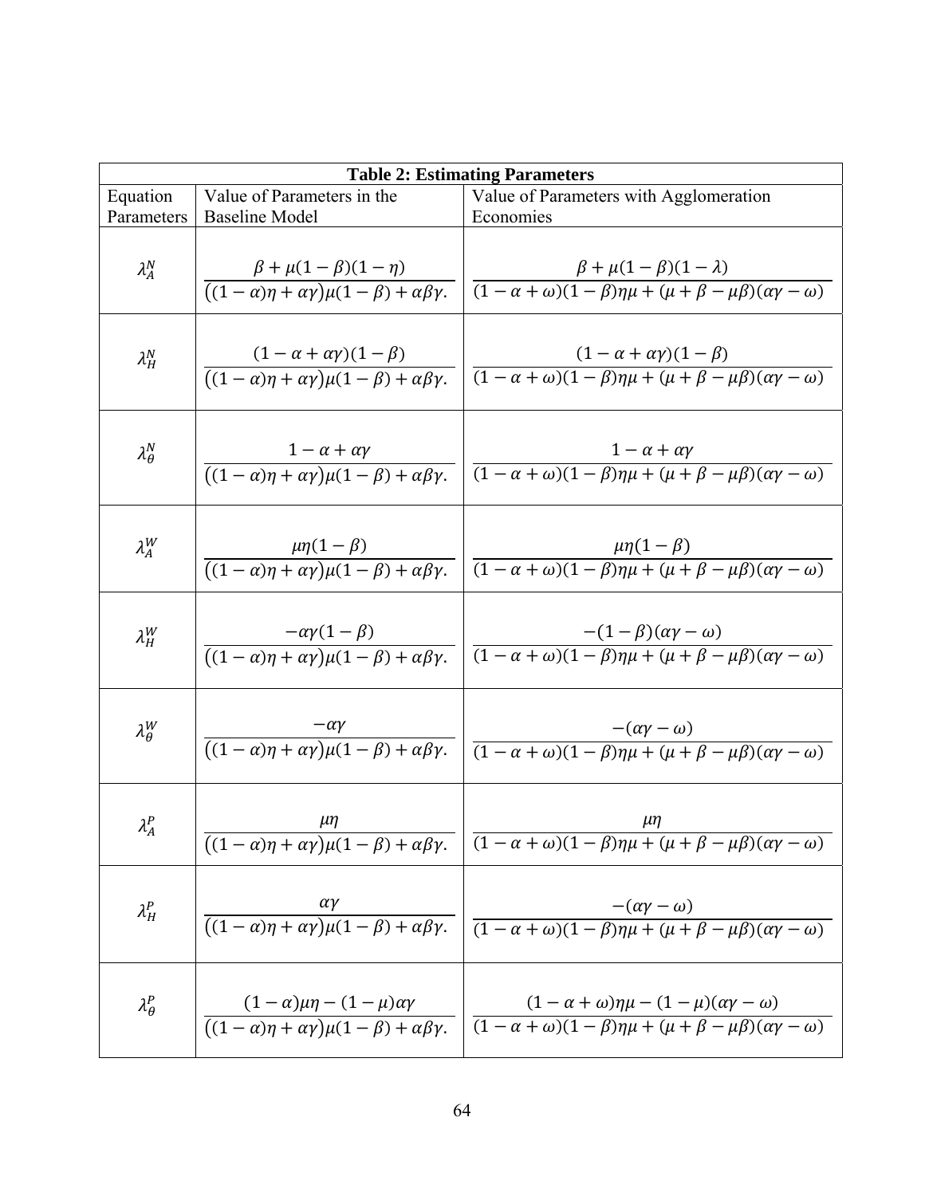**Table 2: Estimating Parameters**

| Equation Parameters | Value of Parameters in the Baseline Model | Value of Parameters with Agglomeration Economies |
|---|---|---|
| $\lambda_A^N$ | $\frac{\beta+\mu(1-\beta)(1-\eta)}{((1-\alpha)\eta+\alpha\gamma)\mu(1-\beta)+\alpha\beta\gamma.}$ | $\frac{\beta+\mu(1-\beta)(1-\lambda)}{(1-\alpha+\omega)(1-\beta)\eta\mu+(\mu+\beta-\mu\beta)(\alpha\gamma-\omega)}$ |
| $\lambda_H^N$ | $\frac{(1-\alpha+\alpha\gamma)(1-\beta)}{((1-\alpha)\eta+\alpha\gamma)\mu(1-\beta)+\alpha\beta\gamma.}$ | $\frac{(1-\alpha+\alpha\gamma)(1-\beta)}{(1-\alpha+\omega)(1-\beta)\eta\mu+(\mu+\beta-\mu\beta)(\alpha\gamma-\omega)}$ |
| $\lambda_\theta^N$ | $\frac{1-\alpha+\alpha\gamma}{((1-\alpha)\eta+\alpha\gamma)\mu(1-\beta)+\alpha\beta\gamma.}$ | $\frac{1-\alpha+\alpha\gamma}{(1-\alpha+\omega)(1-\beta)\eta\mu+(\mu+\beta-\mu\beta)(\alpha\gamma-\omega)}$ |
| $\lambda_A^W$ | $\frac{\mu\eta(1-\beta)}{((1-\alpha)\eta+\alpha\gamma)\mu(1-\beta)+\alpha\beta\gamma.}$ | $\frac{\mu\eta(1-\beta)}{(1-\alpha+\omega)(1-\beta)\eta\mu+(\mu+\beta-\mu\beta)(\alpha\gamma-\omega)}$ |
| $\lambda_H^W$ | $\frac{-\alpha\gamma(1-\beta)}{((1-\alpha)\eta+\alpha\gamma)\mu(1-\beta)+\alpha\beta\gamma.}$ | $\frac{-(1-\beta)(\alpha\gamma-\omega)}{(1-\alpha+\omega)(1-\beta)\eta\mu+(\mu+\beta-\mu\beta)(\alpha\gamma-\omega)}$ |
| $\lambda_\theta^W$ | $\frac{-\alpha\gamma}{((1-\alpha)\eta+\alpha\gamma)\mu(1-\beta)+\alpha\beta\gamma.}$ | $\frac{-(\alpha\gamma-\omega)}{(1-\alpha+\omega)(1-\beta)\eta\mu+(\mu+\beta-\mu\beta)(\alpha\gamma-\omega)}$ |
| $\lambda_A^P$ | $\frac{\mu\eta}{((1-\alpha)\eta+\alpha\gamma)\mu(1-\beta)+\alpha\beta\gamma.}$ | $\frac{\mu\eta}{(1-\alpha+\omega)(1-\beta)\eta\mu+(\mu+\beta-\mu\beta)(\alpha\gamma-\omega)}$ |
| $\lambda_H^P$ | $\frac{\alpha\gamma}{((1-\alpha)\eta+\alpha\gamma)\mu(1-\beta)+\alpha\beta\gamma.}$ | $\frac{-(\alpha\gamma-\omega)}{(1-\alpha+\omega)(1-\beta)\eta\mu+(\mu+\beta-\mu\beta)(\alpha\gamma-\omega)}$ |
| $\lambda_\theta^P$ | $\frac{(1-\alpha)\mu\eta-(1-\mu)\alpha\gamma}{((1-\alpha)\eta+\alpha\gamma)\mu(1-\beta)+\alpha\beta\gamma.}$ | $\frac{(1-\alpha+\omega)\eta\mu-(1-\mu)(\alpha\gamma-\omega)}{(1-\alpha+\omega)(1-\beta)\eta\mu+(\mu+\beta-\mu\beta)(\alpha\gamma-\omega)}$ |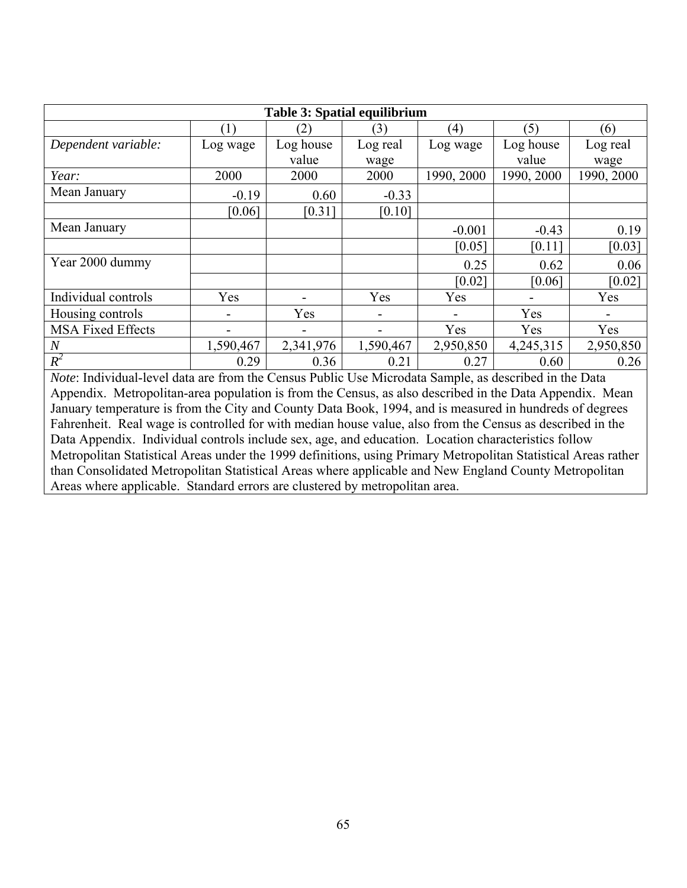**Table 3: Spatial equilibrium**

| | (1) | (2) | (3) | (4) | (5) | (6) |
|---|---|---|---|---|---|---|
| *Dependent variable:* | Log wage | Log house value | Log real wage | Log wage | Log house value | Log real wage |
| *Year:* | 2000 | 2000 | 2000 | 1990, 2000 | 1990, 2000 | 1990, 2000 |
| Mean January | -0.19 | 0.60 | -0.33 | | | |
| | [0.06] | [0.31] | [0.10] | | | |
| Mean January | | | | -0.001 | -0.43 | 0.19 |
| | | | | [0.05] | [0.11] | [0.03] |
| Year 2000 dummy | | | | 0.25 | 0.62 | 0.06 |
| | | | | [0.02] | [0.06] | [0.02] |
| Individual controls | Yes | - | Yes | Yes | - | Yes |
| Housing controls | - | Yes | - | - | Yes | - |
| MSA Fixed Effects | - | - | - | Yes | Yes | Yes |
| *N* | 1,590,467 | 2,341,976 | 1,590,467 | 2,950,850 | 4,245,315 | 2,950,850 |
| $R^2$ | 0.29 | 0.36 | 0.21 | 0.27 | 0.60 | 0.26 |

*Note*: Individual-level data are from the Census Public Use Microdata Sample, as described in the Data Appendix. Metropolitan-area population is from the Census, as also described in the Data Appendix. Mean January temperature is from the City and County Data Book, 1994, and is measured in hundreds of degrees Fahrenheit. Real wage is controlled for with median house value, also from the Census as described in the Data Appendix. Individual controls include sex, age, and education. Location characteristics follow Metropolitan Statistical Areas under the 1999 definitions, using Primary Metropolitan Statistical Areas rather than Consolidated Metropolitan Statistical Areas where applicable and New England County Metropolitan Areas where applicable. Standard errors are clustered by metropolitan area.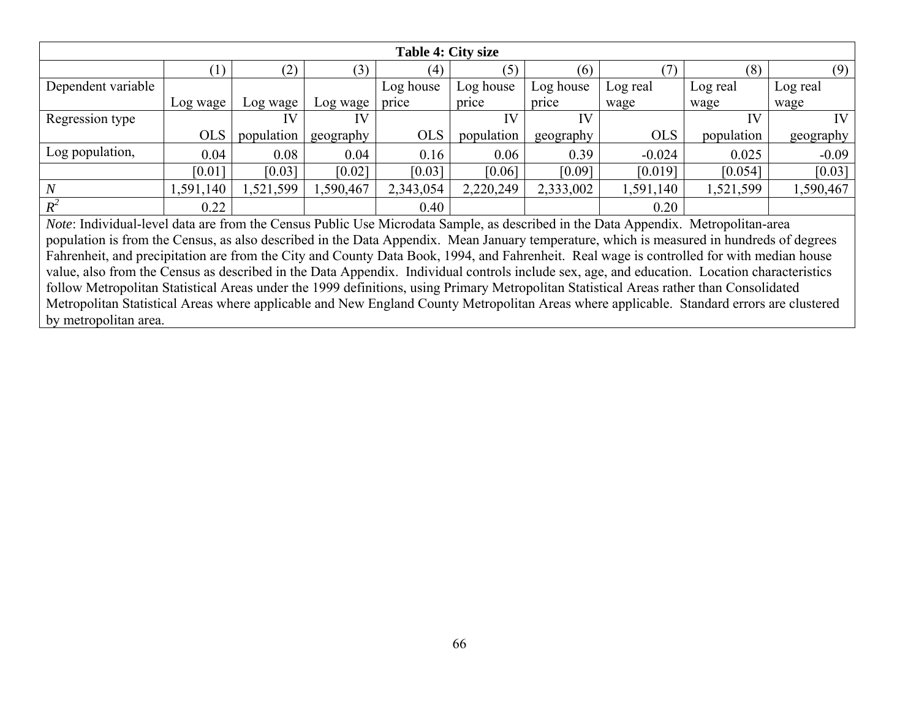**Table 4: City size**

| | (1) | (2) | (3) | (4) | (5) | (6) | (7) | (8) | (9) |
|---|---|---|---|---|---|---|---|---|---|
| Dependent variable | Log wage | Log wage | Log wage | Log house price | Log house price | Log house price | Log real wage | Log real wage | Log real wage |
| Regression type | OLS | IV population | IV geography | OLS | IV population | IV geography | OLS | IV population | IV geography |
| Log population, | 0.04 | 0.08 | 0.04 | 0.16 | 0.06 | 0.39 | -0.024 | 0.025 | -0.09 |
| | [0.01] | [0.03] | [0.02] | [0.03] | [0.06] | [0.09] | [0.019] | [0.054] | [0.03] |
| *N* | 1,591,140 | 1,521,599 | 1,590,467 | 2,343,054 | 2,220,249 | 2,333,002 | 1,591,140 | 1,521,599 | 1,590,467 |
| $R^2$ | 0.22 | | | 0.40 | | | 0.20 | | |

*Note*: Individual-level data are from the Census Public Use Microdata Sample, as described in the Data Appendix. Metropolitan-area population is from the Census, as also described in the Data Appendix. Mean January temperature, which is measured in hundreds of degrees Fahrenheit, and precipitation are from the City and County Data Book, 1994, and Fahrenheit. Real wage is controlled for with median house value, also from the Census as described in the Data Appendix. Individual controls include sex, age, and education. Location characteristics follow Metropolitan Statistical Areas under the 1999 definitions, using Primary Metropolitan Statistical Areas rather than Consolidated Metropolitan Statistical Areas where applicable and New England County Metropolitan Areas where applicable. Standard errors are clustered by metropolitan area.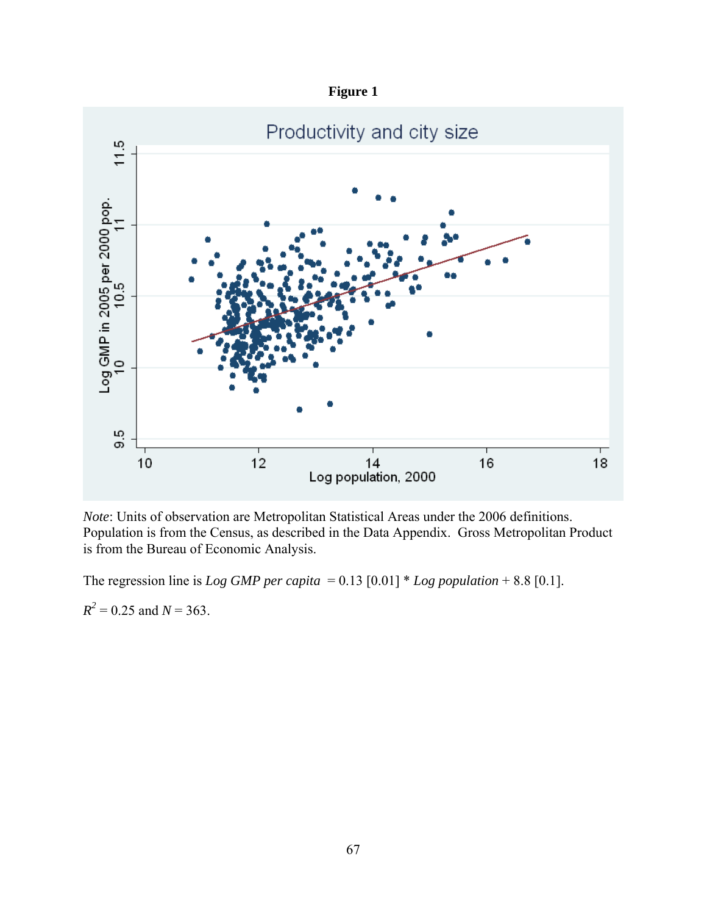**Figure 1**

*Note*: Units of observation are Metropolitan Statistical Areas under the 2006 definitions. Population is from the Census, as described in the Data Appendix. Gross Metropolitan Product is from the Bureau of Economic Analysis.

The regression line is *Log GMP per capita* = 0.13 [0.01] * *Log population* + 8.8 [0.1].

$R^2 = 0.25$ and $N = 363$.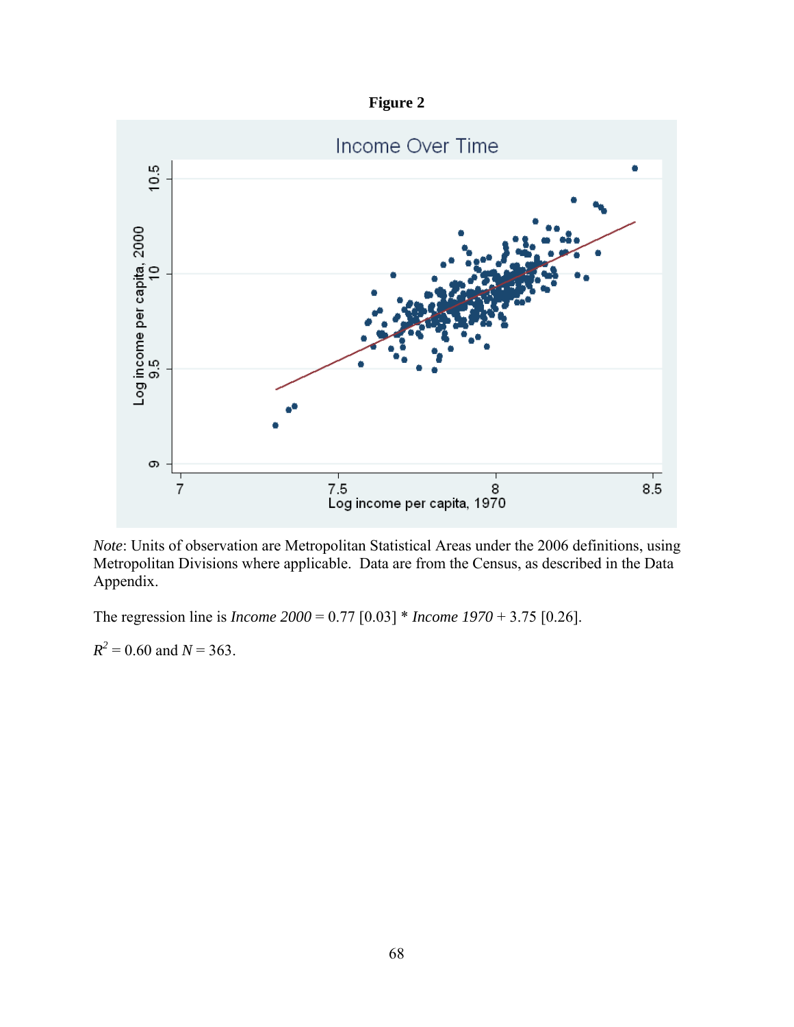**Figure 2**

*Note*: Units of observation are Metropolitan Statistical Areas under the 2006 definitions, using Metropolitan Divisions where applicable. Data are from the Census, as described in the Data Appendix.

The regression line is *Income 2000* = 0.77 [0.03] * *Income 1970* + 3.75 [0.26].

$R^2$ = 0.60 and $N$ = 363.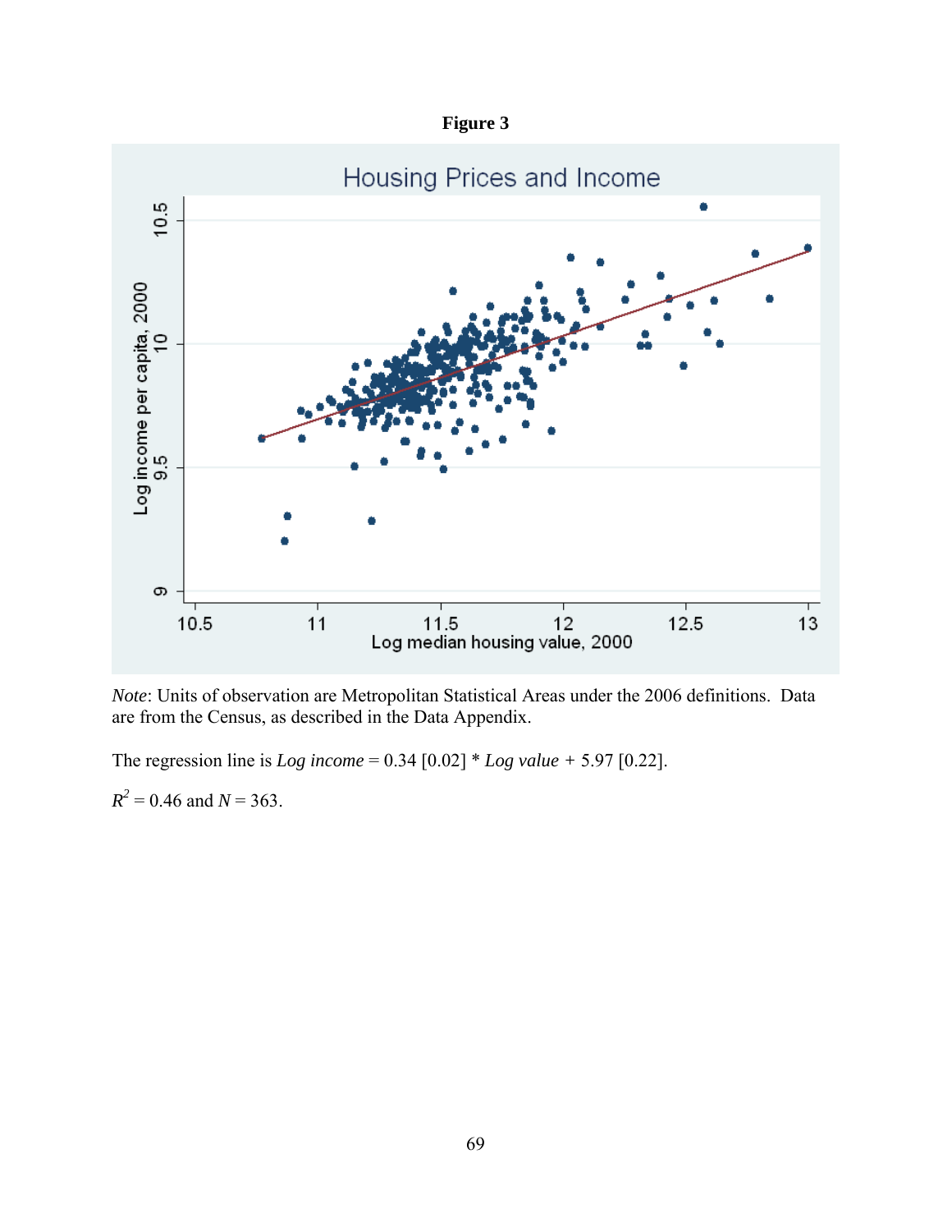**Figure 3**

*Note*: Units of observation are Metropolitan Statistical Areas under the 2006 definitions. Data are from the Census, as described in the Data Appendix.

The regression line is *Log income* = 0.34 [0.02] * *Log value* + 5.97 [0.22].

$R^2 = 0.46$ and $N = 363$.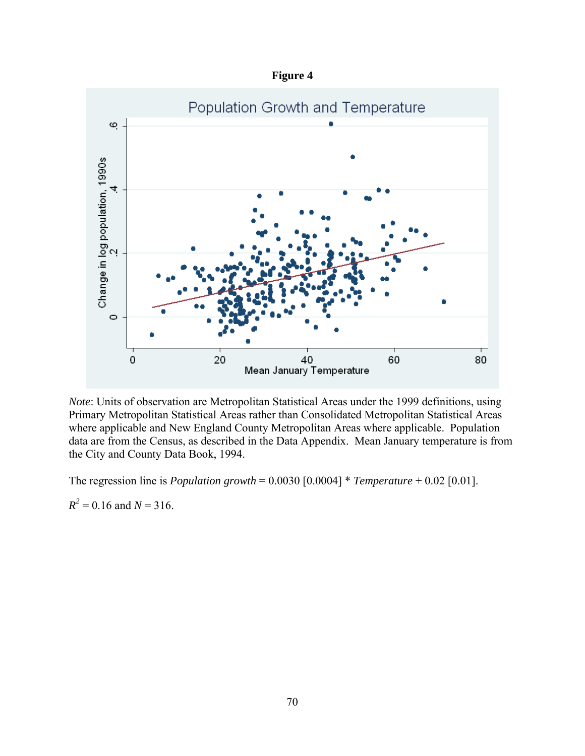**Figure 4**

Population Growth and Temperature

*Note*: Units of observation are Metropolitan Statistical Areas under the 1999 definitions, using Primary Metropolitan Statistical Areas rather than Consolidated Metropolitan Statistical Areas where applicable and New England County Metropolitan Areas where applicable. Population data are from the Census, as described in the Data Appendix. Mean January temperature is from the City and County Data Book, 1994.

The regression line is *Population growth* = 0.0030 [0.0004] * *Temperature* + 0.02 [0.01].

$R^2 = 0.16$ and $N = 316$.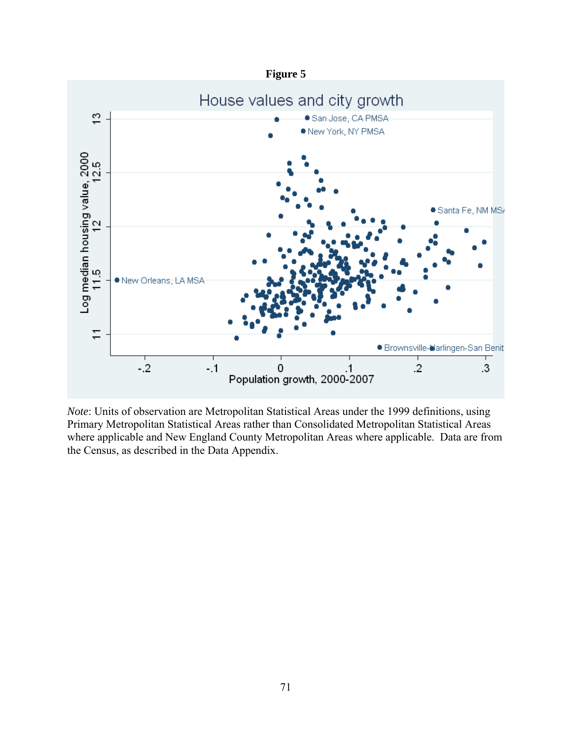**Figure 5**

**Note**: Units of observation are Metropolitan Statistical Areas under the 1999 definitions, using Primary Metropolitan Statistical Areas rather than Consolidated Metropolitan Statistical Areas where applicable and New England County Metropolitan Areas where applicable. Data are from the Census, as described in the Data Appendix.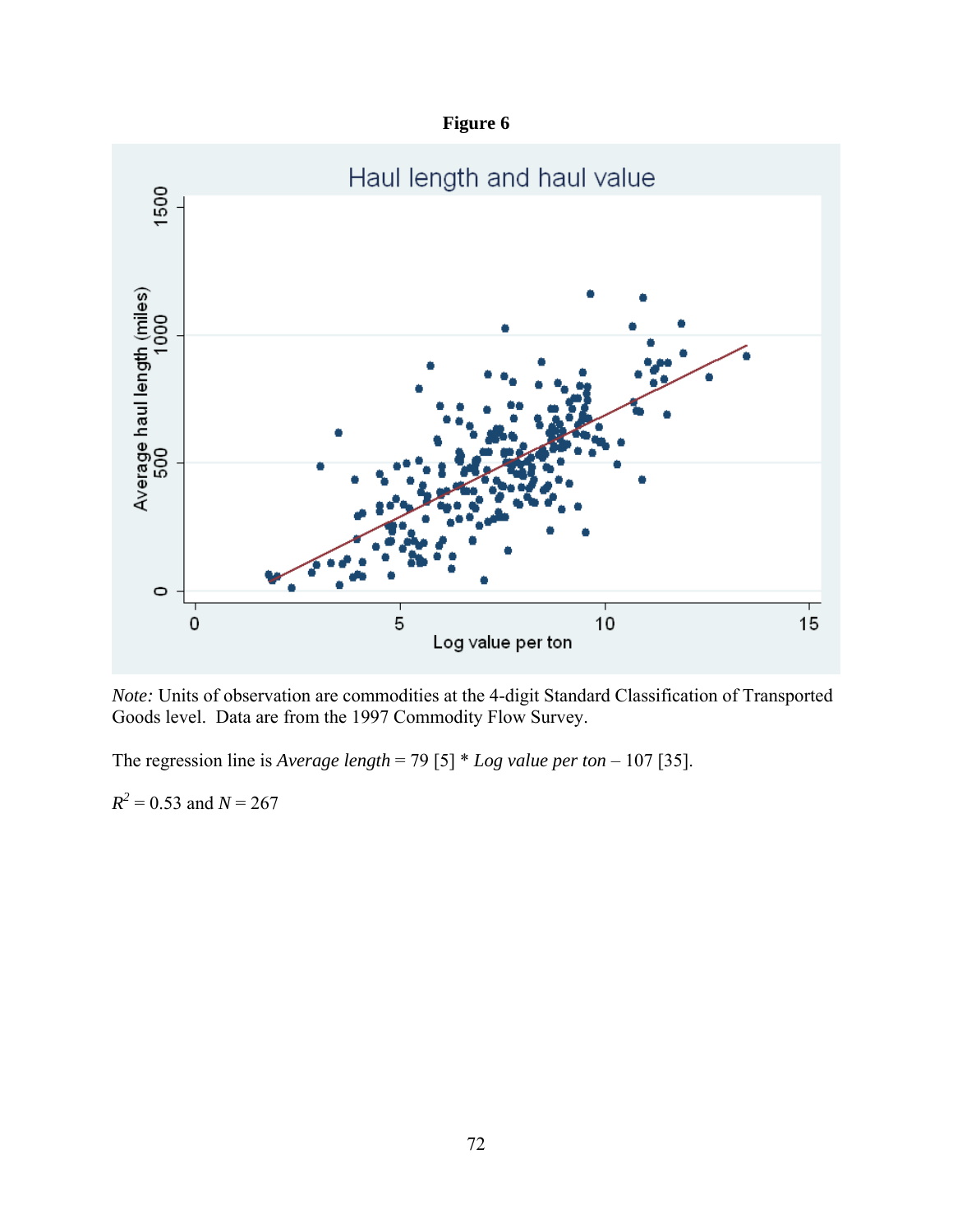**Figure 6**

*Note:* Units of observation are commodities at the 4-digit Standard Classification of Transported Goods level. Data are from the 1997 Commodity Flow Survey.

The regression line is *Average length* = 79 [5] * *Log value per ton* – 107 [35].

$R^2$ = 0.53 and $N$ = 267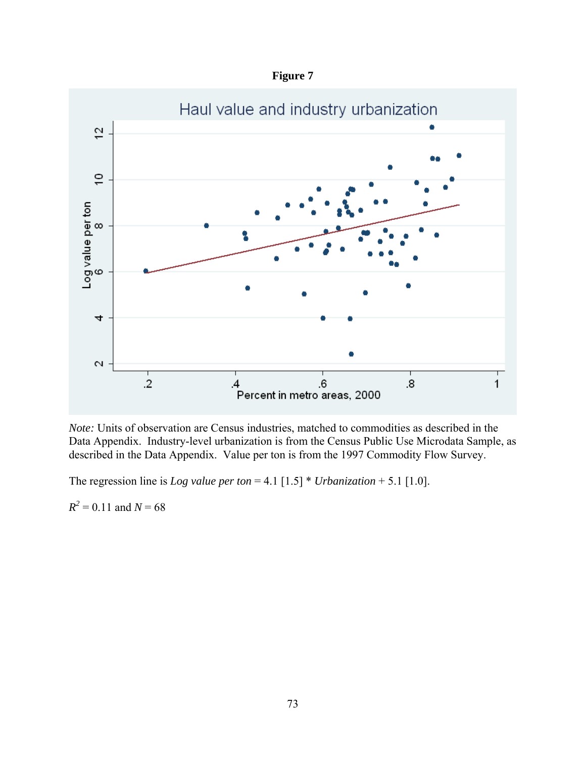**Figure 7**

Haul value and industry urbanization

*Note:* Units of observation are Census industries, matched to commodities as described in the Data Appendix. Industry-level urbanization is from the Census Public Use Microdata Sample, as described in the Data Appendix. Value per ton is from the 1997 Commodity Flow Survey.

The regression line is *Log value per ton* = 4.1 [1.5] * *Urbanization* + 5.1 [1.0].

$R^2 = 0.11$ and $N = 68$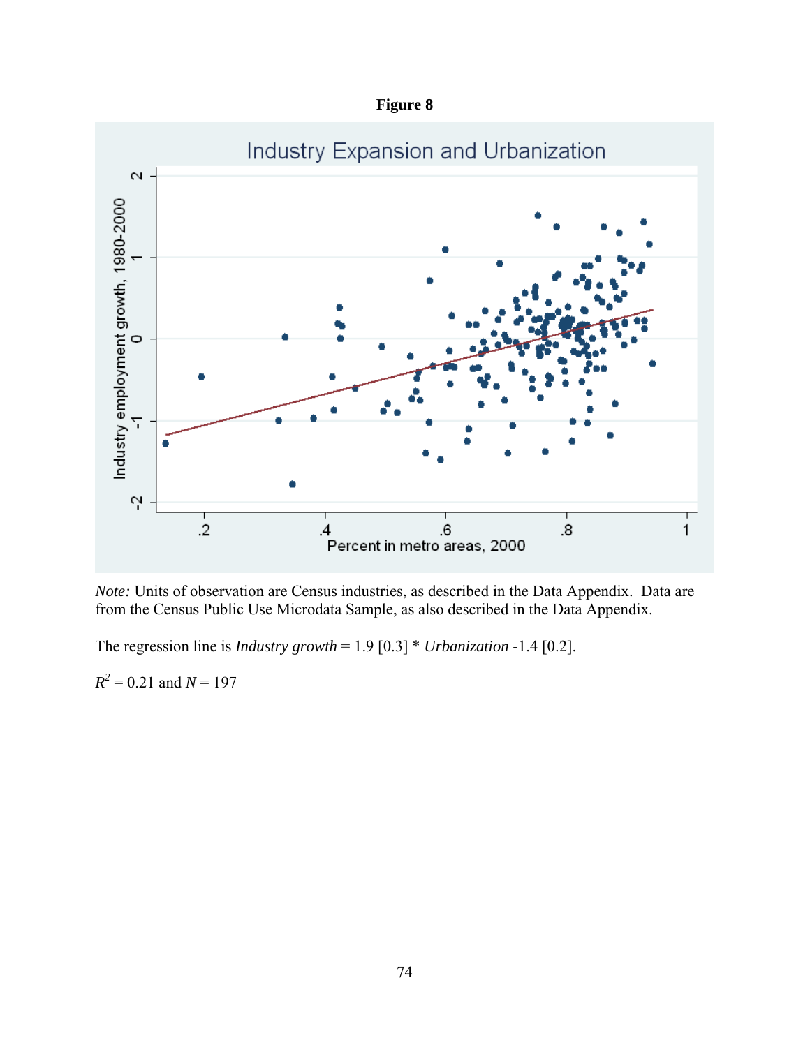**Figure 8**

*Note:* Units of observation are Census industries, as described in the Data Appendix. Data are from the Census Public Use Microdata Sample, as also described in the Data Appendix.

The regression line is *Industry growth* = 1.9 [0.3] * *Urbanization* -1.4 [0.2].

$R^2 = 0.21$ and $N = 197$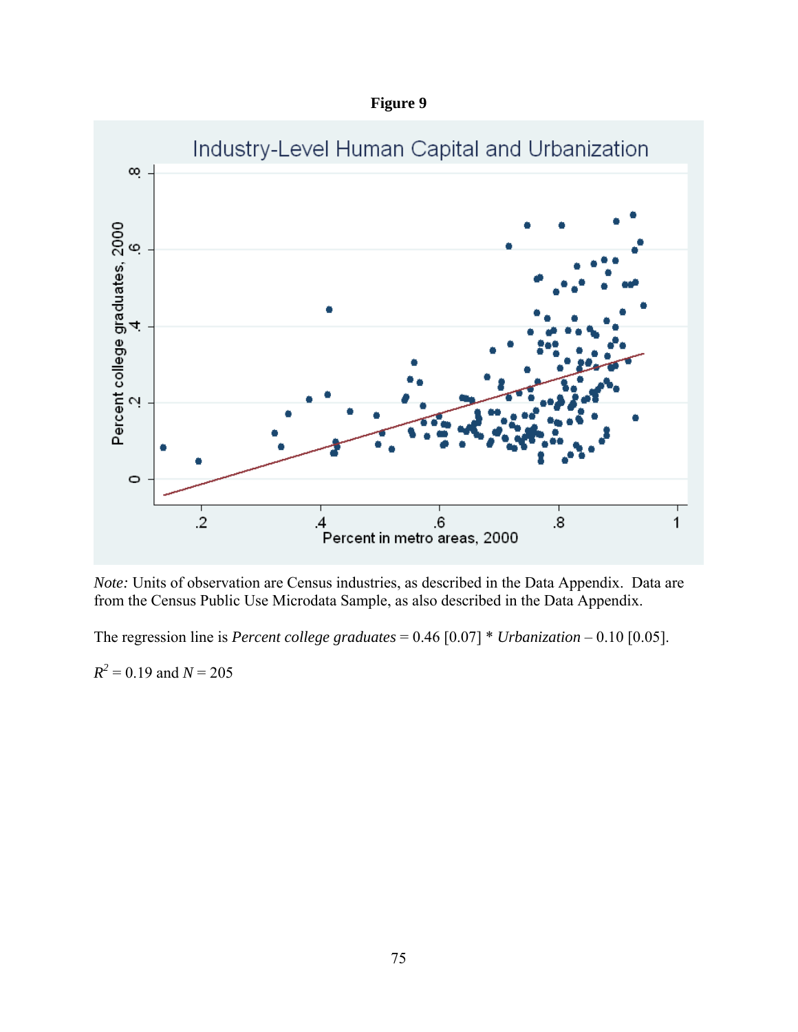**Figure 9**

Industry-Level Human Capital and Urbanization

*Note:* Units of observation are Census industries, as described in the Data Appendix. Data are from the Census Public Use Microdata Sample, as also described in the Data Appendix.

The regression line is *Percent college graduates* = 0.46 [0.07] * *Urbanization* – 0.10 [0.05].

$R^2$ = 0.19 and $N$ = 205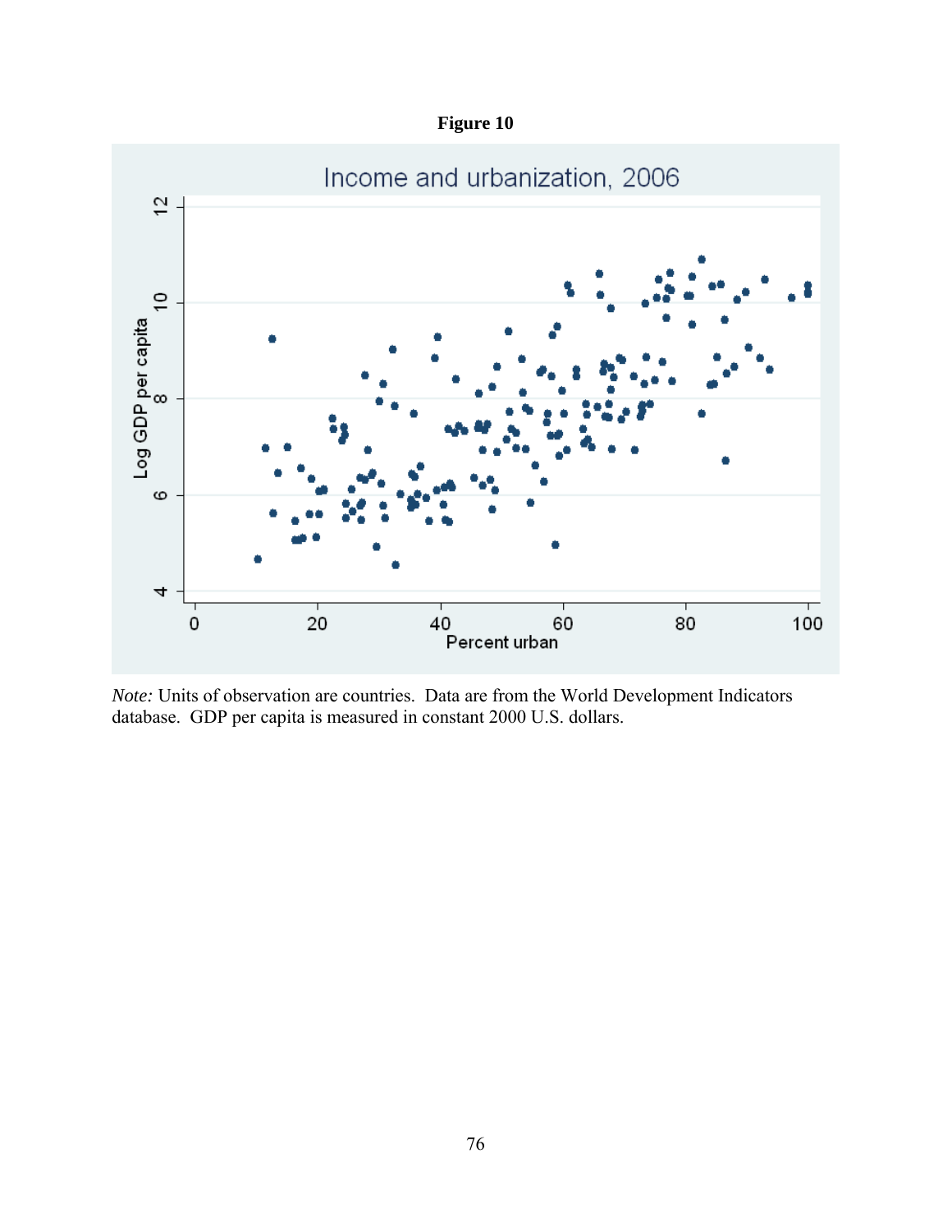**Figure 10**

Income and urbanization, 2006

Log GDP per capita

12

10

8

6

4

0

20

40

60

80

100

Percent urban

*Note:* Units of observation are countries. Data are from the World Development Indicators database. GDP per capita is measured in constant 2000 U.S. dollars.